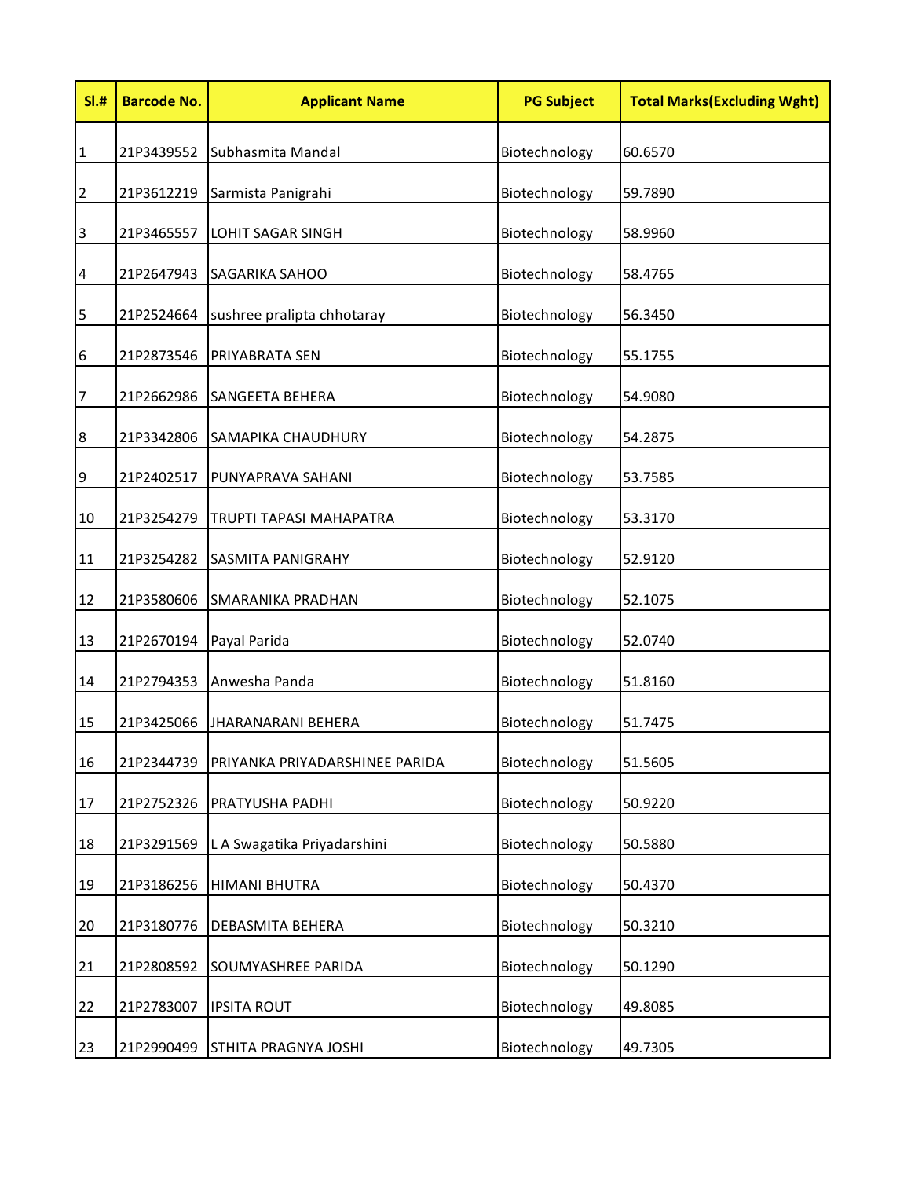| Sl.# | Barcode No. | Applicant Name | PG Subject | Total Marks(Excluding Wght) |
|---|---|---|---|---|
| 1 | 21P3439552 | Subhasmita Mandal | Biotechnology | 60.6570 |
| 2 | 21P3612219 | Sarmista Panigrahi | Biotechnology | 59.7890 |
| 3 | 21P3465557 | LOHIT SAGAR SINGH | Biotechnology | 58.9960 |
| 4 | 21P2647943 | SAGARIKA SAHOO | Biotechnology | 58.4765 |
| 5 | 21P2524664 | sushree pralipta chhotaray | Biotechnology | 56.3450 |
| 6 | 21P2873546 | PRIYABRATA SEN | Biotechnology | 55.1755 |
| 7 | 21P2662986 | SANGEETA BEHERA | Biotechnology | 54.9080 |
| 8 | 21P3342806 | SAMAPIKA CHAUDHURY | Biotechnology | 54.2875 |
| 9 | 21P2402517 | PUNYAPRAVA SAHANI | Biotechnology | 53.7585 |
| 10 | 21P3254279 | TRUPTI TAPASI MAHAPATRA | Biotechnology | 53.3170 |
| 11 | 21P3254282 | SASMITA PANIGRAHY | Biotechnology | 52.9120 |
| 12 | 21P3580606 | SMARANIKA PRADHAN | Biotechnology | 52.1075 |
| 13 | 21P2670194 | Payal Parida | Biotechnology | 52.0740 |
| 14 | 21P2794353 | Anwesha Panda | Biotechnology | 51.8160 |
| 15 | 21P3425066 | JHARANARANI BEHERA | Biotechnology | 51.7475 |
| 16 | 21P2344739 | PRIYANKA PRIYADARSHINEE PARIDA | Biotechnology | 51.5605 |
| 17 | 21P2752326 | PRATYUSHA PADHI | Biotechnology | 50.9220 |
| 18 | 21P3291569 | L A Swagatika Priyadarshini | Biotechnology | 50.5880 |
| 19 | 21P3186256 | HIMANI BHUTRA | Biotechnology | 50.4370 |
| 20 | 21P3180776 | DEBASMITA BEHERA | Biotechnology | 50.3210 |
| 21 | 21P2808592 | SOUMYASHREE PARIDA | Biotechnology | 50.1290 |
| 22 | 21P2783007 | IPSITA ROUT | Biotechnology | 49.8085 |
| 23 | 21P2990499 | STHITA PRAGNYA JOSHI | Biotechnology | 49.7305 |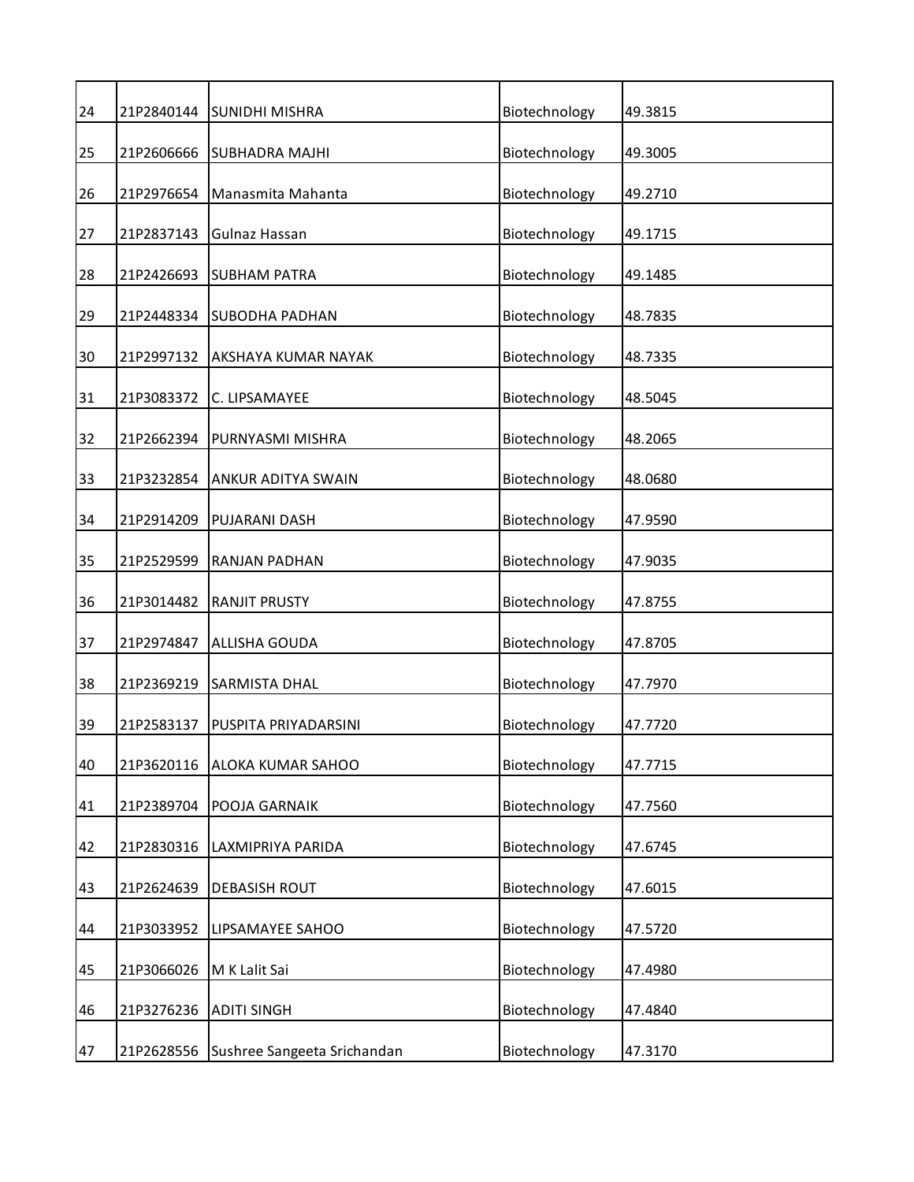| | | | | |
|---|---|---|---|---|
| 24 | 21P2840144 | SUNIDHI MISHRA | Biotechnology | 49.3815 |
| 25 | 21P2606666 | SUBHADRA MAJHI | Biotechnology | 49.3005 |
| 26 | 21P2976654 | Manasmita Mahanta | Biotechnology | 49.2710 |
| 27 | 21P2837143 | Gulnaz Hassan | Biotechnology | 49.1715 |
| 28 | 21P2426693 | SUBHAM PATRA | Biotechnology | 49.1485 |
| 29 | 21P2448334 | SUBODHA PADHAN | Biotechnology | 48.7835 |
| 30 | 21P2997132 | AKSHAYA KUMAR NAYAK | Biotechnology | 48.7335 |
| 31 | 21P3083372 | C. LIPSAMAYEE | Biotechnology | 48.5045 |
| 32 | 21P2662394 | PURNYASMI MISHRA | Biotechnology | 48.2065 |
| 33 | 21P3232854 | ANKUR ADITYA SWAIN | Biotechnology | 48.0680 |
| 34 | 21P2914209 | PUJARANI DASH | Biotechnology | 47.9590 |
| 35 | 21P2529599 | RANJAN PADHAN | Biotechnology | 47.9035 |
| 36 | 21P3014482 | RANJIT PRUSTY | Biotechnology | 47.8755 |
| 37 | 21P2974847 | ALLISHA GOUDA | Biotechnology | 47.8705 |
| 38 | 21P2369219 | SARMISTA DHAL | Biotechnology | 47.7970 |
| 39 | 21P2583137 | PUSPITA PRIYADARSINI | Biotechnology | 47.7720 |
| 40 | 21P3620116 | ALOKA KUMAR SAHOO | Biotechnology | 47.7715 |
| 41 | 21P2389704 | POOJA GARNAIK | Biotechnology | 47.7560 |
| 42 | 21P2830316 | LAXMIPRIYA PARIDA | Biotechnology | 47.6745 |
| 43 | 21P2624639 | DEBASISH ROUT | Biotechnology | 47.6015 |
| 44 | 21P3033952 | LIPSAMAYEE SAHOO | Biotechnology | 47.5720 |
| 45 | 21P3066026 | M K Lalit Sai | Biotechnology | 47.4980 |
| 46 | 21P3276236 | ADITI SINGH | Biotechnology | 47.4840 |
| 47 | 21P2628556 | Sushree Sangeeta Srichandan | Biotechnology | 47.3170 |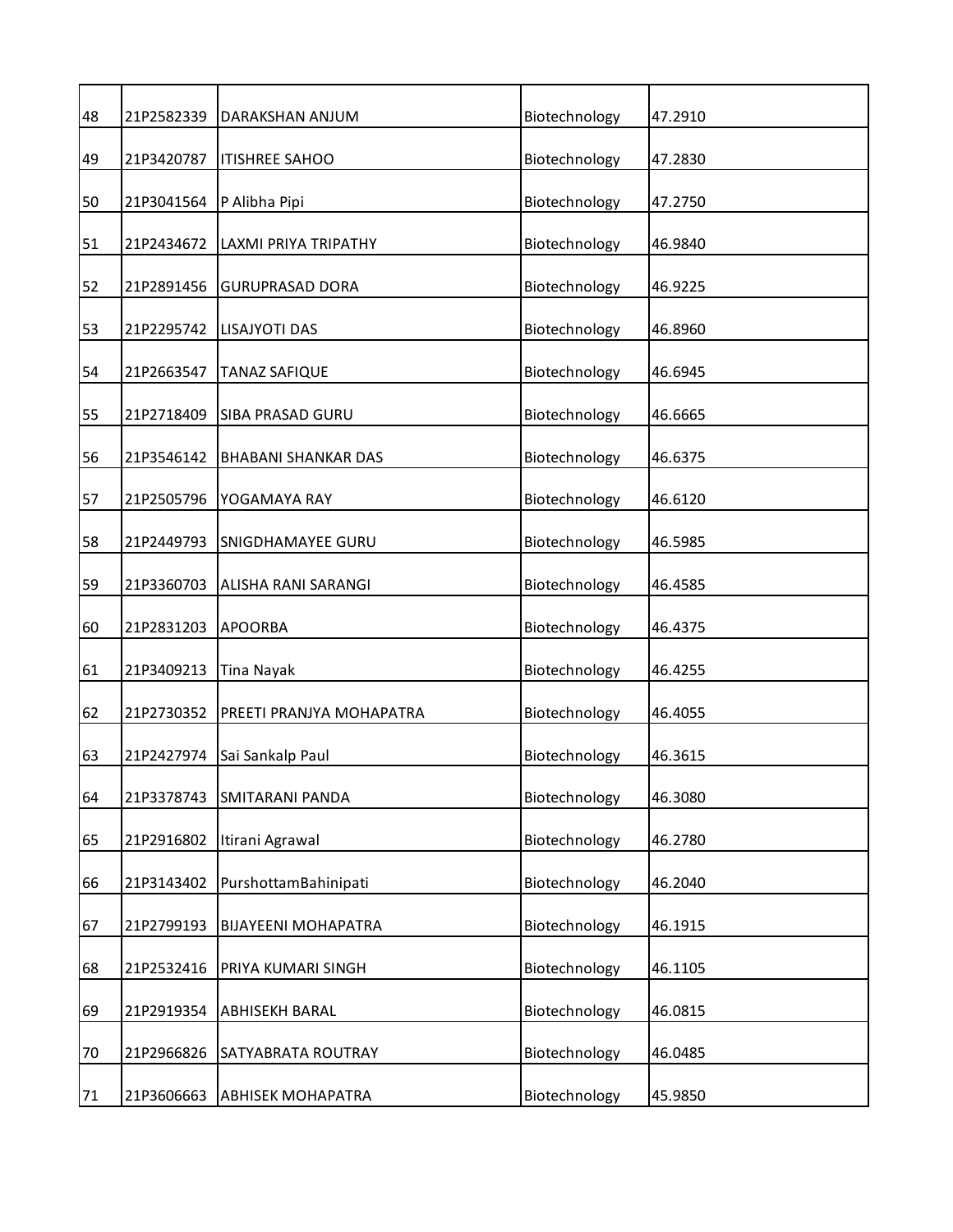| 48 | 21P2582339 | DARAKSHAN ANJUM | Biotechnology | 47.2910 |
|---|---|---|---|---|
| 49 | 21P3420787 | ITISHREE SAHOO | Biotechnology | 47.2830 |
| 50 | 21P3041564 | P Alibha Pipi | Biotechnology | 47.2750 |
| 51 | 21P2434672 | LAXMI PRIYA TRIPATHY | Biotechnology | 46.9840 |
| 52 | 21P2891456 | GURUPRASAD DORA | Biotechnology | 46.9225 |
| 53 | 21P2295742 | LISAJYOTI DAS | Biotechnology | 46.8960 |
| 54 | 21P2663547 | TANAZ SAFIQUE | Biotechnology | 46.6945 |
| 55 | 21P2718409 | SIBA PRASAD GURU | Biotechnology | 46.6665 |
| 56 | 21P3546142 | BHABANI SHANKAR DAS | Biotechnology | 46.6375 |
| 57 | 21P2505796 | YOGAMAYA RAY | Biotechnology | 46.6120 |
| 58 | 21P2449793 | SNIGDHAMAYEE GURU | Biotechnology | 46.5985 |
| 59 | 21P3360703 | ALISHA RANI SARANGI | Biotechnology | 46.4585 |
| 60 | 21P2831203 | APOORBA | Biotechnology | 46.4375 |
| 61 | 21P3409213 | Tina Nayak | Biotechnology | 46.4255 |
| 62 | 21P2730352 | PREETI PRANJYA MOHAPATRA | Biotechnology | 46.4055 |
| 63 | 21P2427974 | Sai Sankalp Paul | Biotechnology | 46.3615 |
| 64 | 21P3378743 | SMITARANI PANDA | Biotechnology | 46.3080 |
| 65 | 21P2916802 | Itirani Agrawal | Biotechnology | 46.2780 |
| 66 | 21P3143402 | PurshottamBahinipati | Biotechnology | 46.2040 |
| 67 | 21P2799193 | BIJAYEENI MOHAPATRA | Biotechnology | 46.1915 |
| 68 | 21P2532416 | PRIYA KUMARI SINGH | Biotechnology | 46.1105 |
| 69 | 21P2919354 | ABHISEKH BARAL | Biotechnology | 46.0815 |
| 70 | 21P2966826 | SATYABRATA ROUTRAY | Biotechnology | 46.0485 |
| 71 | 21P3606663 | ABHISEK MOHAPATRA | Biotechnology | 45.9850 |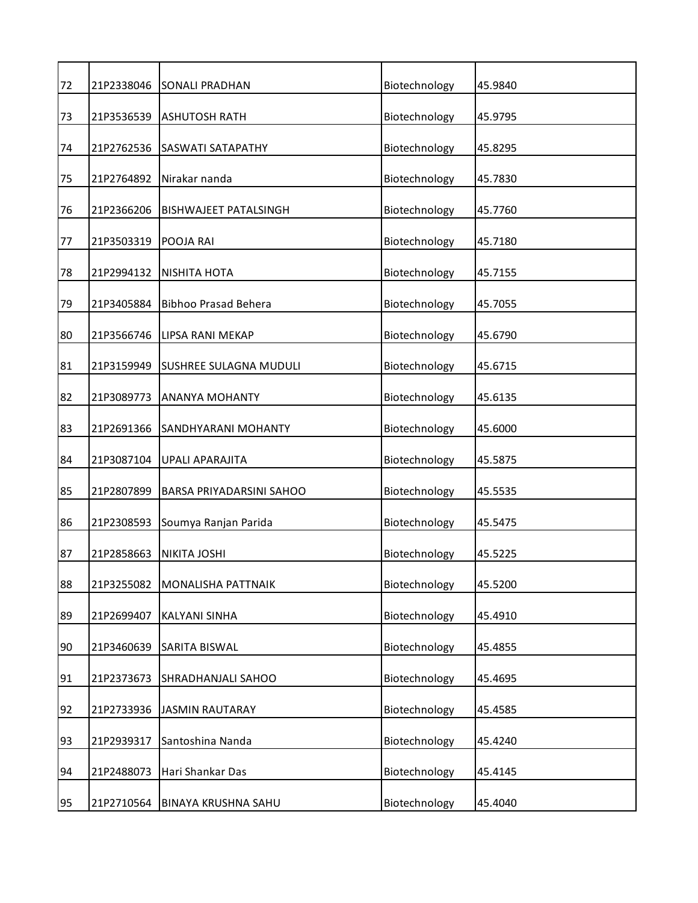| 72 | 21P2338046 | SONALI PRADHAN | Biotechnology | 45.9840 |
|---|---|---|---|---|
| 73 | 21P3536539 | ASHUTOSH RATH | Biotechnology | 45.9795 |
| 74 | 21P2762536 | SASWATI SATAPATHY | Biotechnology | 45.8295 |
| 75 | 21P2764892 | Nirakar nanda | Biotechnology | 45.7830 |
| 76 | 21P2366206 | BISHWAJEET PATALSINGH | Biotechnology | 45.7760 |
| 77 | 21P3503319 | POOJA RAI | Biotechnology | 45.7180 |
| 78 | 21P2994132 | NISHITA HOTA | Biotechnology | 45.7155 |
| 79 | 21P3405884 | Bibhoo Prasad Behera | Biotechnology | 45.7055 |
| 80 | 21P3566746 | LIPSA RANI MEKAP | Biotechnology | 45.6790 |
| 81 | 21P3159949 | SUSHREE SULAGNA MUDULI | Biotechnology | 45.6715 |
| 82 | 21P3089773 | ANANYA MOHANTY | Biotechnology | 45.6135 |
| 83 | 21P2691366 | SANDHYARANI MOHANTY | Biotechnology | 45.6000 |
| 84 | 21P3087104 | UPALI APARAJITA | Biotechnology | 45.5875 |
| 85 | 21P2807899 | BARSA PRIYADARSINI SAHOO | Biotechnology | 45.5535 |
| 86 | 21P2308593 | Soumya Ranjan Parida | Biotechnology | 45.5475 |
| 87 | 21P2858663 | NIKITA JOSHI | Biotechnology | 45.5225 |
| 88 | 21P3255082 | MONALISHA PATTNAIK | Biotechnology | 45.5200 |
| 89 | 21P2699407 | KALYANI SINHA | Biotechnology | 45.4910 |
| 90 | 21P3460639 | SARITA BISWAL | Biotechnology | 45.4855 |
| 91 | 21P2373673 | SHRADHANJALI SAHOO | Biotechnology | 45.4695 |
| 92 | 21P2733936 | JASMIN RAUTARAY | Biotechnology | 45.4585 |
| 93 | 21P2939317 | Santoshina Nanda | Biotechnology | 45.4240 |
| 94 | 21P2488073 | Hari Shankar Das | Biotechnology | 45.4145 |
| 95 | 21P2710564 | BINAYA KRUSHNA SAHU | Biotechnology | 45.4040 |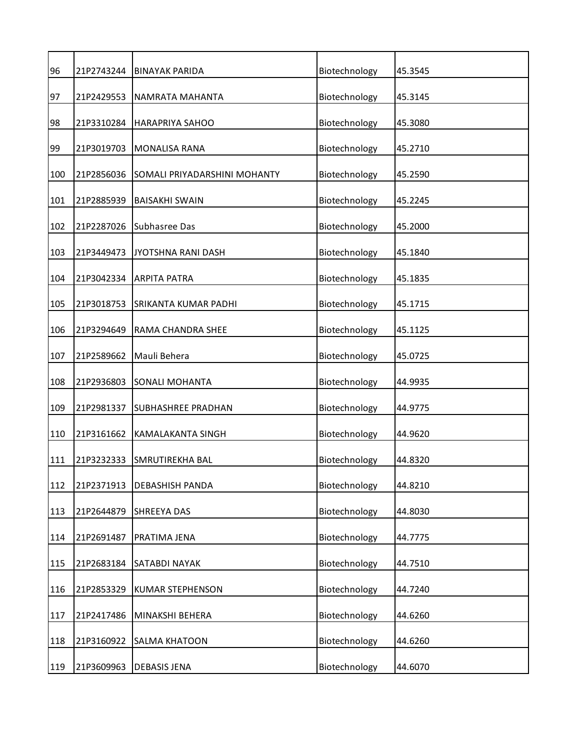| 96 | 21P2743244 | BINAYAK PARIDA | Biotechnology | 45.3545 |
|---|---|---|---|---|
| 97 | 21P2429553 | NAMRATA MAHANTA | Biotechnology | 45.3145 |
| 98 | 21P3310284 | HARAPRIYA SAHOO | Biotechnology | 45.3080 |
| 99 | 21P3019703 | MONALISA RANA | Biotechnology | 45.2710 |
| 100 | 21P2856036 | SOMALI PRIYADARSHINI MOHANTY | Biotechnology | 45.2590 |
| 101 | 21P2885939 | BAISAKHI SWAIN | Biotechnology | 45.2245 |
| 102 | 21P2287026 | Subhasree Das | Biotechnology | 45.2000 |
| 103 | 21P3449473 | JYOTSHNA RANI DASH | Biotechnology | 45.1840 |
| 104 | 21P3042334 | ARPITA PATRA | Biotechnology | 45.1835 |
| 105 | 21P3018753 | SRIKANTA KUMAR PADHI | Biotechnology | 45.1715 |
| 106 | 21P3294649 | RAMA CHANDRA SHEE | Biotechnology | 45.1125 |
| 107 | 21P2589662 | Mauli Behera | Biotechnology | 45.0725 |
| 108 | 21P2936803 | SONALI MOHANTA | Biotechnology | 44.9935 |
| 109 | 21P2981337 | SUBHASHREE PRADHAN | Biotechnology | 44.9775 |
| 110 | 21P3161662 | KAMALAKANTA SINGH | Biotechnology | 44.9620 |
| 111 | 21P3232333 | SMRUTIREKHA BAL | Biotechnology | 44.8320 |
| 112 | 21P2371913 | DEBASHISH PANDA | Biotechnology | 44.8210 |
| 113 | 21P2644879 | SHREEYA DAS | Biotechnology | 44.8030 |
| 114 | 21P2691487 | PRATIMA JENA | Biotechnology | 44.7775 |
| 115 | 21P2683184 | SATABDI NAYAK | Biotechnology | 44.7510 |
| 116 | 21P2853329 | KUMAR STEPHENSON | Biotechnology | 44.7240 |
| 117 | 21P2417486 | MINAKSHI BEHERA | Biotechnology | 44.6260 |
| 118 | 21P3160922 | SALMA KHATOON | Biotechnology | 44.6260 |
| 119 | 21P3609963 | DEBASIS JENA | Biotechnology | 44.6070 |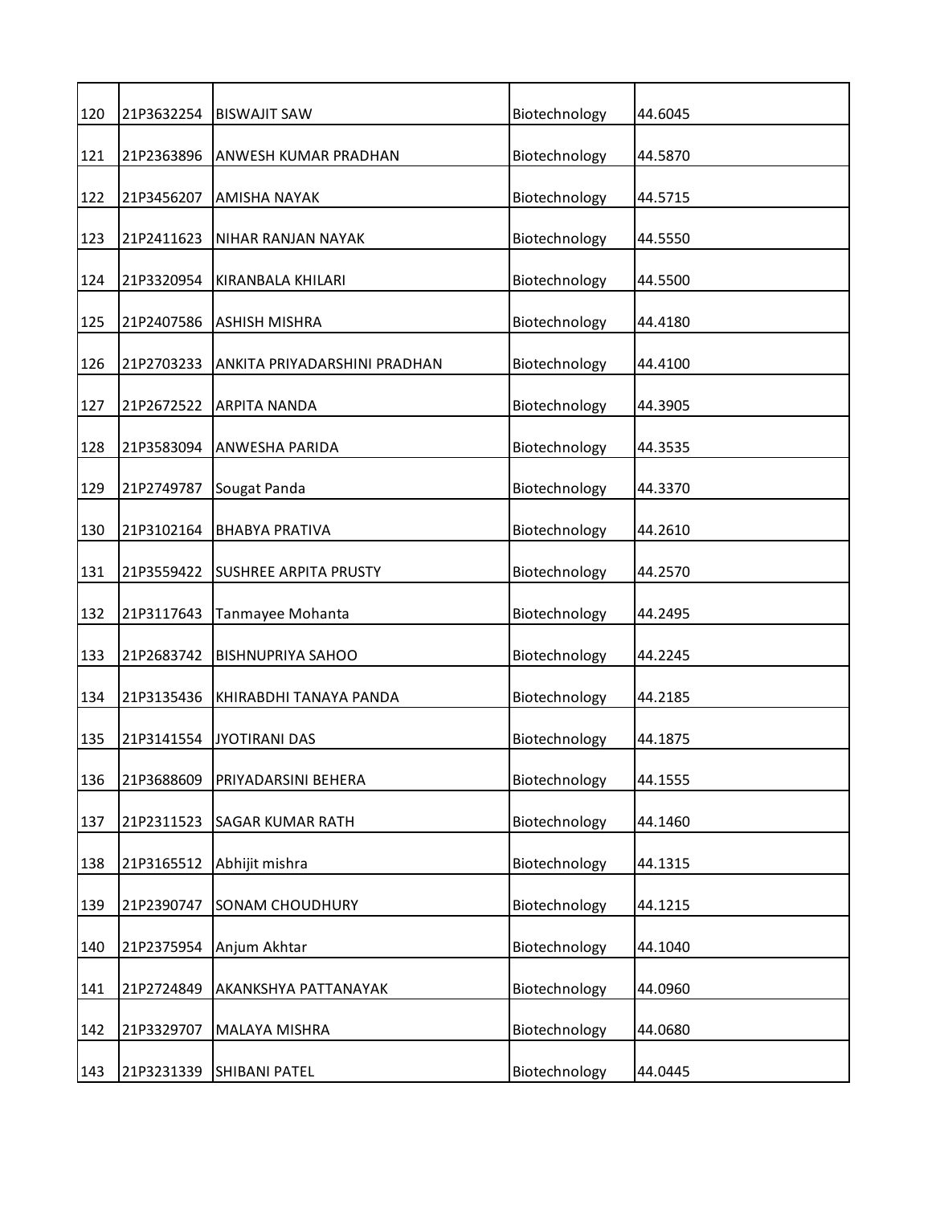| | | | | |
|---|---|---|---|---|
| 120 | 21P3632254 | BISWAJIT SAW | Biotechnology | 44.6045 |
| 121 | 21P2363896 | ANWESH KUMAR PRADHAN | Biotechnology | 44.5870 |
| 122 | 21P3456207 | AMISHA NAYAK | Biotechnology | 44.5715 |
| 123 | 21P2411623 | NIHAR RANJAN NAYAK | Biotechnology | 44.5550 |
| 124 | 21P3320954 | KIRANBALA KHILARI | Biotechnology | 44.5500 |
| 125 | 21P2407586 | ASHISH MISHRA | Biotechnology | 44.4180 |
| 126 | 21P2703233 | ANKITA PRIYADARSHINI PRADHAN | Biotechnology | 44.4100 |
| 127 | 21P2672522 | ARPITA NANDA | Biotechnology | 44.3905 |
| 128 | 21P3583094 | ANWESHA PARIDA | Biotechnology | 44.3535 |
| 129 | 21P2749787 | Sougat Panda | Biotechnology | 44.3370 |
| 130 | 21P3102164 | BHABYA PRATIVA | Biotechnology | 44.2610 |
| 131 | 21P3559422 | SUSHREE ARPITA PRUSTY | Biotechnology | 44.2570 |
| 132 | 21P3117643 | Tanmayee Mohanta | Biotechnology | 44.2495 |
| 133 | 21P2683742 | BISHNUPRIYA SAHOO | Biotechnology | 44.2245 |
| 134 | 21P3135436 | KHIRABDHI TANAYA PANDA | Biotechnology | 44.2185 |
| 135 | 21P3141554 | JYOTIRANI DAS | Biotechnology | 44.1875 |
| 136 | 21P3688609 | PRIYADARSINI BEHERA | Biotechnology | 44.1555 |
| 137 | 21P2311523 | SAGAR KUMAR RATH | Biotechnology | 44.1460 |
| 138 | 21P3165512 | Abhijit mishra | Biotechnology | 44.1315 |
| 139 | 21P2390747 | SONAM CHOUDHURY | Biotechnology | 44.1215 |
| 140 | 21P2375954 | Anjum Akhtar | Biotechnology | 44.1040 |
| 141 | 21P2724849 | AKANKSHYA PATTANAYAK | Biotechnology | 44.0960 |
| 142 | 21P3329707 | MALAYA MISHRA | Biotechnology | 44.0680 |
| 143 | 21P3231339 | SHIBANI PATEL | Biotechnology | 44.0445 |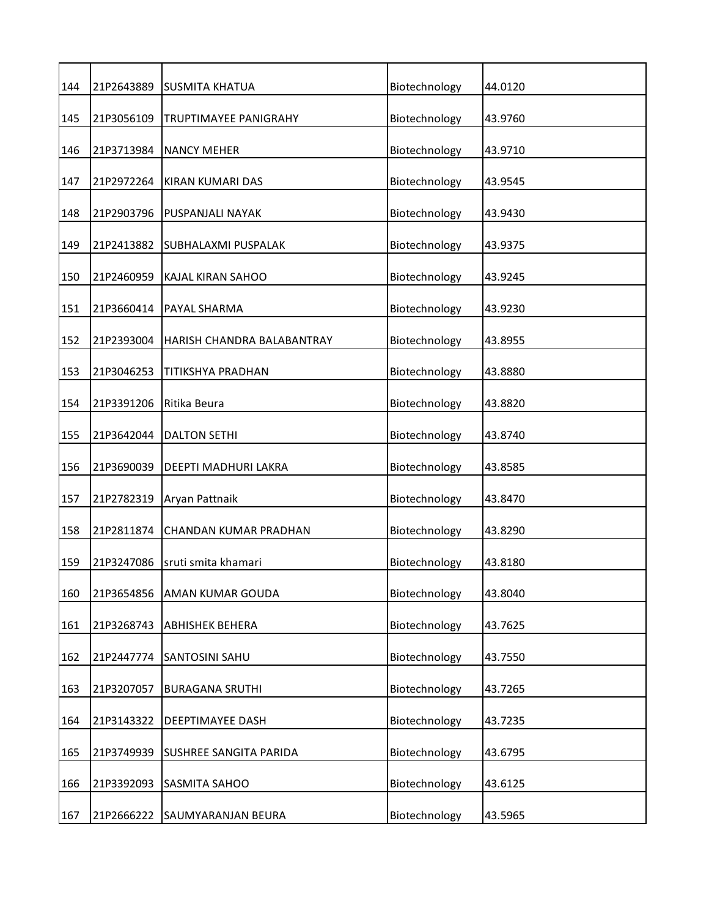| | | | | |
|---|---|---|---|---|
| 144 | 21P2643889 | SUSMITA KHATUA | Biotechnology | 44.0120 |
| 145 | 21P3056109 | TRUPTIMAYEE PANIGRAHY | Biotechnology | 43.9760 |
| 146 | 21P3713984 | NANCY MEHER | Biotechnology | 43.9710 |
| 147 | 21P2972264 | KIRAN KUMARI DAS | Biotechnology | 43.9545 |
| 148 | 21P2903796 | PUSPANJALI NAYAK | Biotechnology | 43.9430 |
| 149 | 21P2413882 | SUBHALAXMI PUSPALAK | Biotechnology | 43.9375 |
| 150 | 21P2460959 | KAJAL KIRAN SAHOO | Biotechnology | 43.9245 |
| 151 | 21P3660414 | PAYAL SHARMA | Biotechnology | 43.9230 |
| 152 | 21P2393004 | HARISH CHANDRA BALABANTRAY | Biotechnology | 43.8955 |
| 153 | 21P3046253 | TITIKSHYA PRADHAN | Biotechnology | 43.8880 |
| 154 | 21P3391206 | Ritika Beura | Biotechnology | 43.8820 |
| 155 | 21P3642044 | DALTON SETHI | Biotechnology | 43.8740 |
| 156 | 21P3690039 | DEEPTI MADHURI LAKRA | Biotechnology | 43.8585 |
| 157 | 21P2782319 | Aryan Pattnaik | Biotechnology | 43.8470 |
| 158 | 21P2811874 | CHANDAN KUMAR PRADHAN | Biotechnology | 43.8290 |
| 159 | 21P3247086 | sruti smita khamari | Biotechnology | 43.8180 |
| 160 | 21P3654856 | AMAN KUMAR GOUDA | Biotechnology | 43.8040 |
| 161 | 21P3268743 | ABHISHEK BEHERA | Biotechnology | 43.7625 |
| 162 | 21P2447774 | SANTOSINI SAHU | Biotechnology | 43.7550 |
| 163 | 21P3207057 | BURAGANA SRUTHI | Biotechnology | 43.7265 |
| 164 | 21P3143322 | DEEPTIMAYEE DASH | Biotechnology | 43.7235 |
| 165 | 21P3749939 | SUSHREE SANGITA PARIDA | Biotechnology | 43.6795 |
| 166 | 21P3392093 | SASMITA SAHOO | Biotechnology | 43.6125 |
| 167 | 21P2666222 | SAUMYARANJAN BEURA | Biotechnology | 43.5965 |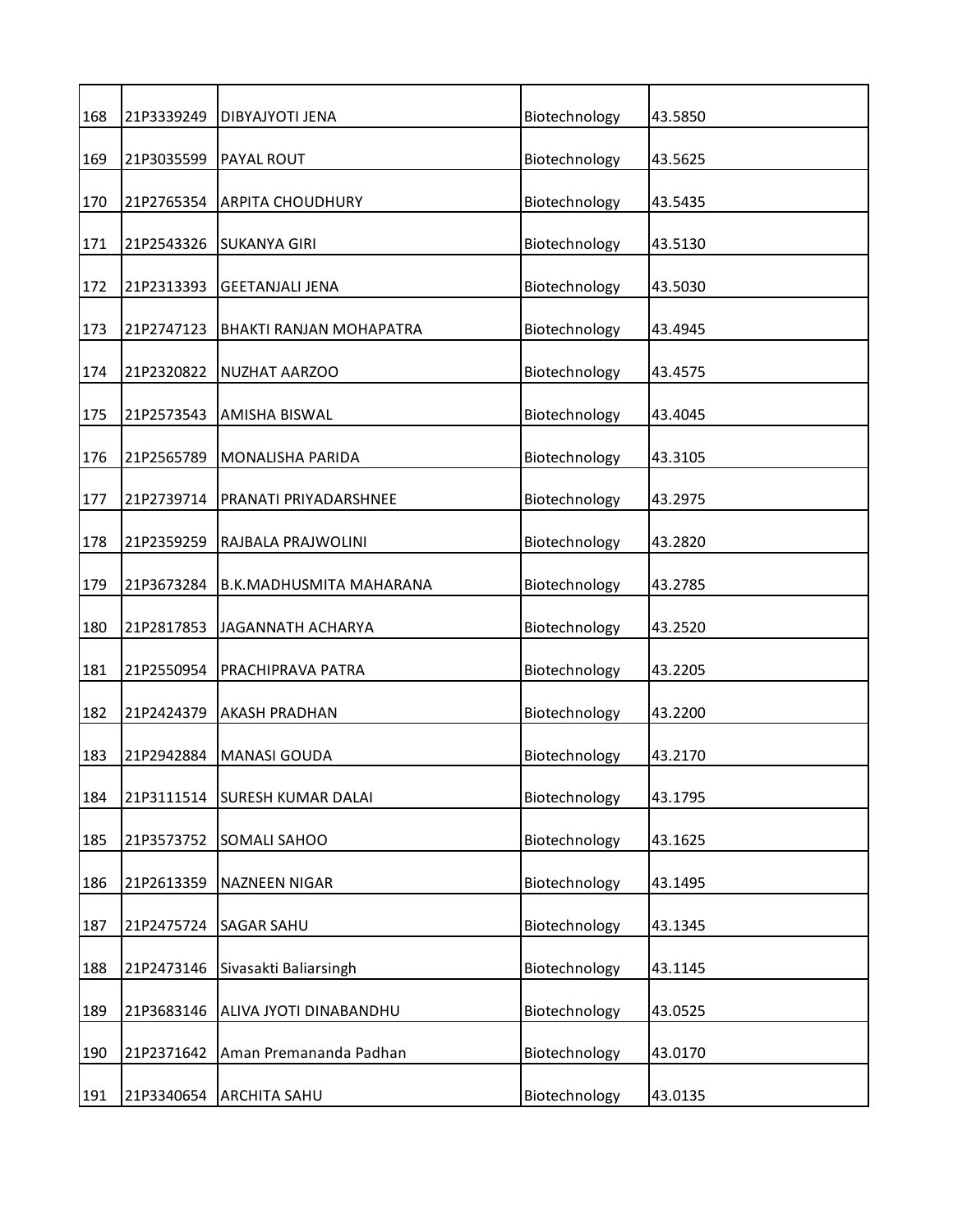| 168 | 21P3339249 | DIBYAJYOTI JENA | Biotechnology | 43.5850 |
|---|---|---|---|---|
| 169 | 21P3035599 | PAYAL ROUT | Biotechnology | 43.5625 |
| 170 | 21P2765354 | ARPITA CHOUDHURY | Biotechnology | 43.5435 |
| 171 | 21P2543326 | SUKANYA GIRI | Biotechnology | 43.5130 |
| 172 | 21P2313393 | GEETANJALI JENA | Biotechnology | 43.5030 |
| 173 | 21P2747123 | BHAKTI RANJAN MOHAPATRA | Biotechnology | 43.4945 |
| 174 | 21P2320822 | NUZHAT AARZOO | Biotechnology | 43.4575 |
| 175 | 21P2573543 | AMISHA BISWAL | Biotechnology | 43.4045 |
| 176 | 21P2565789 | MONALISHA PARIDA | Biotechnology | 43.3105 |
| 177 | 21P2739714 | PRANATI PRIYADARSHNEE | Biotechnology | 43.2975 |
| 178 | 21P2359259 | RAJBALA PRAJWOLINI | Biotechnology | 43.2820 |
| 179 | 21P3673284 | B.K.MADHUSMITA MAHARANA | Biotechnology | 43.2785 |
| 180 | 21P2817853 | JAGANNATH ACHARYA | Biotechnology | 43.2520 |
| 181 | 21P2550954 | PRACHIPRAVA PATRA | Biotechnology | 43.2205 |
| 182 | 21P2424379 | AKASH PRADHAN | Biotechnology | 43.2200 |
| 183 | 21P2942884 | MANASI GOUDA | Biotechnology | 43.2170 |
| 184 | 21P3111514 | SURESH KUMAR DALAI | Biotechnology | 43.1795 |
| 185 | 21P3573752 | SOMALI SAHOO | Biotechnology | 43.1625 |
| 186 | 21P2613359 | NAZNEEN NIGAR | Biotechnology | 43.1495 |
| 187 | 21P2475724 | SAGAR SAHU | Biotechnology | 43.1345 |
| 188 | 21P2473146 | Sivasakti Baliarsingh | Biotechnology | 43.1145 |
| 189 | 21P3683146 | ALIVA JYOTI DINABANDHU | Biotechnology | 43.0525 |
| 190 | 21P2371642 | Aman Premananda Padhan | Biotechnology | 43.0170 |
| 191 | 21P3340654 | ARCHITA SAHU | Biotechnology | 43.0135 |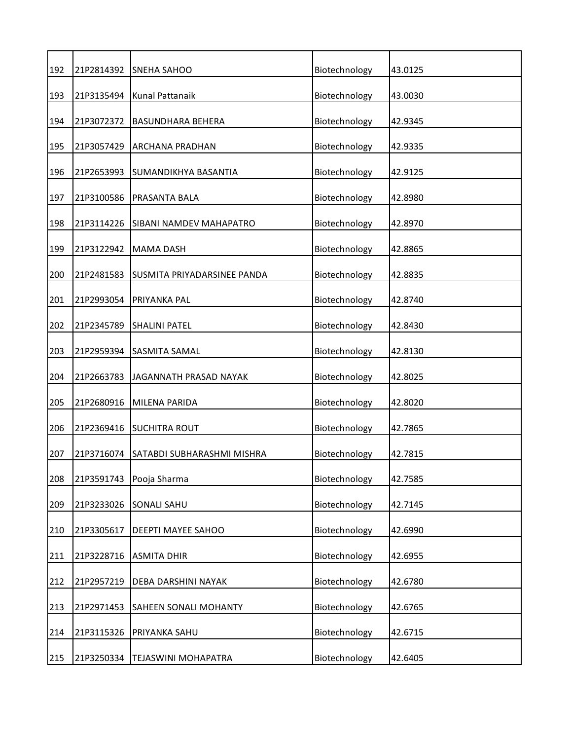| 192 | 21P2814392 | SNEHA SAHOO | Biotechnology | 43.0125 |
|---|---|---|---|---|
| 193 | 21P3135494 | Kunal Pattanaik | Biotechnology | 43.0030 |
| 194 | 21P3072372 | BASUNDHARA BEHERA | Biotechnology | 42.9345 |
| 195 | 21P3057429 | ARCHANA PRADHAN | Biotechnology | 42.9335 |
| 196 | 21P2653993 | SUMANDIKHYA BASANTIA | Biotechnology | 42.9125 |
| 197 | 21P3100586 | PRASANTA BALA | Biotechnology | 42.8980 |
| 198 | 21P3114226 | SIBANI NAMDEV MAHAPATRO | Biotechnology | 42.8970 |
| 199 | 21P3122942 | MAMA DASH | Biotechnology | 42.8865 |
| 200 | 21P2481583 | SUSMITA PRIYADARSINEE PANDA | Biotechnology | 42.8835 |
| 201 | 21P2993054 | PRIYANKA PAL | Biotechnology | 42.8740 |
| 202 | 21P2345789 | SHALINI PATEL | Biotechnology | 42.8430 |
| 203 | 21P2959394 | SASMITA SAMAL | Biotechnology | 42.8130 |
| 204 | 21P2663783 | JAGANNATH PRASAD NAYAK | Biotechnology | 42.8025 |
| 205 | 21P2680916 | MILENA PARIDA | Biotechnology | 42.8020 |
| 206 | 21P2369416 | SUCHITRA ROUT | Biotechnology | 42.7865 |
| 207 | 21P3716074 | SATABDI SUBHARASHMI MISHRA | Biotechnology | 42.7815 |
| 208 | 21P3591743 | Pooja Sharma | Biotechnology | 42.7585 |
| 209 | 21P3233026 | SONALI SAHU | Biotechnology | 42.7145 |
| 210 | 21P3305617 | DEEPTI MAYEE SAHOO | Biotechnology | 42.6990 |
| 211 | 21P3228716 | ASMITA DHIR | Biotechnology | 42.6955 |
| 212 | 21P2957219 | DEBA DARSHINI NAYAK | Biotechnology | 42.6780 |
| 213 | 21P2971453 | SAHEEN SONALI MOHANTY | Biotechnology | 42.6765 |
| 214 | 21P3115326 | PRIYANKA SAHU | Biotechnology | 42.6715 |
| 215 | 21P3250334 | TEJASWINI MOHAPATRA | Biotechnology | 42.6405 |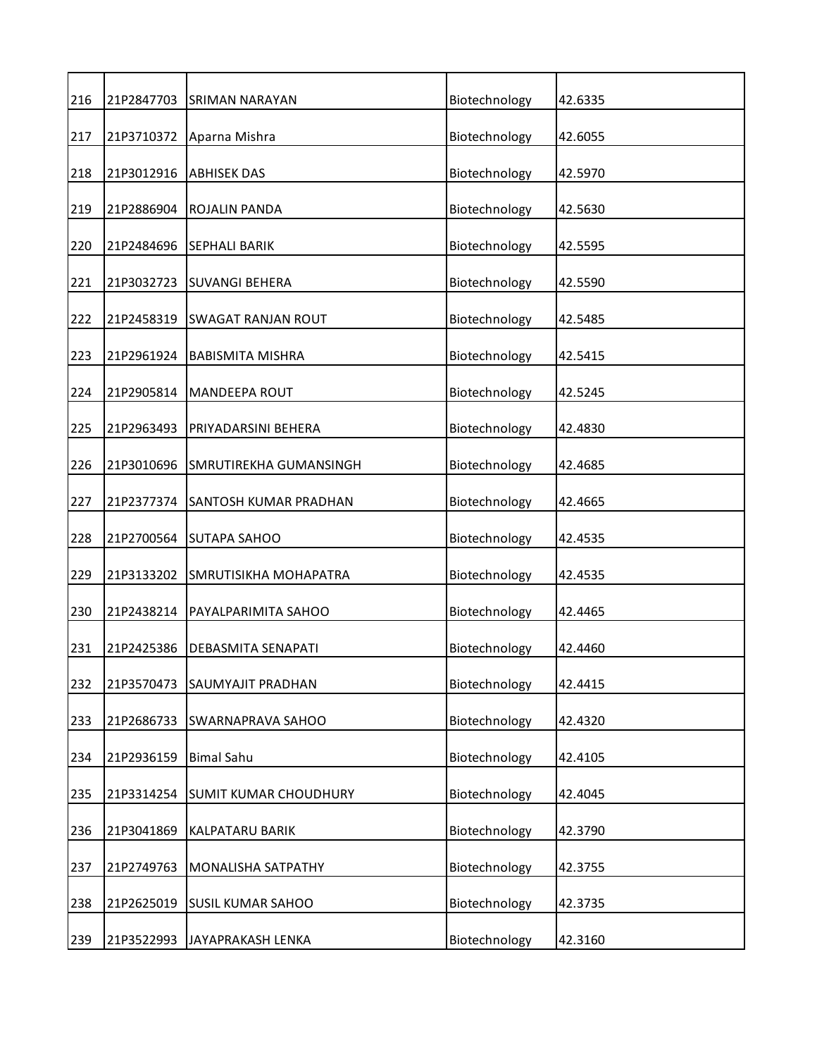| 216 | 21P2847703 | SRIMAN NARAYAN | Biotechnology | 42.6335 |
|---|---|---|---|---|
| 217 | 21P3710372 | Aparna Mishra | Biotechnology | 42.6055 |
| 218 | 21P3012916 | ABHISEK DAS | Biotechnology | 42.5970 |
| 219 | 21P2886904 | ROJALIN PANDA | Biotechnology | 42.5630 |
| 220 | 21P2484696 | SEPHALI BARIK | Biotechnology | 42.5595 |
| 221 | 21P3032723 | SUVANGI BEHERA | Biotechnology | 42.5590 |
| 222 | 21P2458319 | SWAGAT RANJAN ROUT | Biotechnology | 42.5485 |
| 223 | 21P2961924 | BABISMITA MISHRA | Biotechnology | 42.5415 |
| 224 | 21P2905814 | MANDEEPA ROUT | Biotechnology | 42.5245 |
| 225 | 21P2963493 | PRIYADARSINI BEHERA | Biotechnology | 42.4830 |
| 226 | 21P3010696 | SMRUTIREKHA GUMANSINGH | Biotechnology | 42.4685 |
| 227 | 21P2377374 | SANTOSH KUMAR PRADHAN | Biotechnology | 42.4665 |
| 228 | 21P2700564 | SUTAPA SAHOO | Biotechnology | 42.4535 |
| 229 | 21P3133202 | SMRUTISIKHA MOHAPATRA | Biotechnology | 42.4535 |
| 230 | 21P2438214 | PAYALPARIMITA SAHOO | Biotechnology | 42.4465 |
| 231 | 21P2425386 | DEBASMITA SENAPATI | Biotechnology | 42.4460 |
| 232 | 21P3570473 | SAUMYAJIT PRADHAN | Biotechnology | 42.4415 |
| 233 | 21P2686733 | SWARNAPRAVA SAHOO | Biotechnology | 42.4320 |
| 234 | 21P2936159 | Bimal Sahu | Biotechnology | 42.4105 |
| 235 | 21P3314254 | SUMIT KUMAR CHOUDHURY | Biotechnology | 42.4045 |
| 236 | 21P3041869 | KALPATARU BARIK | Biotechnology | 42.3790 |
| 237 | 21P2749763 | MONALISHA SATPATHY | Biotechnology | 42.3755 |
| 238 | 21P2625019 | SUSIL KUMAR SAHOO | Biotechnology | 42.3735 |
| 239 | 21P3522993 | JAYAPRAKASH LENKA | Biotechnology | 42.3160 |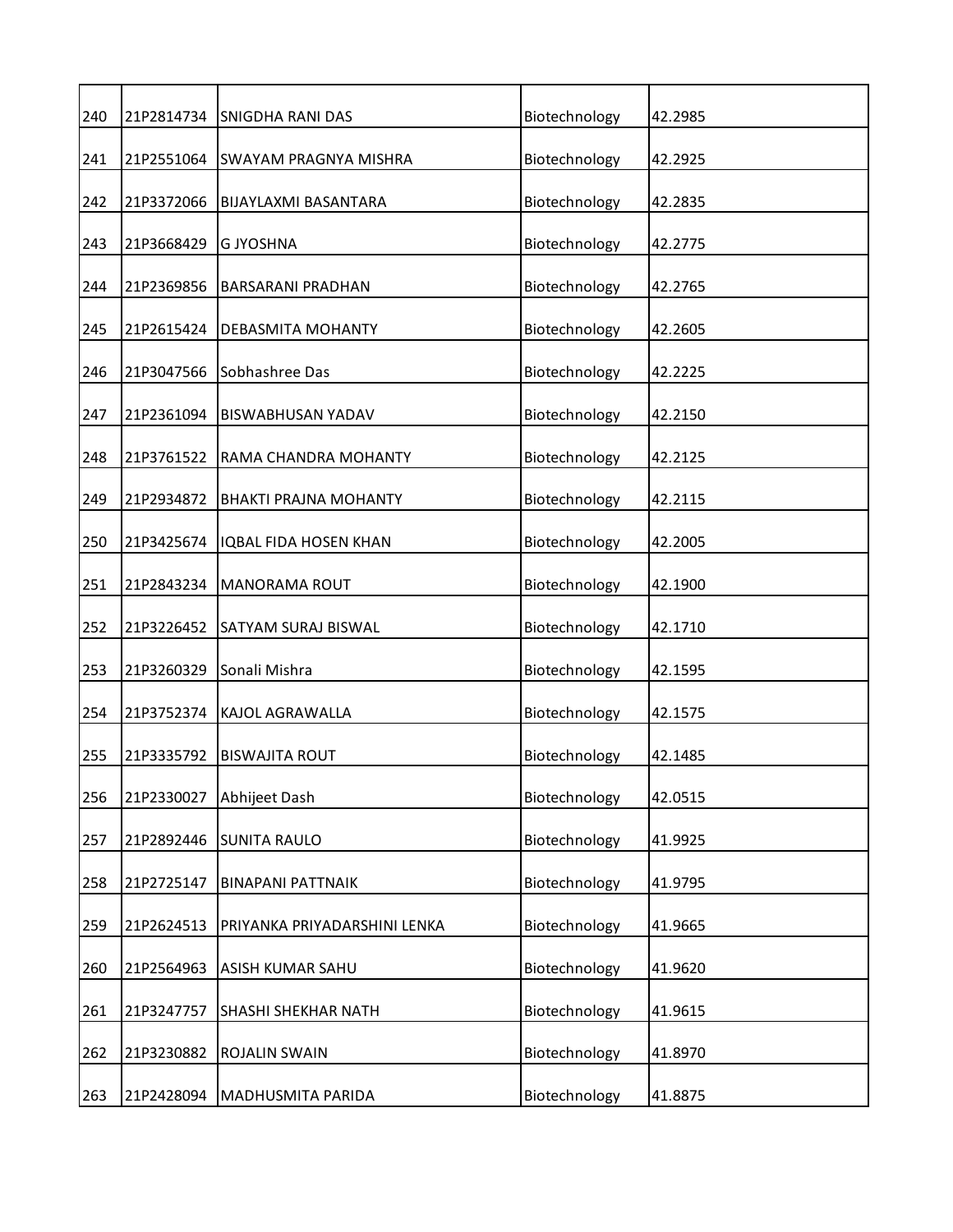| | | | | |
|---|---|---|---|---|
| 240 | 21P2814734 | SNIGDHA RANI DAS | Biotechnology | 42.2985 |
| 241 | 21P2551064 | SWAYAM PRAGNYA MISHRA | Biotechnology | 42.2925 |
| 242 | 21P3372066 | BIJAYLAXMI BASANTARA | Biotechnology | 42.2835 |
| 243 | 21P3668429 | G JYOSHNA | Biotechnology | 42.2775 |
| 244 | 21P2369856 | BARSARANI PRADHAN | Biotechnology | 42.2765 |
| 245 | 21P2615424 | DEBASMITA MOHANTY | Biotechnology | 42.2605 |
| 246 | 21P3047566 | Sobhashree Das | Biotechnology | 42.2225 |
| 247 | 21P2361094 | BISWABHUSAN YADAV | Biotechnology | 42.2150 |
| 248 | 21P3761522 | RAMA CHANDRA MOHANTY | Biotechnology | 42.2125 |
| 249 | 21P2934872 | BHAKTI PRAJNA MOHANTY | Biotechnology | 42.2115 |
| 250 | 21P3425674 | IQBAL FIDA HOSEN KHAN | Biotechnology | 42.2005 |
| 251 | 21P2843234 | MANORAMA ROUT | Biotechnology | 42.1900 |
| 252 | 21P3226452 | SATYAM SURAJ BISWAL | Biotechnology | 42.1710 |
| 253 | 21P3260329 | Sonali Mishra | Biotechnology | 42.1595 |
| 254 | 21P3752374 | KAJOL AGRAWALLA | Biotechnology | 42.1575 |
| 255 | 21P3335792 | BISWAJITA ROUT | Biotechnology | 42.1485 |
| 256 | 21P2330027 | Abhijeet Dash | Biotechnology | 42.0515 |
| 257 | 21P2892446 | SUNITA RAULO | Biotechnology | 41.9925 |
| 258 | 21P2725147 | BINAPANI PATTNAIK | Biotechnology | 41.9795 |
| 259 | 21P2624513 | PRIYANKA PRIYADARSHINI LENKA | Biotechnology | 41.9665 |
| 260 | 21P2564963 | ASISH KUMAR SAHU | Biotechnology | 41.9620 |
| 261 | 21P3247757 | SHASHI SHEKHAR NATH | Biotechnology | 41.9615 |
| 262 | 21P3230882 | ROJALIN SWAIN | Biotechnology | 41.8970 |
| 263 | 21P2428094 | MADHUSMITA PARIDA | Biotechnology | 41.8875 |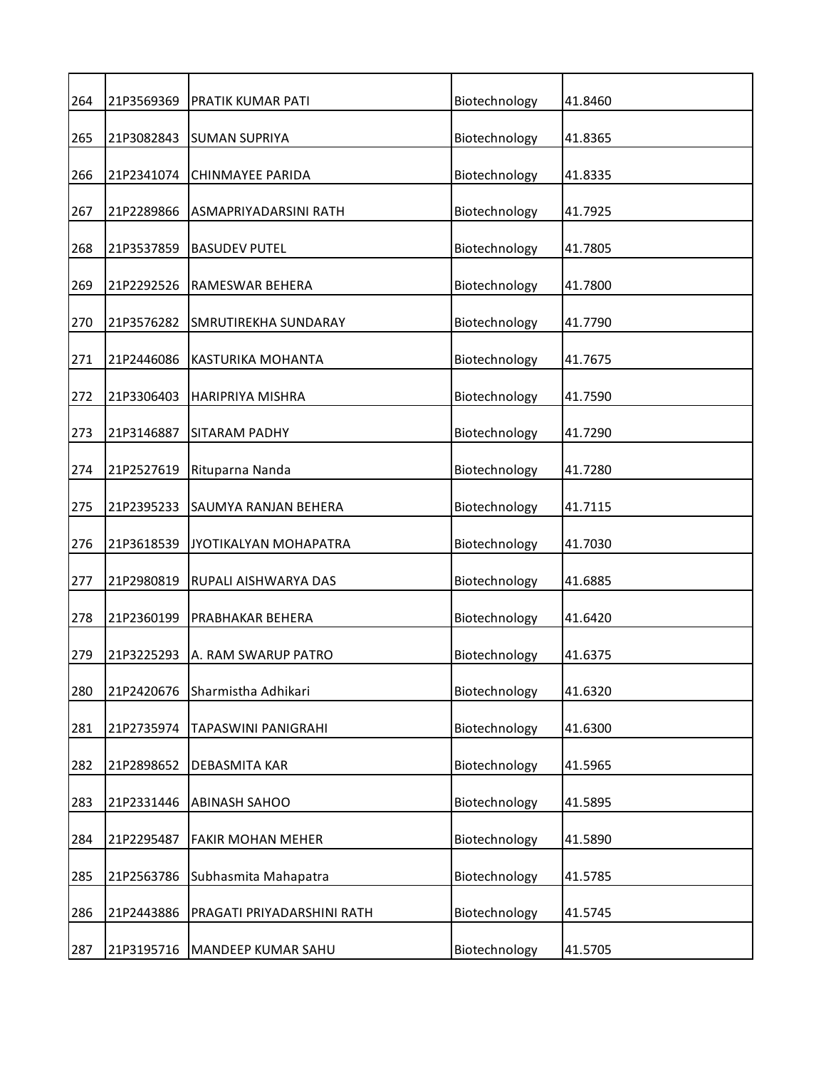| | | | | |
|---|---|---|---|---|
| 264 | 21P3569369 | PRATIK KUMAR PATI | Biotechnology | 41.8460 |
| 265 | 21P3082843 | SUMAN SUPRIYA | Biotechnology | 41.8365 |
| 266 | 21P2341074 | CHINMAYEE PARIDA | Biotechnology | 41.8335 |
| 267 | 21P2289866 | ASMAPRIYADARSINI RATH | Biotechnology | 41.7925 |
| 268 | 21P3537859 | BASUDEV PUTEL | Biotechnology | 41.7805 |
| 269 | 21P2292526 | RAMESWAR BEHERA | Biotechnology | 41.7800 |
| 270 | 21P3576282 | SMRUTIREKHA SUNDARAY | Biotechnology | 41.7790 |
| 271 | 21P2446086 | KASTURIKA MOHANTA | Biotechnology | 41.7675 |
| 272 | 21P3306403 | HARIPRIYA MISHRA | Biotechnology | 41.7590 |
| 273 | 21P3146887 | SITARAM PADHY | Biotechnology | 41.7290 |
| 274 | 21P2527619 | Rituparna Nanda | Biotechnology | 41.7280 |
| 275 | 21P2395233 | SAUMYA RANJAN BEHERA | Biotechnology | 41.7115 |
| 276 | 21P3618539 | JYOTIKALYAN MOHAPATRA | Biotechnology | 41.7030 |
| 277 | 21P2980819 | RUPALI AISHWARYA DAS | Biotechnology | 41.6885 |
| 278 | 21P2360199 | PRABHAKAR BEHERA | Biotechnology | 41.6420 |
| 279 | 21P3225293 | A. RAM SWARUP PATRO | Biotechnology | 41.6375 |
| 280 | 21P2420676 | Sharmistha Adhikari | Biotechnology | 41.6320 |
| 281 | 21P2735974 | TAPASWINI PANIGRAHI | Biotechnology | 41.6300 |
| 282 | 21P2898652 | DEBASMITA KAR | Biotechnology | 41.5965 |
| 283 | 21P2331446 | ABINASH SAHOO | Biotechnology | 41.5895 |
| 284 | 21P2295487 | FAKIR MOHAN MEHER | Biotechnology | 41.5890 |
| 285 | 21P2563786 | Subhasmita Mahapatra | Biotechnology | 41.5785 |
| 286 | 21P2443886 | PRAGATI PRIYADARSHINI RATH | Biotechnology | 41.5745 |
| 287 | 21P3195716 | MANDEEP KUMAR SAHU | Biotechnology | 41.5705 |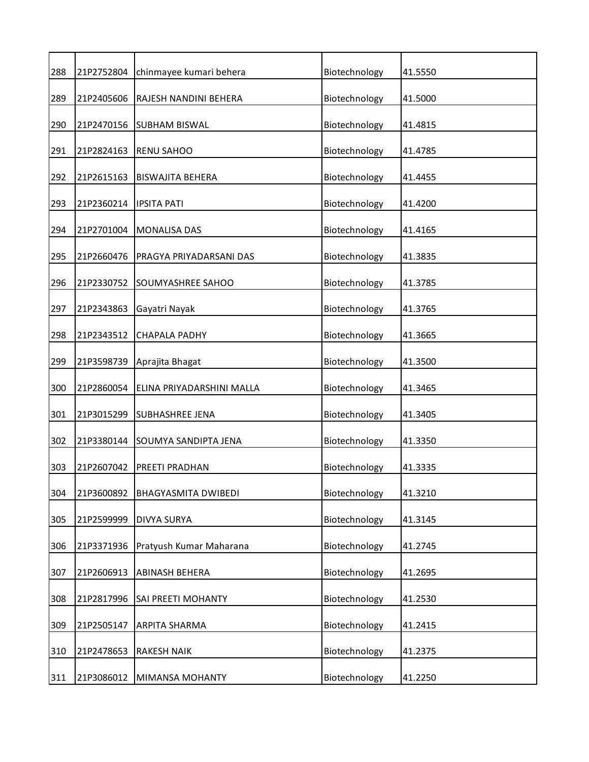| | | | | |
|---|---|---|---|---|
| 288 | 21P2752804 | chinmayee kumari behera | Biotechnology | 41.5550 |
| 289 | 21P2405606 | RAJESH NANDINI BEHERA | Biotechnology | 41.5000 |
| 290 | 21P2470156 | SUBHAM BISWAL | Biotechnology | 41.4815 |
| 291 | 21P2824163 | RENU SAHOO | Biotechnology | 41.4785 |
| 292 | 21P2615163 | BISWAJITA BEHERA | Biotechnology | 41.4455 |
| 293 | 21P2360214 | IPSITA PATI | Biotechnology | 41.4200 |
| 294 | 21P2701004 | MONALISA DAS | Biotechnology | 41.4165 |
| 295 | 21P2660476 | PRAGYA PRIYADARSANI DAS | Biotechnology | 41.3835 |
| 296 | 21P2330752 | SOUMYASHREE SAHOO | Biotechnology | 41.3785 |
| 297 | 21P2343863 | Gayatri Nayak | Biotechnology | 41.3765 |
| 298 | 21P2343512 | CHAPALA PADHY | Biotechnology | 41.3665 |
| 299 | 21P3598739 | Aprajita Bhagat | Biotechnology | 41.3500 |
| 300 | 21P2860054 | ELINA PRIYADARSHINI MALLA | Biotechnology | 41.3465 |
| 301 | 21P3015299 | SUBHASHREE JENA | Biotechnology | 41.3405 |
| 302 | 21P3380144 | SOUMYA SANDIPTA JENA | Biotechnology | 41.3350 |
| 303 | 21P2607042 | PREETI PRADHAN | Biotechnology | 41.3335 |
| 304 | 21P3600892 | BHAGYASMITA DWIBEDI | Biotechnology | 41.3210 |
| 305 | 21P2599999 | DIVYA SURYA | Biotechnology | 41.3145 |
| 306 | 21P3371936 | Pratyush Kumar Maharana | Biotechnology | 41.2745 |
| 307 | 21P2606913 | ABINASH BEHERA | Biotechnology | 41.2695 |
| 308 | 21P2817996 | SAI PREETI MOHANTY | Biotechnology | 41.2530 |
| 309 | 21P2505147 | ARPITA SHARMA | Biotechnology | 41.2415 |
| 310 | 21P2478653 | RAKESH NAIK | Biotechnology | 41.2375 |
| 311 | 21P3086012 | MIMANSA MOHANTY | Biotechnology | 41.2250 |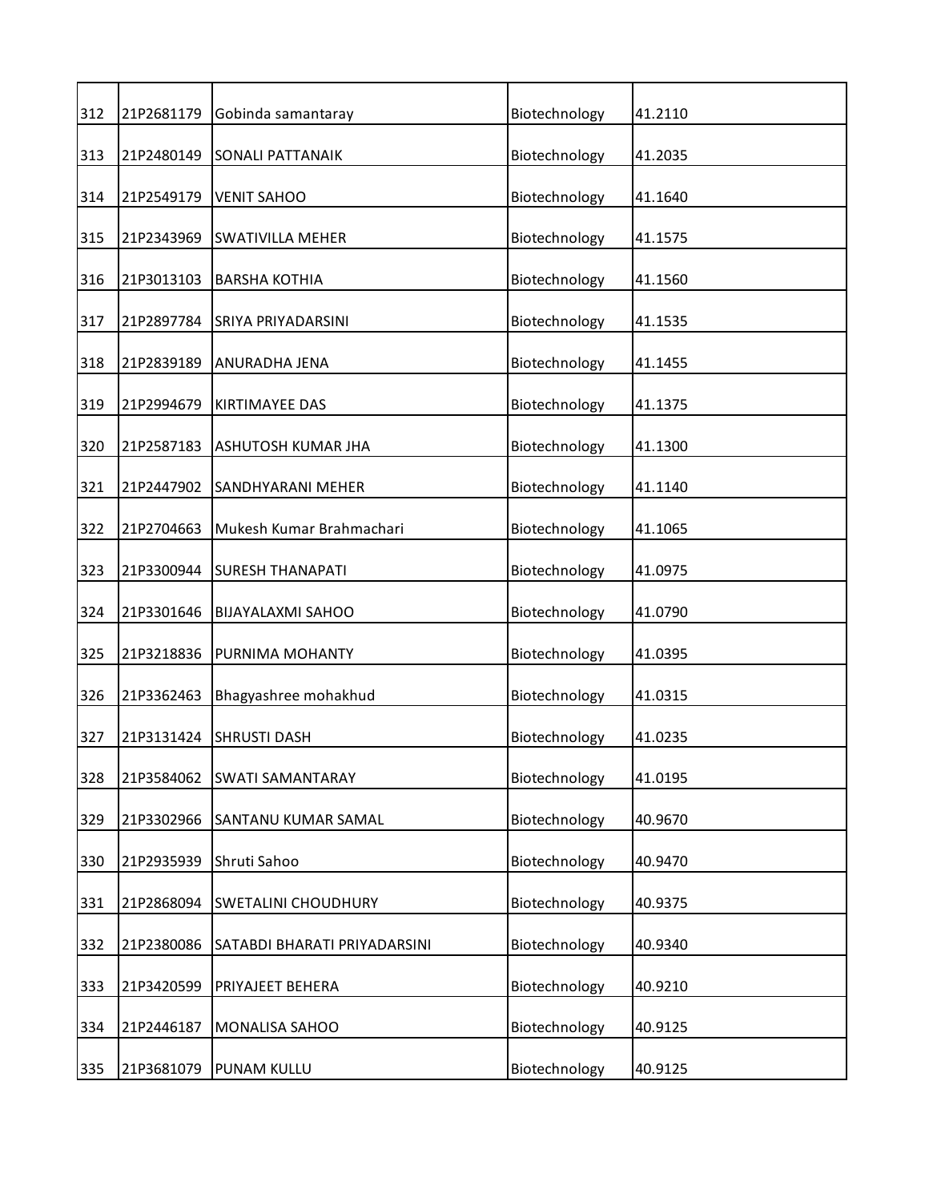| 312 | 21P2681179 | Gobinda samantaray | Biotechnology | 41.2110 |
|---|---|---|---|---|
| 313 | 21P2480149 | SONALI PATTANAIK | Biotechnology | 41.2035 |
| 314 | 21P2549179 | VENIT SAHOO | Biotechnology | 41.1640 |
| 315 | 21P2343969 | SWATIVILLA MEHER | Biotechnology | 41.1575 |
| 316 | 21P3013103 | BARSHA KOTHIA | Biotechnology | 41.1560 |
| 317 | 21P2897784 | SRIYA PRIYADARSINI | Biotechnology | 41.1535 |
| 318 | 21P2839189 | ANURADHA JENA | Biotechnology | 41.1455 |
| 319 | 21P2994679 | KIRTIMAYEE DAS | Biotechnology | 41.1375 |
| 320 | 21P2587183 | ASHUTOSH KUMAR JHA | Biotechnology | 41.1300 |
| 321 | 21P2447902 | SANDHYARANI MEHER | Biotechnology | 41.1140 |
| 322 | 21P2704663 | Mukesh Kumar Brahmachari | Biotechnology | 41.1065 |
| 323 | 21P3300944 | SURESH THANAPATI | Biotechnology | 41.0975 |
| 324 | 21P3301646 | BIJAYALAXMI SAHOO | Biotechnology | 41.0790 |
| 325 | 21P3218836 | PURNIMA MOHANTY | Biotechnology | 41.0395 |
| 326 | 21P3362463 | Bhagyashree mohakhud | Biotechnology | 41.0315 |
| 327 | 21P3131424 | SHRUSTI DASH | Biotechnology | 41.0235 |
| 328 | 21P3584062 | SWATI SAMANTARAY | Biotechnology | 41.0195 |
| 329 | 21P3302966 | SANTANU KUMAR SAMAL | Biotechnology | 40.9670 |
| 330 | 21P2935939 | Shruti Sahoo | Biotechnology | 40.9470 |
| 331 | 21P2868094 | SWETALINI CHOUDHURY | Biotechnology | 40.9375 |
| 332 | 21P2380086 | SATABDI BHARATI PRIYADARSINI | Biotechnology | 40.9340 |
| 333 | 21P3420599 | PRIYAJEET BEHERA | Biotechnology | 40.9210 |
| 334 | 21P2446187 | MONALISA SAHOO | Biotechnology | 40.9125 |
| 335 | 21P3681079 | PUNAM KULLU | Biotechnology | 40.9125 |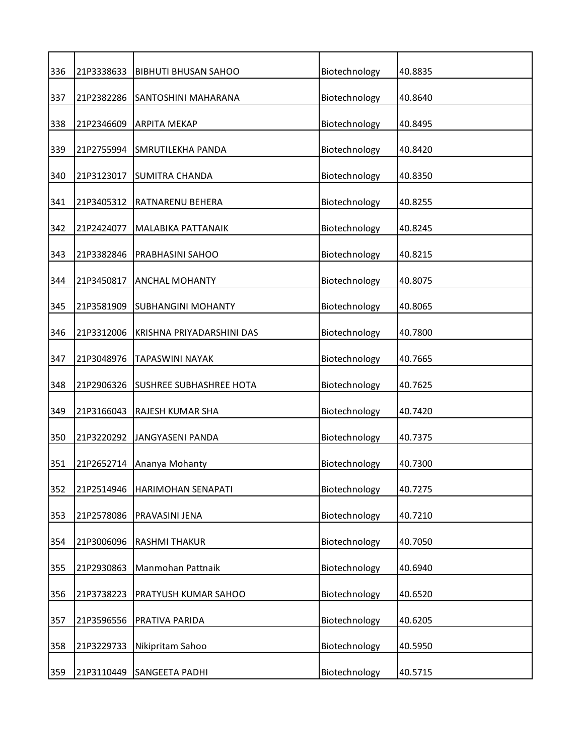| 336 | 21P3338633 | BIBHUTI BHUSAN SAHOO | Biotechnology | 40.8835 |
|---|---|---|---|---|
| 337 | 21P2382286 | SANTOSHINI MAHARANA | Biotechnology | 40.8640 |
| 338 | 21P2346609 | ARPITA MEKAP | Biotechnology | 40.8495 |
| 339 | 21P2755994 | SMRUTILEKHA PANDA | Biotechnology | 40.8420 |
| 340 | 21P3123017 | SUMITRA CHANDA | Biotechnology | 40.8350 |
| 341 | 21P3405312 | RATNARENU BEHERA | Biotechnology | 40.8255 |
| 342 | 21P2424077 | MALABIKA PATTANAIK | Biotechnology | 40.8245 |
| 343 | 21P3382846 | PRABHASINI SAHOO | Biotechnology | 40.8215 |
| 344 | 21P3450817 | ANCHAL MOHANTY | Biotechnology | 40.8075 |
| 345 | 21P3581909 | SUBHANGINI MOHANTY | Biotechnology | 40.8065 |
| 346 | 21P3312006 | KRISHNA PRIYADARSHINI DAS | Biotechnology | 40.7800 |
| 347 | 21P3048976 | TAPASWINI NAYAK | Biotechnology | 40.7665 |
| 348 | 21P2906326 | SUSHREE SUBHASHREE HOTA | Biotechnology | 40.7625 |
| 349 | 21P3166043 | RAJESH KUMAR SHA | Biotechnology | 40.7420 |
| 350 | 21P3220292 | JANGYASENI PANDA | Biotechnology | 40.7375 |
| 351 | 21P2652714 | Ananya Mohanty | Biotechnology | 40.7300 |
| 352 | 21P2514946 | HARIMOHAN SENAPATI | Biotechnology | 40.7275 |
| 353 | 21P2578086 | PRAVASINI JENA | Biotechnology | 40.7210 |
| 354 | 21P3006096 | RASHMI THAKUR | Biotechnology | 40.7050 |
| 355 | 21P2930863 | Manmohan Pattnaik | Biotechnology | 40.6940 |
| 356 | 21P3738223 | PRATYUSH KUMAR SAHOO | Biotechnology | 40.6520 |
| 357 | 21P3596556 | PRATIVA PARIDA | Biotechnology | 40.6205 |
| 358 | 21P3229733 | Nikipritam Sahoo | Biotechnology | 40.5950 |
| 359 | 21P3110449 | SANGEETA PADHI | Biotechnology | 40.5715 |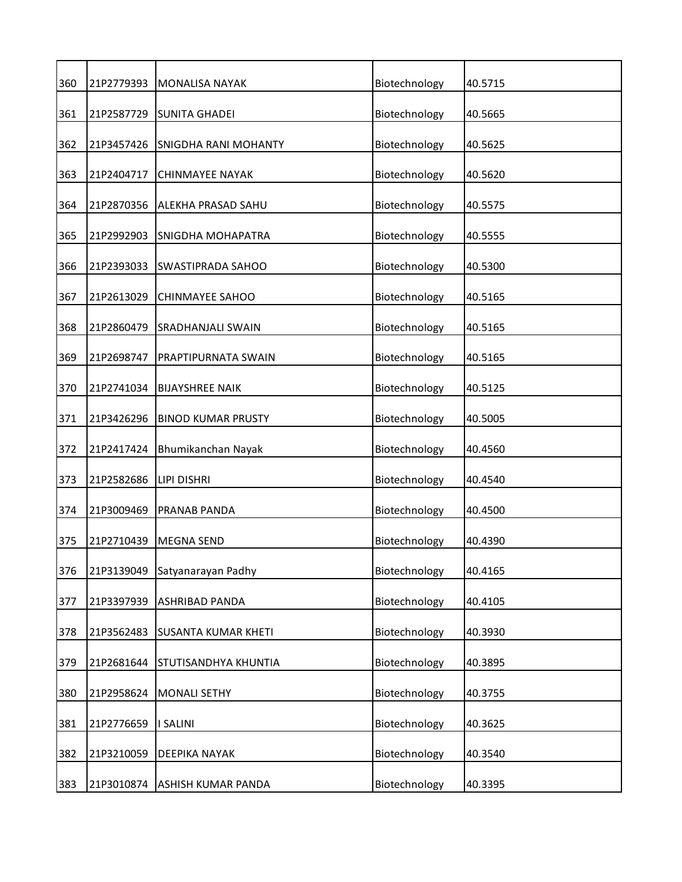| 360 | 21P2779393 | MONALISA NAYAK | Biotechnology | 40.5715 |
|---|---|---|---|---|
| 361 | 21P2587729 | SUNITA GHADEI | Biotechnology | 40.5665 |
| 362 | 21P3457426 | SNIGDHA RANI MOHANTY | Biotechnology | 40.5625 |
| 363 | 21P2404717 | CHINMAYEE NAYAK | Biotechnology | 40.5620 |
| 364 | 21P2870356 | ALEKHA PRASAD SAHU | Biotechnology | 40.5575 |
| 365 | 21P2992903 | SNIGDHA MOHAPATRA | Biotechnology | 40.5555 |
| 366 | 21P2393033 | SWASTIPRADA SAHOO | Biotechnology | 40.5300 |
| 367 | 21P2613029 | CHINMAYEE SAHOO | Biotechnology | 40.5165 |
| 368 | 21P2860479 | SRADHANJALI SWAIN | Biotechnology | 40.5165 |
| 369 | 21P2698747 | PRAPTIPURNATA SWAIN | Biotechnology | 40.5165 |
| 370 | 21P2741034 | BIJAYSHREE NAIK | Biotechnology | 40.5125 |
| 371 | 21P3426296 | BINOD KUMAR PRUSTY | Biotechnology | 40.5005 |
| 372 | 21P2417424 | Bhumikanchan Nayak | Biotechnology | 40.4560 |
| 373 | 21P2582686 | LIPI DISHRI | Biotechnology | 40.4540 |
| 374 | 21P3009469 | PRANAB PANDA | Biotechnology | 40.4500 |
| 375 | 21P2710439 | MEGNA SEND | Biotechnology | 40.4390 |
| 376 | 21P3139049 | Satyanarayan Padhy | Biotechnology | 40.4165 |
| 377 | 21P3397939 | ASHRIBAD PANDA | Biotechnology | 40.4105 |
| 378 | 21P3562483 | SUSANTA KUMAR KHETI | Biotechnology | 40.3930 |
| 379 | 21P2681644 | STUTISANDHYA KHUNTIA | Biotechnology | 40.3895 |
| 380 | 21P2958624 | MONALI SETHY | Biotechnology | 40.3755 |
| 381 | 21P2776659 | I SALINI | Biotechnology | 40.3625 |
| 382 | 21P3210059 | DEEPIKA NAYAK | Biotechnology | 40.3540 |
| 383 | 21P3010874 | ASHISH KUMAR PANDA | Biotechnology | 40.3395 |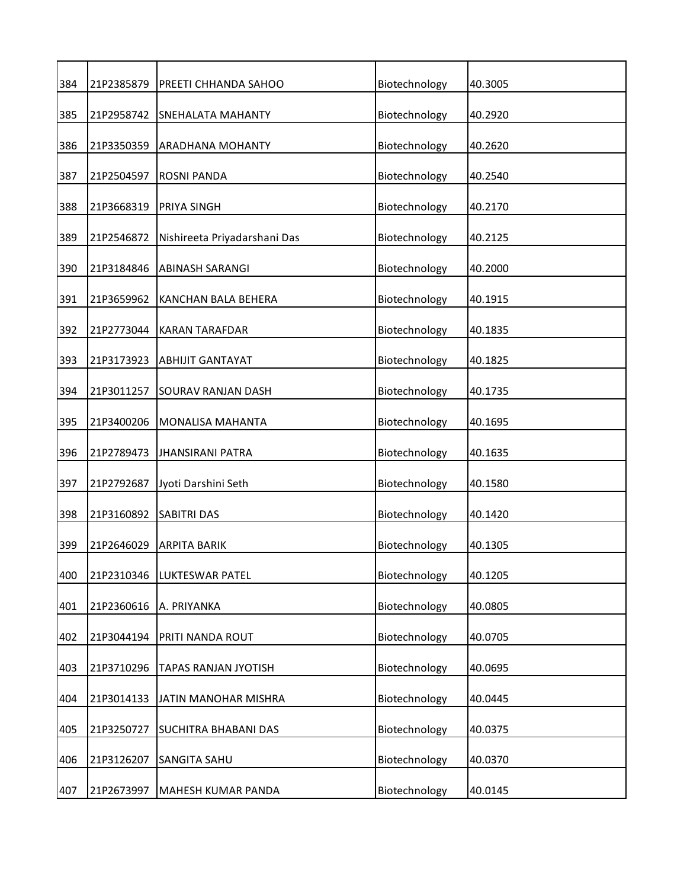| | | | | |
|---|---|---|---|---|
| 384 | 21P2385879 | PREETI CHHANDA SAHOO | Biotechnology | 40.3005 |
| 385 | 21P2958742 | SNEHALATA MAHANTY | Biotechnology | 40.2920 |
| 386 | 21P3350359 | ARADHANA MOHANTY | Biotechnology | 40.2620 |
| 387 | 21P2504597 | ROSNI PANDA | Biotechnology | 40.2540 |
| 388 | 21P3668319 | PRIYA SINGH | Biotechnology | 40.2170 |
| 389 | 21P2546872 | Nishireeta Priyadarshani Das | Biotechnology | 40.2125 |
| 390 | 21P3184846 | ABINASH SARANGI | Biotechnology | 40.2000 |
| 391 | 21P3659962 | KANCHAN BALA BEHERA | Biotechnology | 40.1915 |
| 392 | 21P2773044 | KARAN TARAFDAR | Biotechnology | 40.1835 |
| 393 | 21P3173923 | ABHIJIT GANTAYAT | Biotechnology | 40.1825 |
| 394 | 21P3011257 | SOURAV RANJAN DASH | Biotechnology | 40.1735 |
| 395 | 21P3400206 | MONALISA MAHANTA | Biotechnology | 40.1695 |
| 396 | 21P2789473 | JHANSIRANI PATRA | Biotechnology | 40.1635 |
| 397 | 21P2792687 | Jyoti Darshini Seth | Biotechnology | 40.1580 |
| 398 | 21P3160892 | SABITRI DAS | Biotechnology | 40.1420 |
| 399 | 21P2646029 | ARPITA BARIK | Biotechnology | 40.1305 |
| 400 | 21P2310346 | LUKTESWAR PATEL | Biotechnology | 40.1205 |
| 401 | 21P2360616 | A. PRIYANKA | Biotechnology | 40.0805 |
| 402 | 21P3044194 | PRITI NANDA ROUT | Biotechnology | 40.0705 |
| 403 | 21P3710296 | TAPAS RANJAN JYOTISH | Biotechnology | 40.0695 |
| 404 | 21P3014133 | JATIN MANOHAR MISHRA | Biotechnology | 40.0445 |
| 405 | 21P3250727 | SUCHITRA BHABANI DAS | Biotechnology | 40.0375 |
| 406 | 21P3126207 | SANGITA SAHU | Biotechnology | 40.0370 |
| 407 | 21P2673997 | MAHESH KUMAR PANDA | Biotechnology | 40.0145 |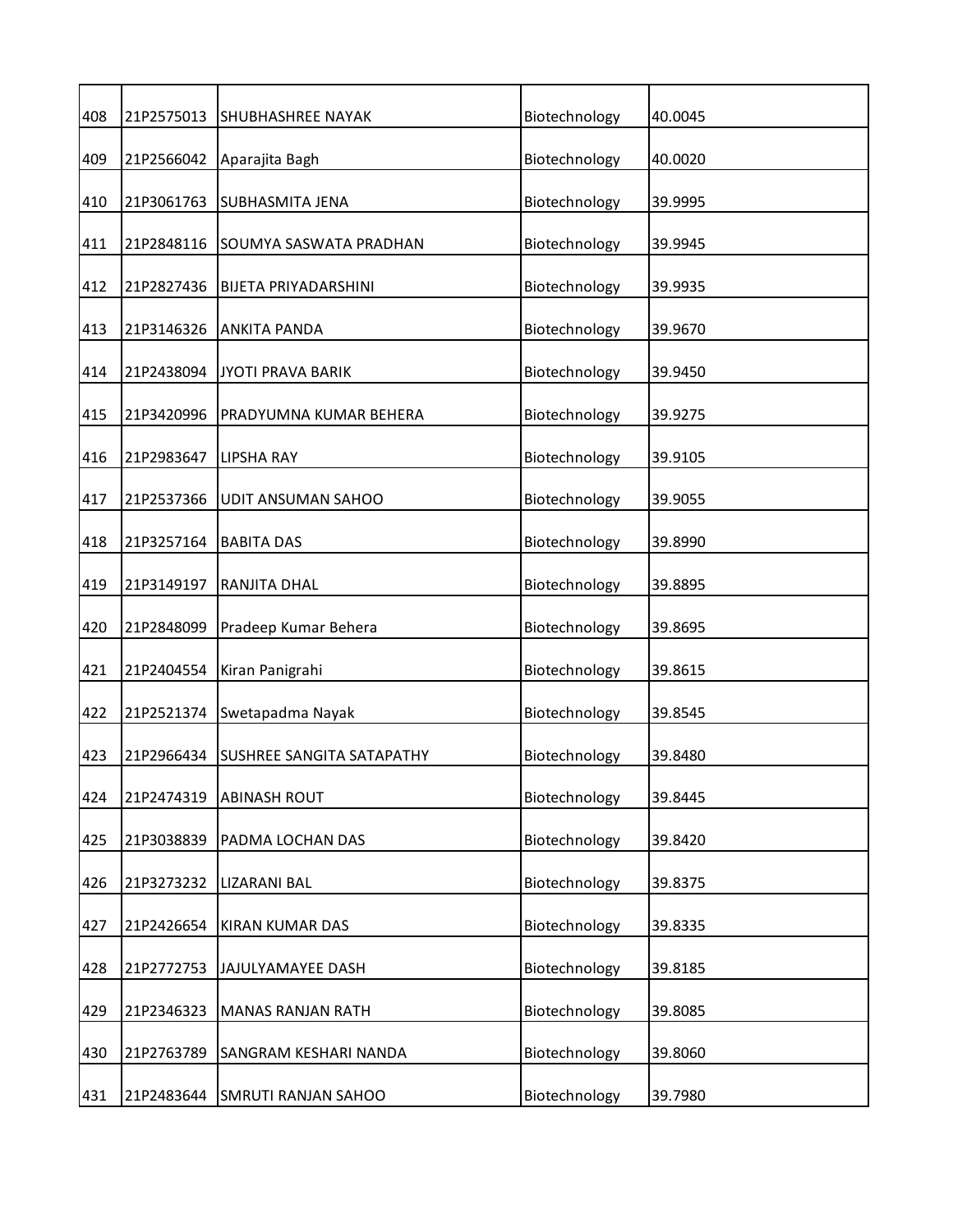| | | | | |
|---|---|---|---|---|
| 408 | 21P2575013 | SHUBHASHREE NAYAK | Biotechnology | 40.0045 |
| 409 | 21P2566042 | Aparajita Bagh | Biotechnology | 40.0020 |
| 410 | 21P3061763 | SUBHASMITA JENA | Biotechnology | 39.9995 |
| 411 | 21P2848116 | SOUMYA SASWATA PRADHAN | Biotechnology | 39.9945 |
| 412 | 21P2827436 | BIJETA PRIYADARSHINI | Biotechnology | 39.9935 |
| 413 | 21P3146326 | ANKITA PANDA | Biotechnology | 39.9670 |
| 414 | 21P2438094 | JYOTI PRAVA BARIK | Biotechnology | 39.9450 |
| 415 | 21P3420996 | PRADYUMNA KUMAR BEHERA | Biotechnology | 39.9275 |
| 416 | 21P2983647 | LIPSHA RAY | Biotechnology | 39.9105 |
| 417 | 21P2537366 | UDIT ANSUMAN SAHOO | Biotechnology | 39.9055 |
| 418 | 21P3257164 | BABITA DAS | Biotechnology | 39.8990 |
| 419 | 21P3149197 | RANJITA DHAL | Biotechnology | 39.8895 |
| 420 | 21P2848099 | Pradeep Kumar Behera | Biotechnology | 39.8695 |
| 421 | 21P2404554 | Kiran Panigrahi | Biotechnology | 39.8615 |
| 422 | 21P2521374 | Swetapadma Nayak | Biotechnology | 39.8545 |
| 423 | 21P2966434 | SUSHREE SANGITA SATAPATHY | Biotechnology | 39.8480 |
| 424 | 21P2474319 | ABINASH ROUT | Biotechnology | 39.8445 |
| 425 | 21P3038839 | PADMA LOCHAN DAS | Biotechnology | 39.8420 |
| 426 | 21P3273232 | LIZARANI BAL | Biotechnology | 39.8375 |
| 427 | 21P2426654 | KIRAN KUMAR DAS | Biotechnology | 39.8335 |
| 428 | 21P2772753 | JAJULYAMAYEE DASH | Biotechnology | 39.8185 |
| 429 | 21P2346323 | MANAS RANJAN RATH | Biotechnology | 39.8085 |
| 430 | 21P2763789 | SANGRAM KESHARI NANDA | Biotechnology | 39.8060 |
| 431 | 21P2483644 | SMRUTI RANJAN SAHOO | Biotechnology | 39.7980 |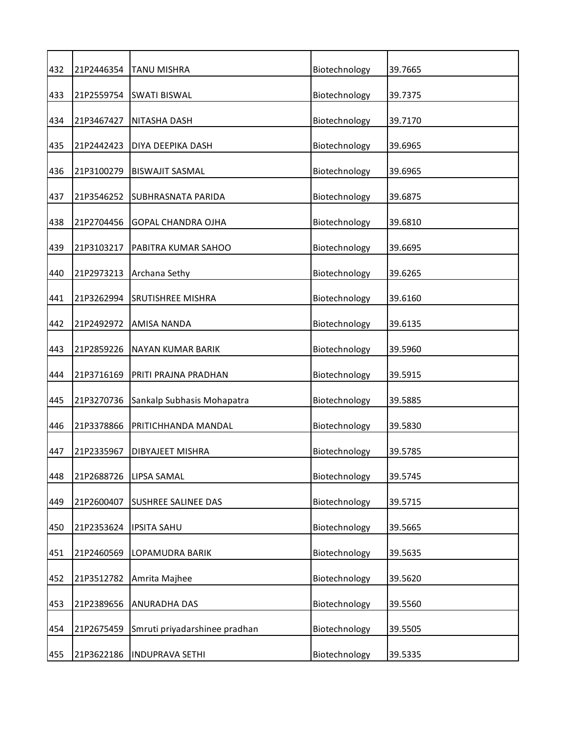| 432 | 21P2446354 | TANU MISHRA | Biotechnology | 39.7665 |
|---|---|---|---|---|
| 433 | 21P2559754 | SWATI BISWAL | Biotechnology | 39.7375 |
| 434 | 21P3467427 | NITASHA DASH | Biotechnology | 39.7170 |
| 435 | 21P2442423 | DIYA DEEPIKA DASH | Biotechnology | 39.6965 |
| 436 | 21P3100279 | BISWAJIT SASMAL | Biotechnology | 39.6965 |
| 437 | 21P3546252 | SUBHRASNATA PARIDA | Biotechnology | 39.6875 |
| 438 | 21P2704456 | GOPAL CHANDRA OJHA | Biotechnology | 39.6810 |
| 439 | 21P3103217 | PABITRA KUMAR SAHOO | Biotechnology | 39.6695 |
| 440 | 21P2973213 | Archana Sethy | Biotechnology | 39.6265 |
| 441 | 21P3262994 | SRUTISHREE MISHRA | Biotechnology | 39.6160 |
| 442 | 21P2492972 | AMISA NANDA | Biotechnology | 39.6135 |
| 443 | 21P2859226 | NAYAN KUMAR BARIK | Biotechnology | 39.5960 |
| 444 | 21P3716169 | PRITI PRAJNA PRADHAN | Biotechnology | 39.5915 |
| 445 | 21P3270736 | Sankalp Subhasis Mohapatra | Biotechnology | 39.5885 |
| 446 | 21P3378866 | PRITICHHANDA MANDAL | Biotechnology | 39.5830 |
| 447 | 21P2335967 | DIBYAJEET MISHRA | Biotechnology | 39.5785 |
| 448 | 21P2688726 | LIPSA SAMAL | Biotechnology | 39.5745 |
| 449 | 21P2600407 | SUSHREE SALINEE DAS | Biotechnology | 39.5715 |
| 450 | 21P2353624 | IPSITA SAHU | Biotechnology | 39.5665 |
| 451 | 21P2460569 | LOPAMUDRA BARIK | Biotechnology | 39.5635 |
| 452 | 21P3512782 | Amrita Majhee | Biotechnology | 39.5620 |
| 453 | 21P2389656 | ANURADHA DAS | Biotechnology | 39.5560 |
| 454 | 21P2675459 | Smruti priyadarshinee pradhan | Biotechnology | 39.5505 |
| 455 | 21P3622186 | INDUPRAVA SETHI | Biotechnology | 39.5335 |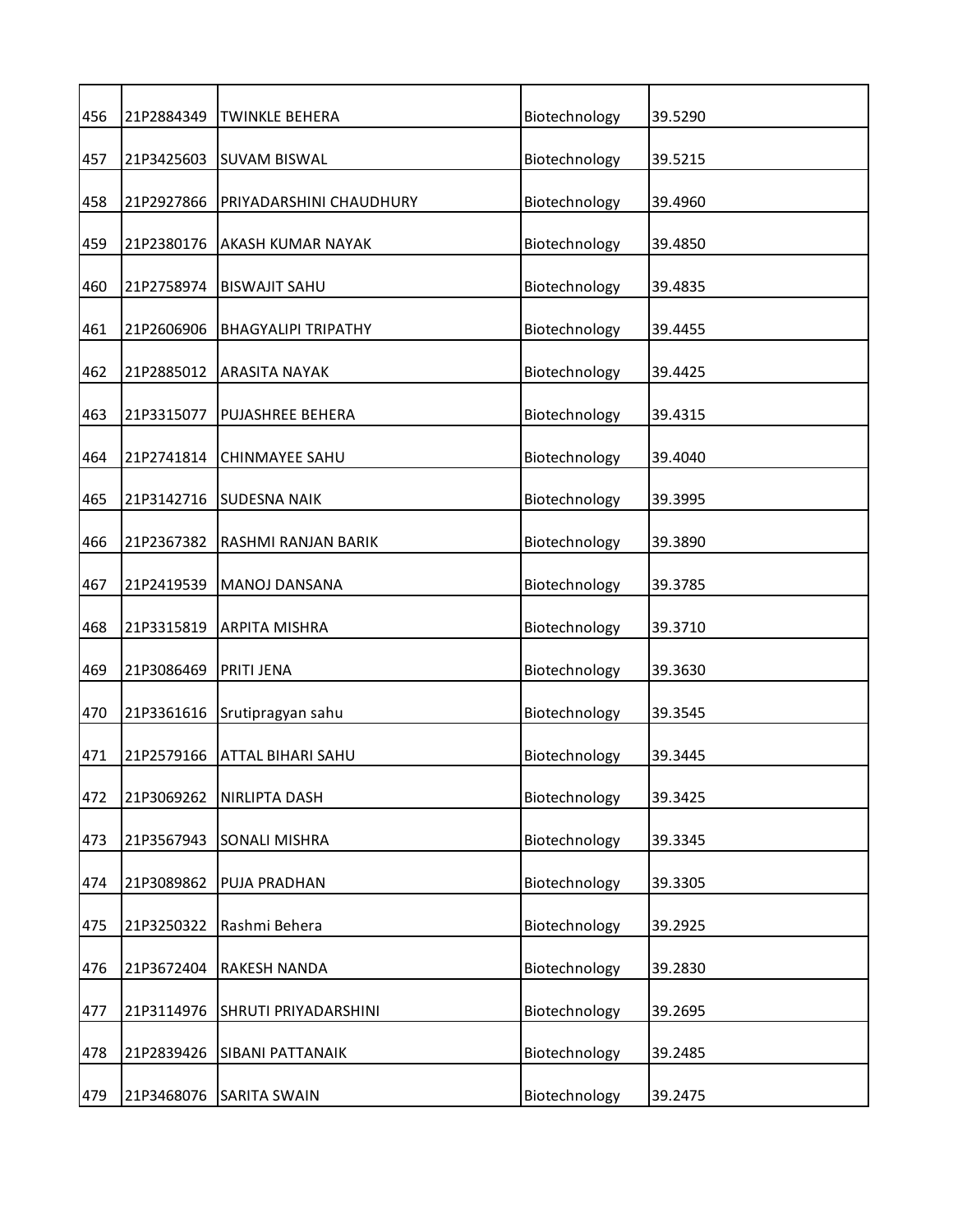| 456 | 21P2884349 | TWINKLE BEHERA | Biotechnology | 39.5290 |
|---|---|---|---|---|
| 457 | 21P3425603 | SUVAM BISWAL | Biotechnology | 39.5215 |
| 458 | 21P2927866 | PRIYADARSHINI CHAUDHURY | Biotechnology | 39.4960 |
| 459 | 21P2380176 | AKASH KUMAR NAYAK | Biotechnology | 39.4850 |
| 460 | 21P2758974 | BISWAJIT SAHU | Biotechnology | 39.4835 |
| 461 | 21P2606906 | BHAGYALIPI TRIPATHY | Biotechnology | 39.4455 |
| 462 | 21P2885012 | ARASITA NAYAK | Biotechnology | 39.4425 |
| 463 | 21P3315077 | PUJASHREE BEHERA | Biotechnology | 39.4315 |
| 464 | 21P2741814 | CHINMAYEE SAHU | Biotechnology | 39.4040 |
| 465 | 21P3142716 | SUDESNA NAIK | Biotechnology | 39.3995 |
| 466 | 21P2367382 | RASHMI RANJAN BARIK | Biotechnology | 39.3890 |
| 467 | 21P2419539 | MANOJ DANSANA | Biotechnology | 39.3785 |
| 468 | 21P3315819 | ARPITA MISHRA | Biotechnology | 39.3710 |
| 469 | 21P3086469 | PRITI JENA | Biotechnology | 39.3630 |
| 470 | 21P3361616 | Srutipragyan sahu | Biotechnology | 39.3545 |
| 471 | 21P2579166 | ATTAL BIHARI SAHU | Biotechnology | 39.3445 |
| 472 | 21P3069262 | NIRLIPTA DASH | Biotechnology | 39.3425 |
| 473 | 21P3567943 | SONALI MISHRA | Biotechnology | 39.3345 |
| 474 | 21P3089862 | PUJA PRADHAN | Biotechnology | 39.3305 |
| 475 | 21P3250322 | Rashmi Behera | Biotechnology | 39.2925 |
| 476 | 21P3672404 | RAKESH NANDA | Biotechnology | 39.2830 |
| 477 | 21P3114976 | SHRUTI PRIYADARSHINI | Biotechnology | 39.2695 |
| 478 | 21P2839426 | SIBANI PATTANAIK | Biotechnology | 39.2485 |
| 479 | 21P3468076 | SARITA SWAIN | Biotechnology | 39.2475 |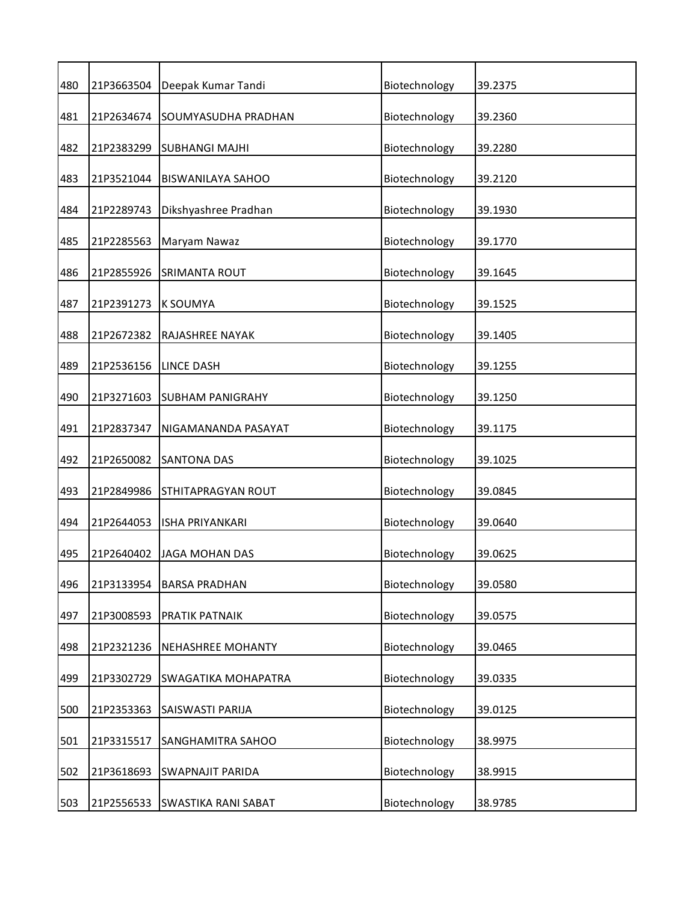| 480 | 21P3663504 | Deepak Kumar Tandi | Biotechnology | 39.2375 |
|---|---|---|---|---|
| 481 | 21P2634674 | SOUMYASUDHA PRADHAN | Biotechnology | 39.2360 |
| 482 | 21P2383299 | SUBHANGI MAJHI | Biotechnology | 39.2280 |
| 483 | 21P3521044 | BISWANILAYA SAHOO | Biotechnology | 39.2120 |
| 484 | 21P2289743 | Dikshyashree Pradhan | Biotechnology | 39.1930 |
| 485 | 21P2285563 | Maryam Nawaz | Biotechnology | 39.1770 |
| 486 | 21P2855926 | SRIMANTA ROUT | Biotechnology | 39.1645 |
| 487 | 21P2391273 | K SOUMYA | Biotechnology | 39.1525 |
| 488 | 21P2672382 | RAJASHREE NAYAK | Biotechnology | 39.1405 |
| 489 | 21P2536156 | LINCE DASH | Biotechnology | 39.1255 |
| 490 | 21P3271603 | SUBHAM PANIGRAHY | Biotechnology | 39.1250 |
| 491 | 21P2837347 | NIGAMANANDA PASAYAT | Biotechnology | 39.1175 |
| 492 | 21P2650082 | SANTONA DAS | Biotechnology | 39.1025 |
| 493 | 21P2849986 | STHITAPRAGYAN ROUT | Biotechnology | 39.0845 |
| 494 | 21P2644053 | ISHA PRIYANKARI | Biotechnology | 39.0640 |
| 495 | 21P2640402 | JAGA MOHAN DAS | Biotechnology | 39.0625 |
| 496 | 21P3133954 | BARSA PRADHAN | Biotechnology | 39.0580 |
| 497 | 21P3008593 | PRATIK PATNAIK | Biotechnology | 39.0575 |
| 498 | 21P2321236 | NEHASHREE MOHANTY | Biotechnology | 39.0465 |
| 499 | 21P3302729 | SWAGATIKA MOHAPATRA | Biotechnology | 39.0335 |
| 500 | 21P2353363 | SAISWASTI PARIJA | Biotechnology | 39.0125 |
| 501 | 21P3315517 | SANGHAMITRA SAHOO | Biotechnology | 38.9975 |
| 502 | 21P3618693 | SWAPNAJIT PARIDA | Biotechnology | 38.9915 |
| 503 | 21P2556533 | SWASTIKA RANI SABAT | Biotechnology | 38.9785 |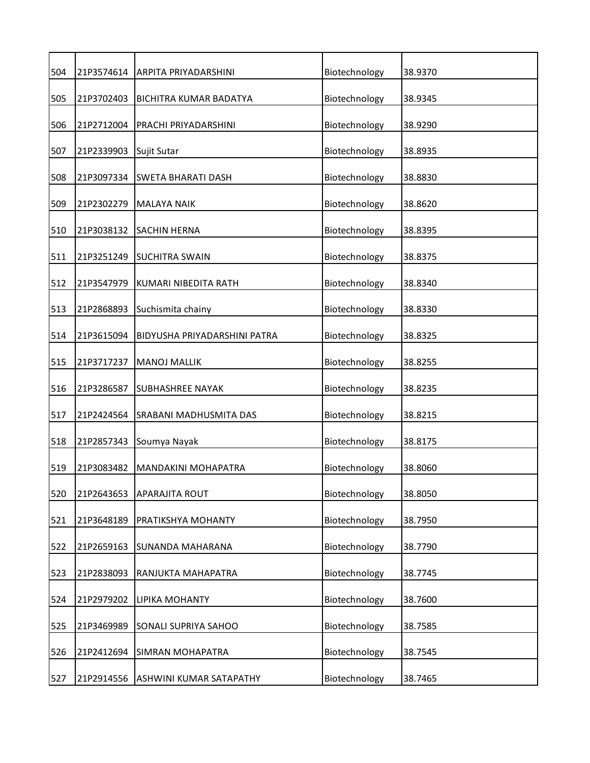| | | | | |
|---|---|---|---|---|
| 504 | 21P3574614 | ARPITA PRIYADARSHINI | Biotechnology | 38.9370 |
| 505 | 21P3702403 | BICHITRA KUMAR BADATYA | Biotechnology | 38.9345 |
| 506 | 21P2712004 | PRACHI PRIYADARSHINI | Biotechnology | 38.9290 |
| 507 | 21P2339903 | Sujit Sutar | Biotechnology | 38.8935 |
| 508 | 21P3097334 | SWETA BHARATI DASH | Biotechnology | 38.8830 |
| 509 | 21P2302279 | MALAYA NAIK | Biotechnology | 38.8620 |
| 510 | 21P3038132 | SACHIN HERNA | Biotechnology | 38.8395 |
| 511 | 21P3251249 | SUCHITRA SWAIN | Biotechnology | 38.8375 |
| 512 | 21P3547979 | KUMARI NIBEDITA RATH | Biotechnology | 38.8340 |
| 513 | 21P2868893 | Suchismita chainy | Biotechnology | 38.8330 |
| 514 | 21P3615094 | BIDYUSHA PRIYADARSHINI PATRA | Biotechnology | 38.8325 |
| 515 | 21P3717237 | MANOJ MALLIK | Biotechnology | 38.8255 |
| 516 | 21P3286587 | SUBHASHREE NAYAK | Biotechnology | 38.8235 |
| 517 | 21P2424564 | SRABANI MADHUSMITA DAS | Biotechnology | 38.8215 |
| 518 | 21P2857343 | Soumya Nayak | Biotechnology | 38.8175 |
| 519 | 21P3083482 | MANDAKINI MOHAPATRA | Biotechnology | 38.8060 |
| 520 | 21P2643653 | APARAJITA ROUT | Biotechnology | 38.8050 |
| 521 | 21P3648189 | PRATIKSHYA MOHANTY | Biotechnology | 38.7950 |
| 522 | 21P2659163 | SUNANDA MAHARANA | Biotechnology | 38.7790 |
| 523 | 21P2838093 | RANJUKTA MAHAPATRA | Biotechnology | 38.7745 |
| 524 | 21P2979202 | LIPIKA MOHANTY | Biotechnology | 38.7600 |
| 525 | 21P3469989 | SONALI SUPRIYA SAHOO | Biotechnology | 38.7585 |
| 526 | 21P2412694 | SIMRAN MOHAPATRA | Biotechnology | 38.7545 |
| 527 | 21P2914556 | ASHWINI KUMAR SATAPATHY | Biotechnology | 38.7465 |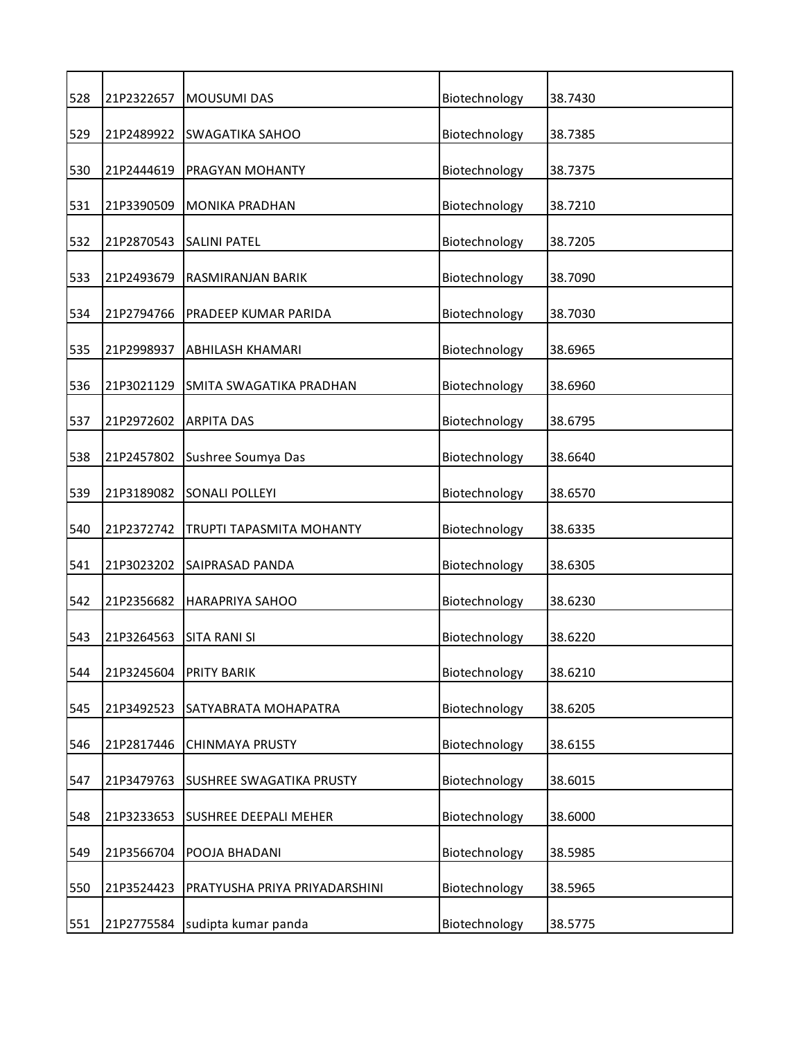| | | | | |
|---|---|---|---|---|
| 528 | 21P2322657 | MOUSUMI DAS | Biotechnology | 38.7430 |
| 529 | 21P2489922 | SWAGATIKA SAHOO | Biotechnology | 38.7385 |
| 530 | 21P2444619 | PRAGYAN MOHANTY | Biotechnology | 38.7375 |
| 531 | 21P3390509 | MONIKA PRADHAN | Biotechnology | 38.7210 |
| 532 | 21P2870543 | SALINI PATEL | Biotechnology | 38.7205 |
| 533 | 21P2493679 | RASMIRANJAN BARIK | Biotechnology | 38.7090 |
| 534 | 21P2794766 | PRADEEP KUMAR PARIDA | Biotechnology | 38.7030 |
| 535 | 21P2998937 | ABHILASH KHAMARI | Biotechnology | 38.6965 |
| 536 | 21P3021129 | SMITA SWAGATIKA PRADHAN | Biotechnology | 38.6960 |
| 537 | 21P2972602 | ARPITA DAS | Biotechnology | 38.6795 |
| 538 | 21P2457802 | Sushree Soumya Das | Biotechnology | 38.6640 |
| 539 | 21P3189082 | SONALI POLLEYI | Biotechnology | 38.6570 |
| 540 | 21P2372742 | TRUPTI TAPASMITA MOHANTY | Biotechnology | 38.6335 |
| 541 | 21P3023202 | SAIPRASAD PANDA | Biotechnology | 38.6305 |
| 542 | 21P2356682 | HARAPRIYA SAHOO | Biotechnology | 38.6230 |
| 543 | 21P3264563 | SITA RANI SI | Biotechnology | 38.6220 |
| 544 | 21P3245604 | PRITY BARIK | Biotechnology | 38.6210 |
| 545 | 21P3492523 | SATYABRATA MOHAPATRA | Biotechnology | 38.6205 |
| 546 | 21P2817446 | CHINMAYA PRUSTY | Biotechnology | 38.6155 |
| 547 | 21P3479763 | SUSHREE SWAGATIKA PRUSTY | Biotechnology | 38.6015 |
| 548 | 21P3233653 | SUSHREE DEEPALI MEHER | Biotechnology | 38.6000 |
| 549 | 21P3566704 | POOJA BHADANI | Biotechnology | 38.5985 |
| 550 | 21P3524423 | PRATYUSHA PRIYA PRIYADARSHINI | Biotechnology | 38.5965 |
| 551 | 21P2775584 | sudipta kumar panda | Biotechnology | 38.5775 |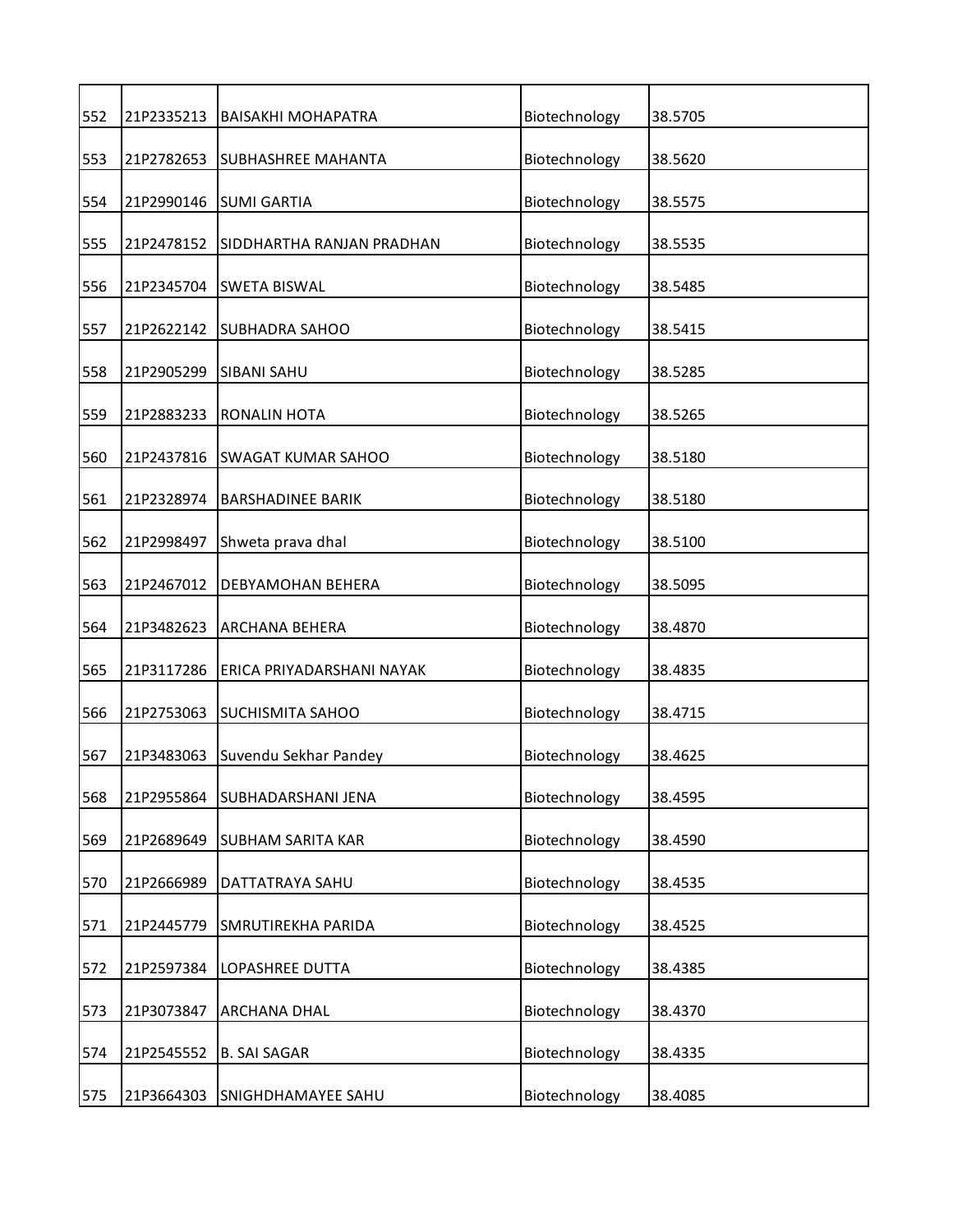| 552 | 21P2335213 | BAISAKHI MOHAPATRA | Biotechnology | 38.5705 |
|---|---|---|---|---|
| 553 | 21P2782653 | SUBHASHREE MAHANTA | Biotechnology | 38.5620 |
| 554 | 21P2990146 | SUMI GARTIA | Biotechnology | 38.5575 |
| 555 | 21P2478152 | SIDDHARTHA RANJAN PRADHAN | Biotechnology | 38.5535 |
| 556 | 21P2345704 | SWETA BISWAL | Biotechnology | 38.5485 |
| 557 | 21P2622142 | SUBHADRA SAHOO | Biotechnology | 38.5415 |
| 558 | 21P2905299 | SIBANI SAHU | Biotechnology | 38.5285 |
| 559 | 21P2883233 | RONALIN HOTA | Biotechnology | 38.5265 |
| 560 | 21P2437816 | SWAGAT KUMAR SAHOO | Biotechnology | 38.5180 |
| 561 | 21P2328974 | BARSHADINEE BARIK | Biotechnology | 38.5180 |
| 562 | 21P2998497 | Shweta prava dhal | Biotechnology | 38.5100 |
| 563 | 21P2467012 | DEBYAMOHAN BEHERA | Biotechnology | 38.5095 |
| 564 | 21P3482623 | ARCHANA BEHERA | Biotechnology | 38.4870 |
| 565 | 21P3117286 | ERICA PRIYADARSHANI NAYAK | Biotechnology | 38.4835 |
| 566 | 21P2753063 | SUCHISMITA SAHOO | Biotechnology | 38.4715 |
| 567 | 21P3483063 | Suvendu Sekhar Pandey | Biotechnology | 38.4625 |
| 568 | 21P2955864 | SUBHADARSHANI JENA | Biotechnology | 38.4595 |
| 569 | 21P2689649 | SUBHAM SARITA KAR | Biotechnology | 38.4590 |
| 570 | 21P2666989 | DATTATRAYA SAHU | Biotechnology | 38.4535 |
| 571 | 21P2445779 | SMRUTIREKHA PARIDA | Biotechnology | 38.4525 |
| 572 | 21P2597384 | LOPASHREE DUTTA | Biotechnology | 38.4385 |
| 573 | 21P3073847 | ARCHANA DHAL | Biotechnology | 38.4370 |
| 574 | 21P2545552 | B. SAI SAGAR | Biotechnology | 38.4335 |
| 575 | 21P3664303 | SNIGHDHAMAYEE SAHU | Biotechnology | 38.4085 |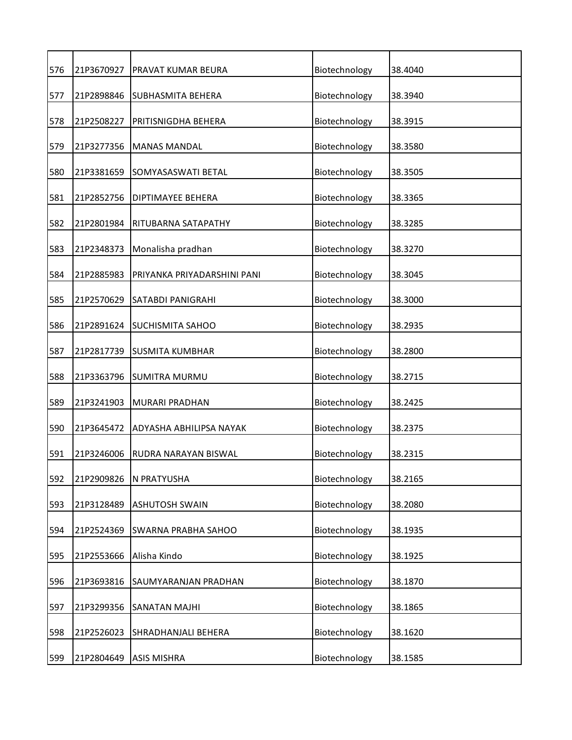| | | | | |
|---|---|---|---|---|
| 576 | 21P3670927 | PRAVAT KUMAR BEURA | Biotechnology | 38.4040 |
| 577 | 21P2898846 | SUBHASMITA BEHERA | Biotechnology | 38.3940 |
| 578 | 21P2508227 | PRITISNIGDHA BEHERA | Biotechnology | 38.3915 |
| 579 | 21P3277356 | MANAS MANDAL | Biotechnology | 38.3580 |
| 580 | 21P3381659 | SOMYASASWATI BETAL | Biotechnology | 38.3505 |
| 581 | 21P2852756 | DIPTIMAYEE BEHERA | Biotechnology | 38.3365 |
| 582 | 21P2801984 | RITUBARNA SATAPATHY | Biotechnology | 38.3285 |
| 583 | 21P2348373 | Monalisha pradhan | Biotechnology | 38.3270 |
| 584 | 21P2885983 | PRIYANKA PRIYADARSHINI PANI | Biotechnology | 38.3045 |
| 585 | 21P2570629 | SATABDI PANIGRAHI | Biotechnology | 38.3000 |
| 586 | 21P2891624 | SUCHISMITA SAHOO | Biotechnology | 38.2935 |
| 587 | 21P2817739 | SUSMITA KUMBHAR | Biotechnology | 38.2800 |
| 588 | 21P3363796 | SUMITRA MURMU | Biotechnology | 38.2715 |
| 589 | 21P3241903 | MURARI PRADHAN | Biotechnology | 38.2425 |
| 590 | 21P3645472 | ADYASHA ABHILIPSA NAYAK | Biotechnology | 38.2375 |
| 591 | 21P3246006 | RUDRA NARAYAN BISWAL | Biotechnology | 38.2315 |
| 592 | 21P2909826 | N PRATYUSHA | Biotechnology | 38.2165 |
| 593 | 21P3128489 | ASHUTOSH SWAIN | Biotechnology | 38.2080 |
| 594 | 21P2524369 | SWARNA PRABHA SAHOO | Biotechnology | 38.1935 |
| 595 | 21P2553666 | Alisha Kindo | Biotechnology | 38.1925 |
| 596 | 21P3693816 | SAUMYARANJAN PRADHAN | Biotechnology | 38.1870 |
| 597 | 21P3299356 | SANATAN MAJHI | Biotechnology | 38.1865 |
| 598 | 21P2526023 | SHRADHANJALI BEHERA | Biotechnology | 38.1620 |
| 599 | 21P2804649 | ASIS MISHRA | Biotechnology | 38.1585 |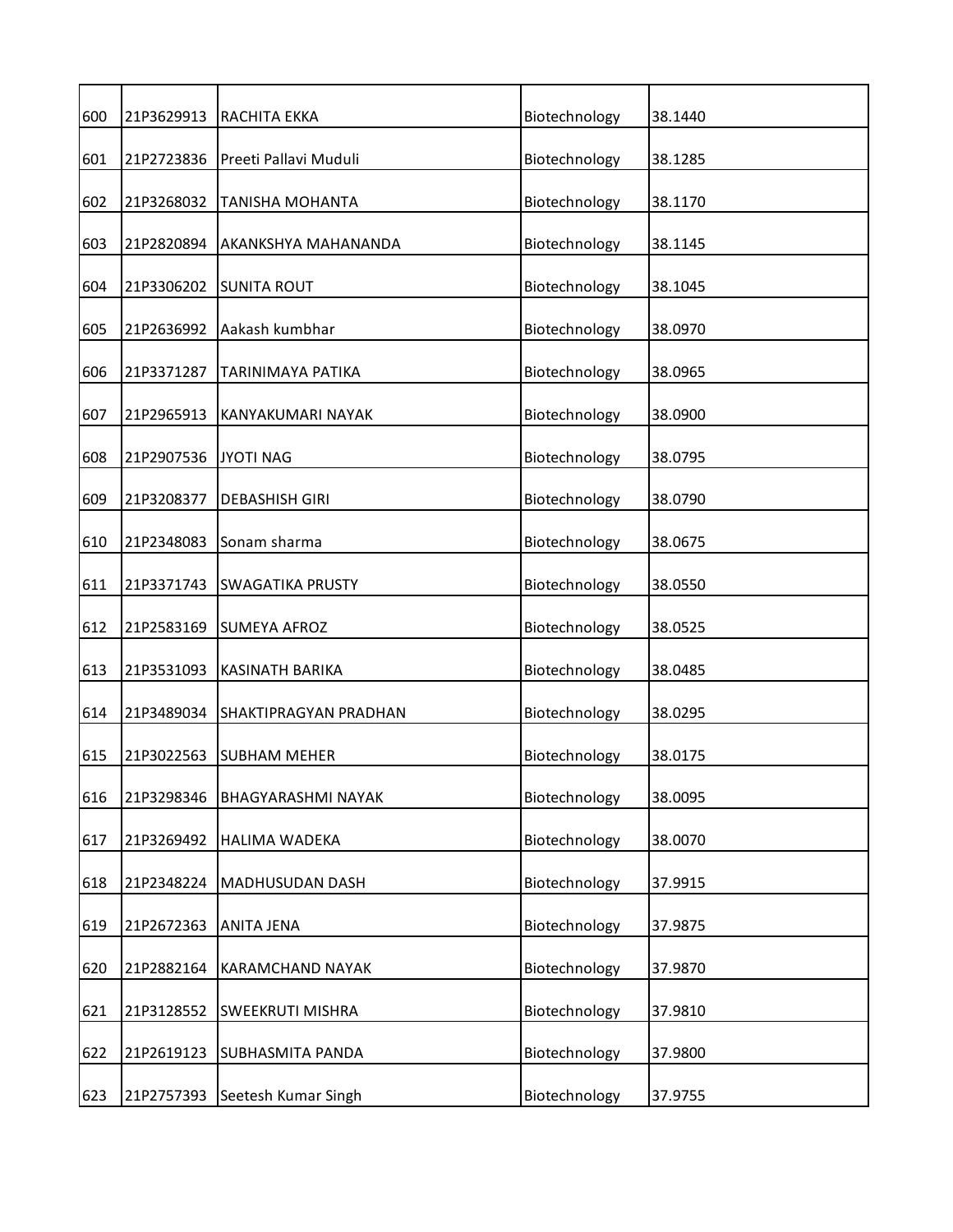| 600 | 21P3629913 | RACHITA EKKA | Biotechnology | 38.1440 |
|---|---|---|---|---|
| 601 | 21P2723836 | Preeti Pallavi Muduli | Biotechnology | 38.1285 |
| 602 | 21P3268032 | TANISHA MOHANTA | Biotechnology | 38.1170 |
| 603 | 21P2820894 | AKANKSHYA MAHANANDA | Biotechnology | 38.1145 |
| 604 | 21P3306202 | SUNITA ROUT | Biotechnology | 38.1045 |
| 605 | 21P2636992 | Aakash kumbhar | Biotechnology | 38.0970 |
| 606 | 21P3371287 | TARINIMAYA PATIKA | Biotechnology | 38.0965 |
| 607 | 21P2965913 | KANYAKUMARI NAYAK | Biotechnology | 38.0900 |
| 608 | 21P2907536 | JYOTI NAG | Biotechnology | 38.0795 |
| 609 | 21P3208377 | DEBASHISH GIRI | Biotechnology | 38.0790 |
| 610 | 21P2348083 | Sonam sharma | Biotechnology | 38.0675 |
| 611 | 21P3371743 | SWAGATIKA PRUSTY | Biotechnology | 38.0550 |
| 612 | 21P2583169 | SUMEYA AFROZ | Biotechnology | 38.0525 |
| 613 | 21P3531093 | KASINATH BARIKA | Biotechnology | 38.0485 |
| 614 | 21P3489034 | SHAKTIPRAGYAN PRADHAN | Biotechnology | 38.0295 |
| 615 | 21P3022563 | SUBHAM MEHER | Biotechnology | 38.0175 |
| 616 | 21P3298346 | BHAGYARASHMI NAYAK | Biotechnology | 38.0095 |
| 617 | 21P3269492 | HALIMA WADEKA | Biotechnology | 38.0070 |
| 618 | 21P2348224 | MADHUSUDAN DASH | Biotechnology | 37.9915 |
| 619 | 21P2672363 | ANITA JENA | Biotechnology | 37.9875 |
| 620 | 21P2882164 | KARAMCHAND NAYAK | Biotechnology | 37.9870 |
| 621 | 21P3128552 | SWEEKRUTI MISHRA | Biotechnology | 37.9810 |
| 622 | 21P2619123 | SUBHASMITA PANDA | Biotechnology | 37.9800 |
| 623 | 21P2757393 | Seetesh Kumar Singh | Biotechnology | 37.9755 |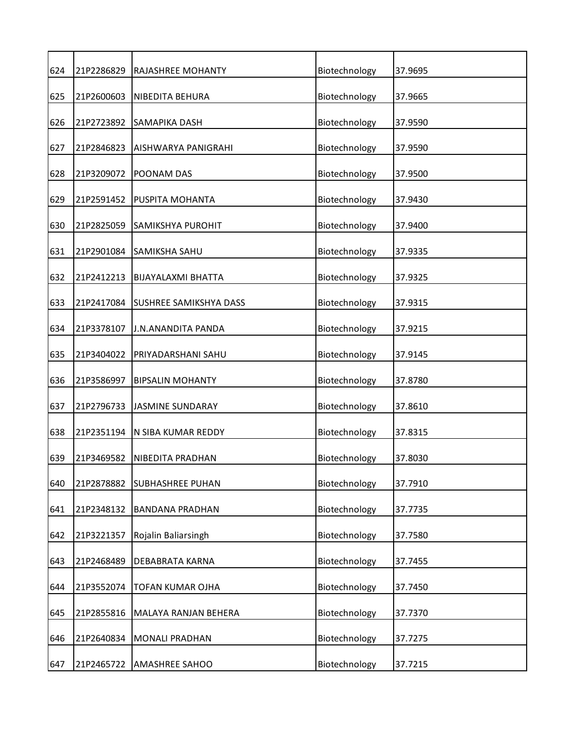| 624 | 21P2286829 | RAJASHREE MOHANTY | Biotechnology | 37.9695 |
|---|---|---|---|---|
| 625 | 21P2600603 | NIBEDITA BEHURA | Biotechnology | 37.9665 |
| 626 | 21P2723892 | SAMAPIKA DASH | Biotechnology | 37.9590 |
| 627 | 21P2846823 | AISHWARYA PANIGRAHI | Biotechnology | 37.9590 |
| 628 | 21P3209072 | POONAM DAS | Biotechnology | 37.9500 |
| 629 | 21P2591452 | PUSPITA MOHANTA | Biotechnology | 37.9430 |
| 630 | 21P2825059 | SAMIKSHYA PUROHIT | Biotechnology | 37.9400 |
| 631 | 21P2901084 | SAMIKSHA SAHU | Biotechnology | 37.9335 |
| 632 | 21P2412213 | BIJAYALAXMI BHATTA | Biotechnology | 37.9325 |
| 633 | 21P2417084 | SUSHREE SAMIKSHYA DASS | Biotechnology | 37.9315 |
| 634 | 21P3378107 | J.N.ANANDITA PANDA | Biotechnology | 37.9215 |
| 635 | 21P3404022 | PRIYADARSHANI SAHU | Biotechnology | 37.9145 |
| 636 | 21P3586997 | BIPSALIN MOHANTY | Biotechnology | 37.8780 |
| 637 | 21P2796733 | JASMINE SUNDARAY | Biotechnology | 37.8610 |
| 638 | 21P2351194 | N SIBA KUMAR REDDY | Biotechnology | 37.8315 |
| 639 | 21P3469582 | NIBEDITA PRADHAN | Biotechnology | 37.8030 |
| 640 | 21P2878882 | SUBHASHREE PUHAN | Biotechnology | 37.7910 |
| 641 | 21P2348132 | BANDANA PRADHAN | Biotechnology | 37.7735 |
| 642 | 21P3221357 | Rojalin Baliarsingh | Biotechnology | 37.7580 |
| 643 | 21P2468489 | DEBABRATA KARNA | Biotechnology | 37.7455 |
| 644 | 21P3552074 | TOFAN KUMAR OJHA | Biotechnology | 37.7450 |
| 645 | 21P2855816 | MALAYA RANJAN BEHERA | Biotechnology | 37.7370 |
| 646 | 21P2640834 | MONALI PRADHAN | Biotechnology | 37.7275 |
| 647 | 21P2465722 | AMASHREE SAHOO | Biotechnology | 37.7215 |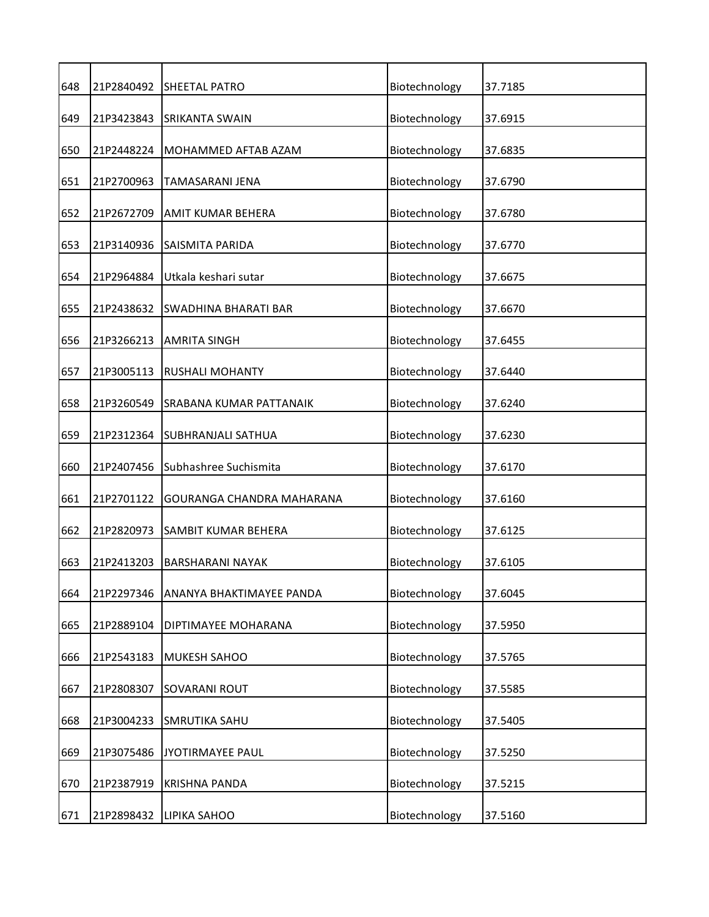| | | | | |
|---|---|---|---|---|
| 648 | 21P2840492 | SHEETAL PATRO | Biotechnology | 37.7185 |
| 649 | 21P3423843 | SRIKANTA SWAIN | Biotechnology | 37.6915 |
| 650 | 21P2448224 | MOHAMMED AFTAB AZAM | Biotechnology | 37.6835 |
| 651 | 21P2700963 | TAMASARANI JENA | Biotechnology | 37.6790 |
| 652 | 21P2672709 | AMIT KUMAR BEHERA | Biotechnology | 37.6780 |
| 653 | 21P3140936 | SAISMITA PARIDA | Biotechnology | 37.6770 |
| 654 | 21P2964884 | Utkala keshari sutar | Biotechnology | 37.6675 |
| 655 | 21P2438632 | SWADHINA BHARATI BAR | Biotechnology | 37.6670 |
| 656 | 21P3266213 | AMRITA SINGH | Biotechnology | 37.6455 |
| 657 | 21P3005113 | RUSHALI MOHANTY | Biotechnology | 37.6440 |
| 658 | 21P3260549 | SRABANA KUMAR PATTANAIK | Biotechnology | 37.6240 |
| 659 | 21P2312364 | SUBHRANJALI SATHUA | Biotechnology | 37.6230 |
| 660 | 21P2407456 | Subhashree Suchismita | Biotechnology | 37.6170 |
| 661 | 21P2701122 | GOURANGA CHANDRA MAHARANA | Biotechnology | 37.6160 |
| 662 | 21P2820973 | SAMBIT KUMAR BEHERA | Biotechnology | 37.6125 |
| 663 | 21P2413203 | BARSHARANI NAYAK | Biotechnology | 37.6105 |
| 664 | 21P2297346 | ANANYA BHAKTIMAYEE PANDA | Biotechnology | 37.6045 |
| 665 | 21P2889104 | DIPTIMAYEE MOHARANA | Biotechnology | 37.5950 |
| 666 | 21P2543183 | MUKESH SAHOO | Biotechnology | 37.5765 |
| 667 | 21P2808307 | SOVARANI ROUT | Biotechnology | 37.5585 |
| 668 | 21P3004233 | SMRUTIKA SAHU | Biotechnology | 37.5405 |
| 669 | 21P3075486 | JYOTIRMAYEE PAUL | Biotechnology | 37.5250 |
| 670 | 21P2387919 | KRISHNA PANDA | Biotechnology | 37.5215 |
| 671 | 21P2898432 | LIPIKA SAHOO | Biotechnology | 37.5160 |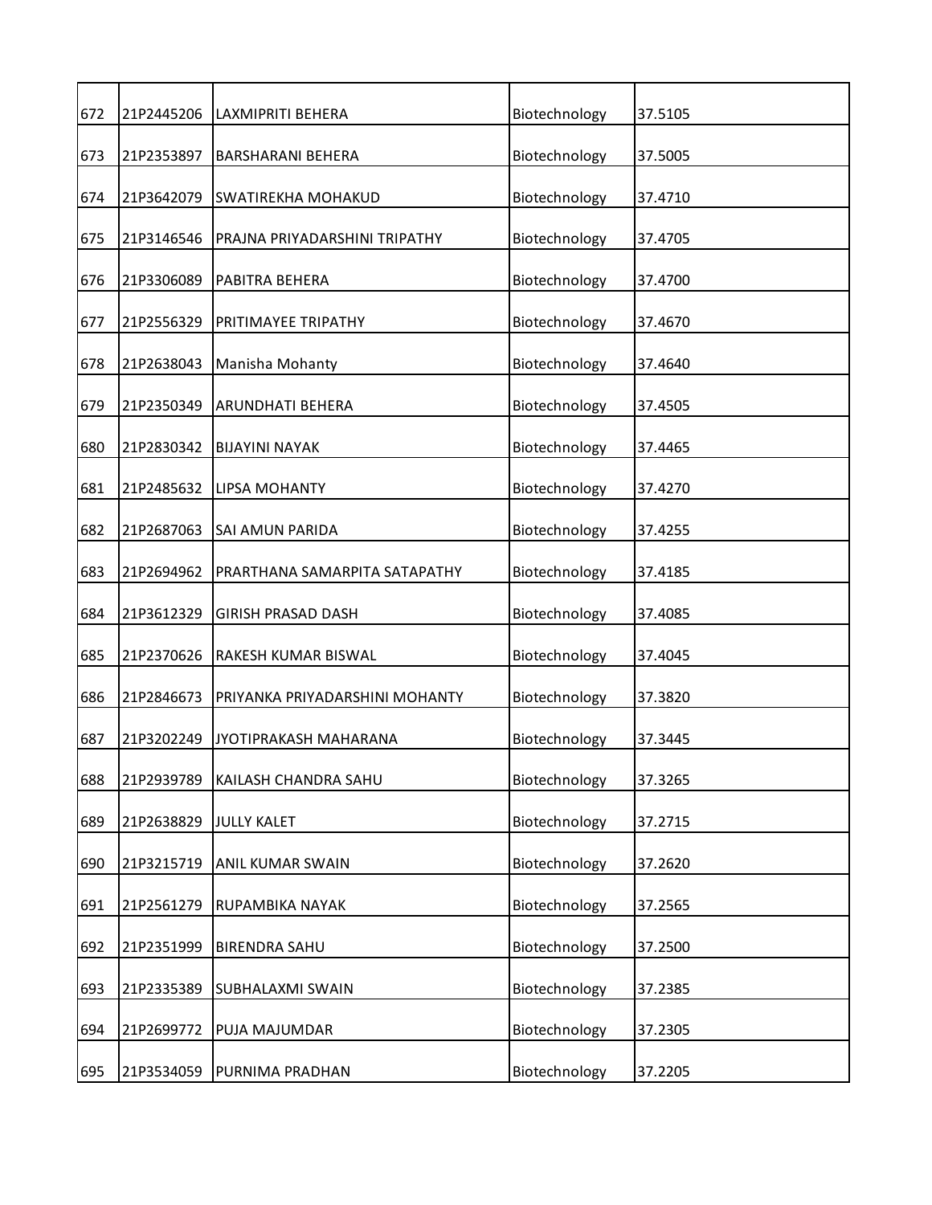| 672 | 21P2445206 | LAXMIPRITI BEHERA | Biotechnology | 37.5105 |
|---|---|---|---|---|
| 673 | 21P2353897 | BARSHARANI BEHERA | Biotechnology | 37.5005 |
| 674 | 21P3642079 | SWATIREKHA MOHAKUD | Biotechnology | 37.4710 |
| 675 | 21P3146546 | PRAJNA PRIYADARSHINI TRIPATHY | Biotechnology | 37.4705 |
| 676 | 21P3306089 | PABITRA BEHERA | Biotechnology | 37.4700 |
| 677 | 21P2556329 | PRITIMAYEE TRIPATHY | Biotechnology | 37.4670 |
| 678 | 21P2638043 | Manisha Mohanty | Biotechnology | 37.4640 |
| 679 | 21P2350349 | ARUNDHATI BEHERA | Biotechnology | 37.4505 |
| 680 | 21P2830342 | BIJAYINI NAYAK | Biotechnology | 37.4465 |
| 681 | 21P2485632 | LIPSA MOHANTY | Biotechnology | 37.4270 |
| 682 | 21P2687063 | SAI AMUN PARIDA | Biotechnology | 37.4255 |
| 683 | 21P2694962 | PRARTHANA SAMARPITA SATAPATHY | Biotechnology | 37.4185 |
| 684 | 21P3612329 | GIRISH PRASAD DASH | Biotechnology | 37.4085 |
| 685 | 21P2370626 | RAKESH KUMAR BISWAL | Biotechnology | 37.4045 |
| 686 | 21P2846673 | PRIYANKA PRIYADARSHINI MOHANTY | Biotechnology | 37.3820 |
| 687 | 21P3202249 | JYOTIPRAKASH MAHARANA | Biotechnology | 37.3445 |
| 688 | 21P2939789 | KAILASH CHANDRA SAHU | Biotechnology | 37.3265 |
| 689 | 21P2638829 | JULLY KALET | Biotechnology | 37.2715 |
| 690 | 21P3215719 | ANIL KUMAR SWAIN | Biotechnology | 37.2620 |
| 691 | 21P2561279 | RUPAMBIKA NAYAK | Biotechnology | 37.2565 |
| 692 | 21P2351999 | BIRENDRA SAHU | Biotechnology | 37.2500 |
| 693 | 21P2335389 | SUBHALAXMI SWAIN | Biotechnology | 37.2385 |
| 694 | 21P2699772 | PUJA MAJUMDAR | Biotechnology | 37.2305 |
| 695 | 21P3534059 | PURNIMA PRADHAN | Biotechnology | 37.2205 |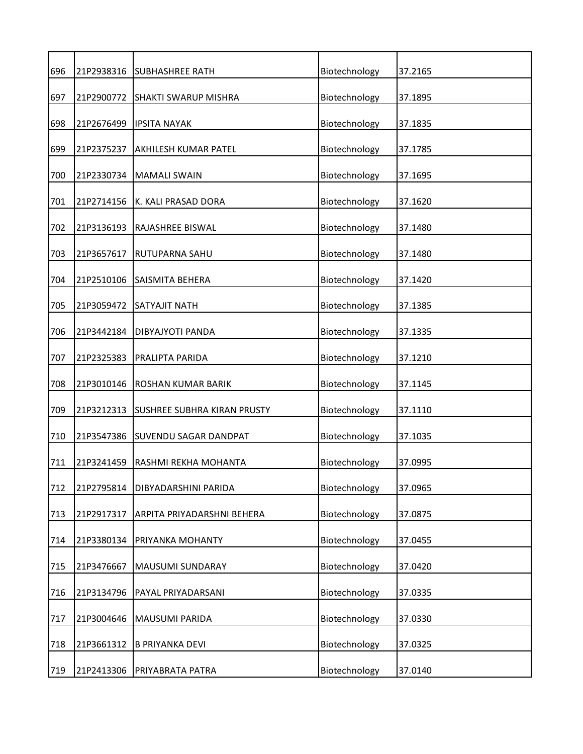| 696 | 21P2938316 | SUBHASHREE RATH | Biotechnology | 37.2165 |
|---|---|---|---|---|
| 697 | 21P2900772 | SHAKTI SWARUP MISHRA | Biotechnology | 37.1895 |
| 698 | 21P2676499 | IPSITA NAYAK | Biotechnology | 37.1835 |
| 699 | 21P2375237 | AKHILESH KUMAR PATEL | Biotechnology | 37.1785 |
| 700 | 21P2330734 | MAMALI SWAIN | Biotechnology | 37.1695 |
| 701 | 21P2714156 | K. KALI PRASAD DORA | Biotechnology | 37.1620 |
| 702 | 21P3136193 | RAJASHREE BISWAL | Biotechnology | 37.1480 |
| 703 | 21P3657617 | RUTUPARNA SAHU | Biotechnology | 37.1480 |
| 704 | 21P2510106 | SAISMITA BEHERA | Biotechnology | 37.1420 |
| 705 | 21P3059472 | SATYAJIT NATH | Biotechnology | 37.1385 |
| 706 | 21P3442184 | DIBYAJYOTI PANDA | Biotechnology | 37.1335 |
| 707 | 21P2325383 | PRALIPTA PARIDA | Biotechnology | 37.1210 |
| 708 | 21P3010146 | ROSHAN KUMAR BARIK | Biotechnology | 37.1145 |
| 709 | 21P3212313 | SUSHREE SUBHRA KIRAN PRUSTY | Biotechnology | 37.1110 |
| 710 | 21P3547386 | SUVENDU SAGAR DANDPAT | Biotechnology | 37.1035 |
| 711 | 21P3241459 | RASHMI REKHA MOHANTA | Biotechnology | 37.0995 |
| 712 | 21P2795814 | DIBYADARSHINI PARIDA | Biotechnology | 37.0965 |
| 713 | 21P2917317 | ARPITA PRIYADARSHNI BEHERA | Biotechnology | 37.0875 |
| 714 | 21P3380134 | PRIYANKA MOHANTY | Biotechnology | 37.0455 |
| 715 | 21P3476667 | MAUSUMI SUNDARAY | Biotechnology | 37.0420 |
| 716 | 21P3134796 | PAYAL PRIYADARSANI | Biotechnology | 37.0335 |
| 717 | 21P3004646 | MAUSUMI PARIDA | Biotechnology | 37.0330 |
| 718 | 21P3661312 | B PRIYANKA DEVI | Biotechnology | 37.0325 |
| 719 | 21P2413306 | PRIYABRATA PATRA | Biotechnology | 37.0140 |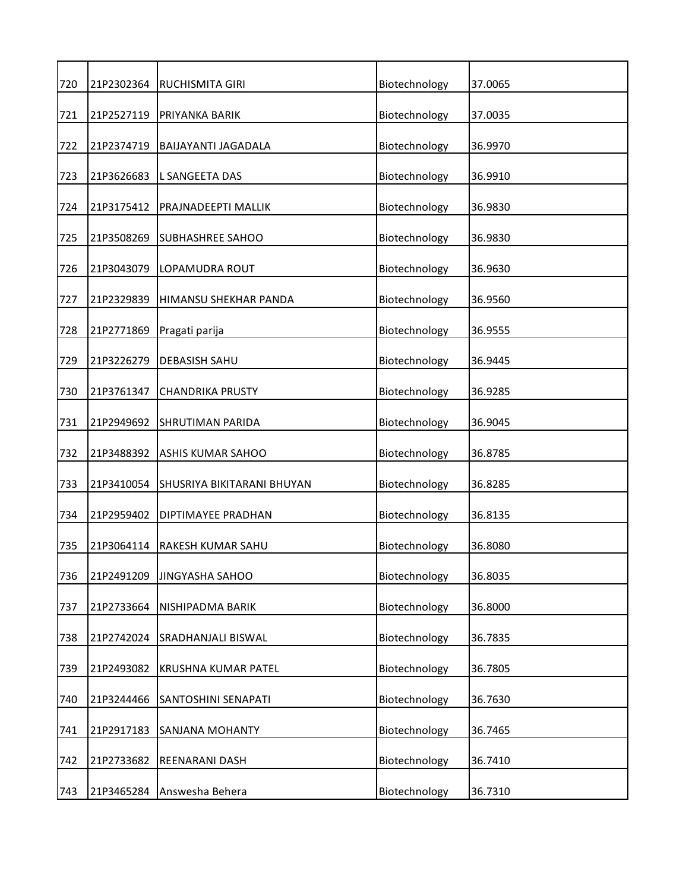| | | | | |
|---|---|---|---|---|
| 720 | 21P2302364 | RUCHISMITA GIRI | Biotechnology | 37.0065 |
| 721 | 21P2527119 | PRIYANKA BARIK | Biotechnology | 37.0035 |
| 722 | 21P2374719 | BAIJAYANTI JAGADALA | Biotechnology | 36.9970 |
| 723 | 21P3626683 | L SANGEETA DAS | Biotechnology | 36.9910 |
| 724 | 21P3175412 | PRAJNADEEPTI MALLIK | Biotechnology | 36.9830 |
| 725 | 21P3508269 | SUBHASHREE SAHOO | Biotechnology | 36.9830 |
| 726 | 21P3043079 | LOPAMUDRA ROUT | Biotechnology | 36.9630 |
| 727 | 21P2329839 | HIMANSU SHEKHAR PANDA | Biotechnology | 36.9560 |
| 728 | 21P2771869 | Pragati parija | Biotechnology | 36.9555 |
| 729 | 21P3226279 | DEBASISH SAHU | Biotechnology | 36.9445 |
| 730 | 21P3761347 | CHANDRIKA PRUSTY | Biotechnology | 36.9285 |
| 731 | 21P2949692 | SHRUTIMAN PARIDA | Biotechnology | 36.9045 |
| 732 | 21P3488392 | ASHIS KUMAR SAHOO | Biotechnology | 36.8785 |
| 733 | 21P3410054 | SHUSRIYA BIKITARANI BHUYAN | Biotechnology | 36.8285 |
| 734 | 21P2959402 | DIPTIMAYEE PRADHAN | Biotechnology | 36.8135 |
| 735 | 21P3064114 | RAKESH KUMAR SAHU | Biotechnology | 36.8080 |
| 736 | 21P2491209 | JINGYASHA SAHOO | Biotechnology | 36.8035 |
| 737 | 21P2733664 | NISHIPADMA BARIK | Biotechnology | 36.8000 |
| 738 | 21P2742024 | SRADHANJALI BISWAL | Biotechnology | 36.7835 |
| 739 | 21P2493082 | KRUSHNA KUMAR PATEL | Biotechnology | 36.7805 |
| 740 | 21P3244466 | SANTOSHINI SENAPATI | Biotechnology | 36.7630 |
| 741 | 21P2917183 | SANJANA MOHANTY | Biotechnology | 36.7465 |
| 742 | 21P2733682 | REENARANI DASH | Biotechnology | 36.7410 |
| 743 | 21P3465284 | Answesha Behera | Biotechnology | 36.7310 |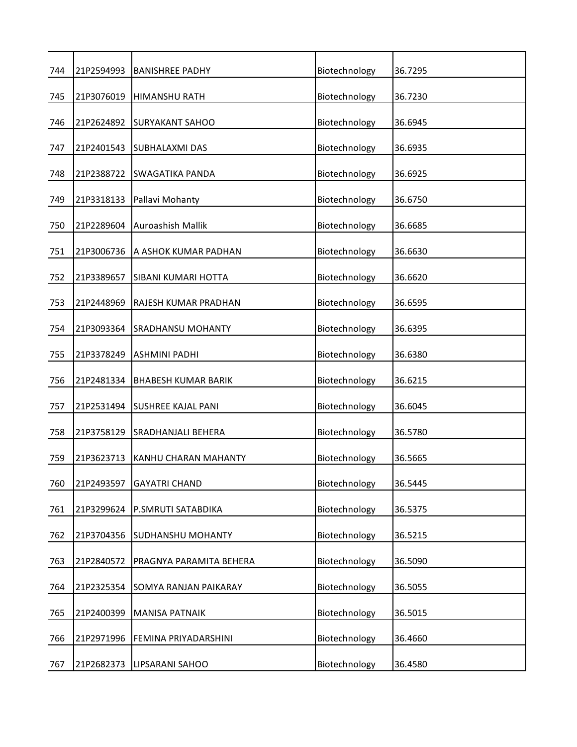| 744 | 21P2594993 | BANISHREE PADHY | Biotechnology | 36.7295 |
|---|---|---|---|---|
| 745 | 21P3076019 | HIMANSHU RATH | Biotechnology | 36.7230 |
| 746 | 21P2624892 | SURYAKANT SAHOO | Biotechnology | 36.6945 |
| 747 | 21P2401543 | SUBHALAXMI DAS | Biotechnology | 36.6935 |
| 748 | 21P2388722 | SWAGATIKA PANDA | Biotechnology | 36.6925 |
| 749 | 21P3318133 | Pallavi Mohanty | Biotechnology | 36.6750 |
| 750 | 21P2289604 | Auroashish Mallik | Biotechnology | 36.6685 |
| 751 | 21P3006736 | A ASHOK KUMAR PADHAN | Biotechnology | 36.6630 |
| 752 | 21P3389657 | SIBANI KUMARI HOTTA | Biotechnology | 36.6620 |
| 753 | 21P2448969 | RAJESH KUMAR PRADHAN | Biotechnology | 36.6595 |
| 754 | 21P3093364 | SRADHANSU MOHANTY | Biotechnology | 36.6395 |
| 755 | 21P3378249 | ASHMINI PADHI | Biotechnology | 36.6380 |
| 756 | 21P2481334 | BHABESH KUMAR BARIK | Biotechnology | 36.6215 |
| 757 | 21P2531494 | SUSHREE KAJAL PANI | Biotechnology | 36.6045 |
| 758 | 21P3758129 | SRADHANJALI BEHERA | Biotechnology | 36.5780 |
| 759 | 21P3623713 | KANHU CHARAN MAHANTY | Biotechnology | 36.5665 |
| 760 | 21P2493597 | GAYATRI CHAND | Biotechnology | 36.5445 |
| 761 | 21P3299624 | P.SMRUTI SATABDIKA | Biotechnology | 36.5375 |
| 762 | 21P3704356 | SUDHANSHU MOHANTY | Biotechnology | 36.5215 |
| 763 | 21P2840572 | PRAGNYA PARAMITA BEHERA | Biotechnology | 36.5090 |
| 764 | 21P2325354 | SOMYA RANJAN PAIKARAY | Biotechnology | 36.5055 |
| 765 | 21P2400399 | MANISA PATNAIK | Biotechnology | 36.5015 |
| 766 | 21P2971996 | FEMINA PRIYADARSHINI | Biotechnology | 36.4660 |
| 767 | 21P2682373 | LIPSARANI SAHOO | Biotechnology | 36.4580 |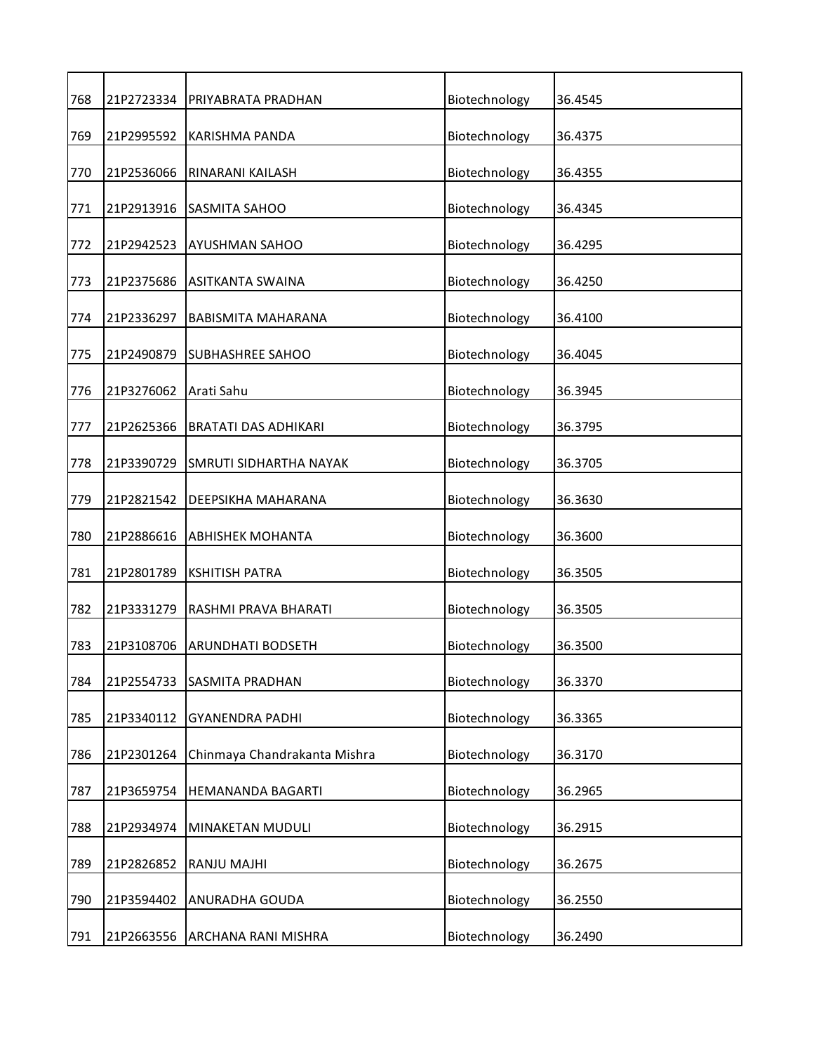| | | | | |
|---|---|---|---|---|
| 768 | 21P2723334 | PRIYABRATA PRADHAN | Biotechnology | 36.4545 |
| 769 | 21P2995592 | KARISHMA PANDA | Biotechnology | 36.4375 |
| 770 | 21P2536066 | RINARANI KAILASH | Biotechnology | 36.4355 |
| 771 | 21P2913916 | SASMITA SAHOO | Biotechnology | 36.4345 |
| 772 | 21P2942523 | AYUSHMAN SAHOO | Biotechnology | 36.4295 |
| 773 | 21P2375686 | ASITKANTA SWAINA | Biotechnology | 36.4250 |
| 774 | 21P2336297 | BABISMITA MAHARANA | Biotechnology | 36.4100 |
| 775 | 21P2490879 | SUBHASHREE SAHOO | Biotechnology | 36.4045 |
| 776 | 21P3276062 | Arati Sahu | Biotechnology | 36.3945 |
| 777 | 21P2625366 | BRATATI DAS ADHIKARI | Biotechnology | 36.3795 |
| 778 | 21P3390729 | SMRUTI SIDHARTHA NAYAK | Biotechnology | 36.3705 |
| 779 | 21P2821542 | DEEPSIKHA MAHARANA | Biotechnology | 36.3630 |
| 780 | 21P2886616 | ABHISHEK MOHANTA | Biotechnology | 36.3600 |
| 781 | 21P2801789 | KSHITISH PATRA | Biotechnology | 36.3505 |
| 782 | 21P3331279 | RASHMI PRAVA BHARATI | Biotechnology | 36.3505 |
| 783 | 21P3108706 | ARUNDHATI BODSETH | Biotechnology | 36.3500 |
| 784 | 21P2554733 | SASMITA PRADHAN | Biotechnology | 36.3370 |
| 785 | 21P3340112 | GYANENDRA PADHI | Biotechnology | 36.3365 |
| 786 | 21P2301264 | Chinmaya Chandrakanta Mishra | Biotechnology | 36.3170 |
| 787 | 21P3659754 | HEMANANDA BAGARTI | Biotechnology | 36.2965 |
| 788 | 21P2934974 | MINAKETAN MUDULI | Biotechnology | 36.2915 |
| 789 | 21P2826852 | RANJU MAJHI | Biotechnology | 36.2675 |
| 790 | 21P3594402 | ANURADHA GOUDA | Biotechnology | 36.2550 |
| 791 | 21P2663556 | ARCHANA RANI MISHRA | Biotechnology | 36.2490 |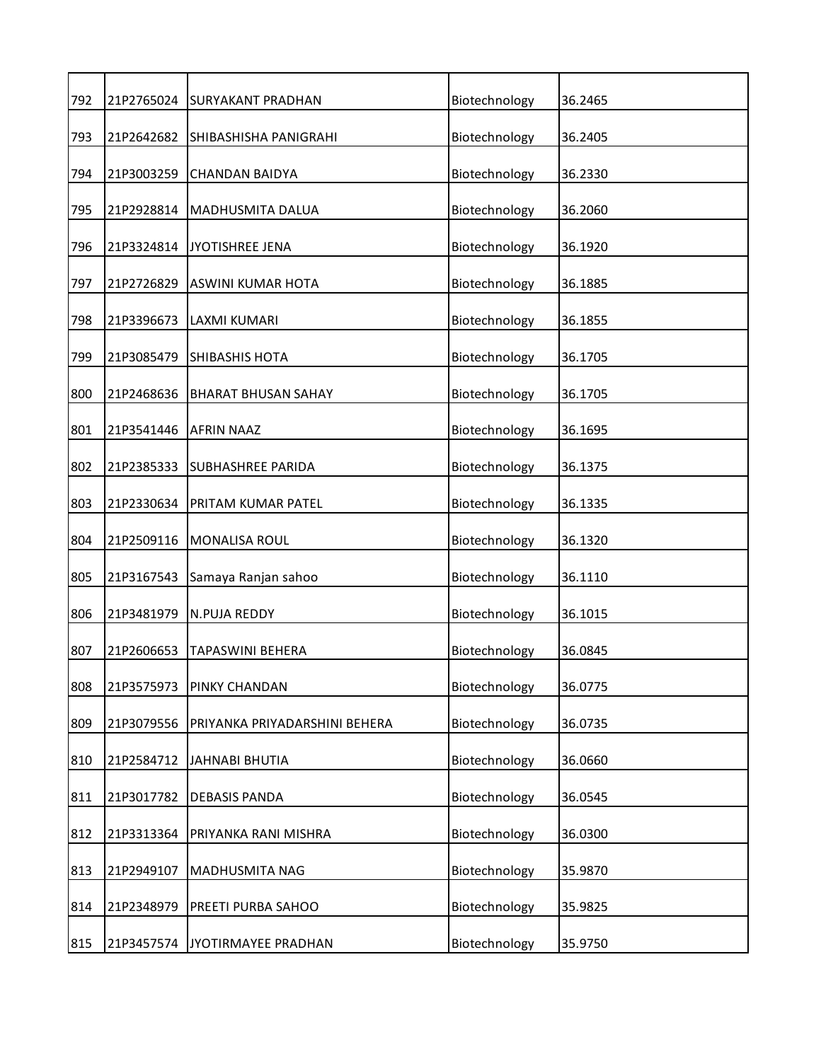| 792 | 21P2765024 | SURYAKANT PRADHAN | Biotechnology | 36.2465 |
|---|---|---|---|---|
| 793 | 21P2642682 | SHIBASHISHA PANIGRAHI | Biotechnology | 36.2405 |
| 794 | 21P3003259 | CHANDAN BAIDYA | Biotechnology | 36.2330 |
| 795 | 21P2928814 | MADHUSMITA DALUA | Biotechnology | 36.2060 |
| 796 | 21P3324814 | JYOTISHREE JENA | Biotechnology | 36.1920 |
| 797 | 21P2726829 | ASWINI KUMAR HOTA | Biotechnology | 36.1885 |
| 798 | 21P3396673 | LAXMI KUMARI | Biotechnology | 36.1855 |
| 799 | 21P3085479 | SHIBASHIS HOTA | Biotechnology | 36.1705 |
| 800 | 21P2468636 | BHARAT BHUSAN SAHAY | Biotechnology | 36.1705 |
| 801 | 21P3541446 | AFRIN NAAZ | Biotechnology | 36.1695 |
| 802 | 21P2385333 | SUBHASHREE PARIDA | Biotechnology | 36.1375 |
| 803 | 21P2330634 | PRITAM KUMAR PATEL | Biotechnology | 36.1335 |
| 804 | 21P2509116 | MONALISA ROUL | Biotechnology | 36.1320 |
| 805 | 21P3167543 | Samaya Ranjan sahoo | Biotechnology | 36.1110 |
| 806 | 21P3481979 | N.PUJA REDDY | Biotechnology | 36.1015 |
| 807 | 21P2606653 | TAPASWINI BEHERA | Biotechnology | 36.0845 |
| 808 | 21P3575973 | PINKY CHANDAN | Biotechnology | 36.0775 |
| 809 | 21P3079556 | PRIYANKA PRIYADARSHINI BEHERA | Biotechnology | 36.0735 |
| 810 | 21P2584712 | JAHNABI BHUTIA | Biotechnology | 36.0660 |
| 811 | 21P3017782 | DEBASIS PANDA | Biotechnology | 36.0545 |
| 812 | 21P3313364 | PRIYANKA RANI MISHRA | Biotechnology | 36.0300 |
| 813 | 21P2949107 | MADHUSMITA NAG | Biotechnology | 35.9870 |
| 814 | 21P2348979 | PREETI PURBA SAHOO | Biotechnology | 35.9825 |
| 815 | 21P3457574 | JYOTIRMAYEE PRADHAN | Biotechnology | 35.9750 |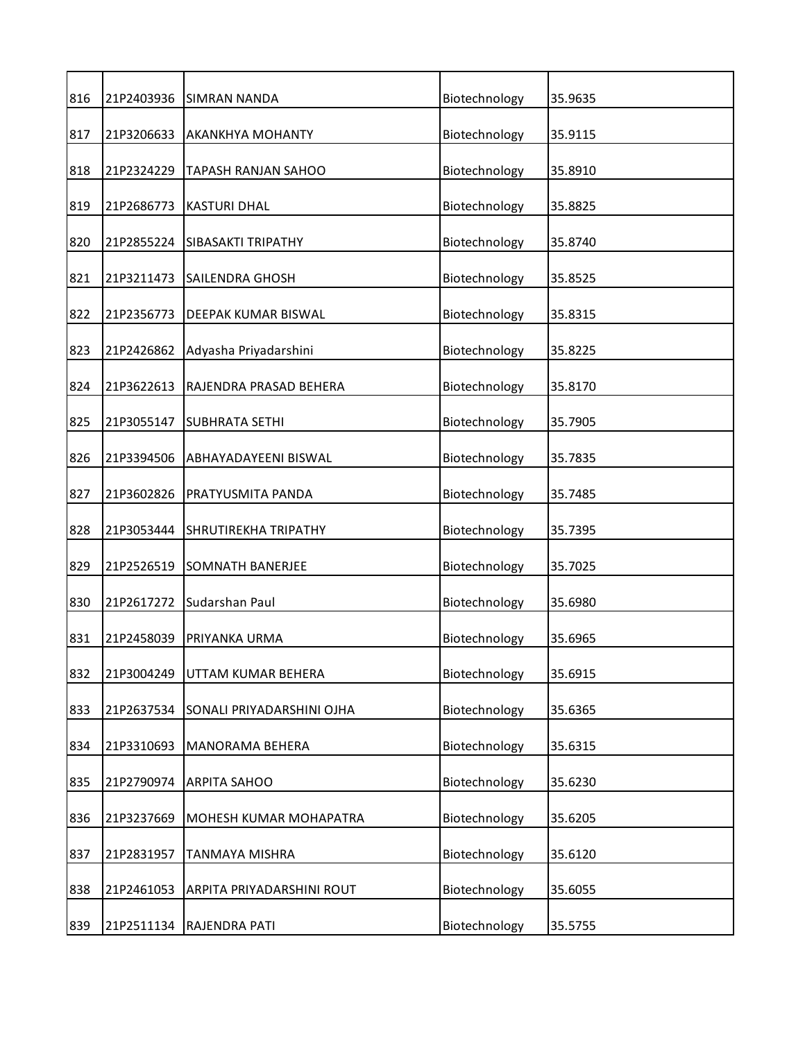| | | | | |
|---|---|---|---|---|
| 816 | 21P2403936 | SIMRAN NANDA | Biotechnology | 35.9635 |
| 817 | 21P3206633 | AKANKHYA MOHANTY | Biotechnology | 35.9115 |
| 818 | 21P2324229 | TAPASH RANJAN SAHOO | Biotechnology | 35.8910 |
| 819 | 21P2686773 | KASTURI DHAL | Biotechnology | 35.8825 |
| 820 | 21P2855224 | SIBASAKTI TRIPATHY | Biotechnology | 35.8740 |
| 821 | 21P3211473 | SAILENDRA GHOSH | Biotechnology | 35.8525 |
| 822 | 21P2356773 | DEEPAK KUMAR BISWAL | Biotechnology | 35.8315 |
| 823 | 21P2426862 | Adyasha Priyadarshini | Biotechnology | 35.8225 |
| 824 | 21P3622613 | RAJENDRA PRASAD BEHERA | Biotechnology | 35.8170 |
| 825 | 21P3055147 | SUBHRATA SETHI | Biotechnology | 35.7905 |
| 826 | 21P3394506 | ABHAYADAYEENI BISWAL | Biotechnology | 35.7835 |
| 827 | 21P3602826 | PRATYUSMITA PANDA | Biotechnology | 35.7485 |
| 828 | 21P3053444 | SHRUTIREKHA TRIPATHY | Biotechnology | 35.7395 |
| 829 | 21P2526519 | SOMNATH BANERJEE | Biotechnology | 35.7025 |
| 830 | 21P2617272 | Sudarshan Paul | Biotechnology | 35.6980 |
| 831 | 21P2458039 | PRIYANKA URMA | Biotechnology | 35.6965 |
| 832 | 21P3004249 | UTTAM KUMAR BEHERA | Biotechnology | 35.6915 |
| 833 | 21P2637534 | SONALI PRIYADARSHINI OJHA | Biotechnology | 35.6365 |
| 834 | 21P3310693 | MANORAMA BEHERA | Biotechnology | 35.6315 |
| 835 | 21P2790974 | ARPITA SAHOO | Biotechnology | 35.6230 |
| 836 | 21P3237669 | MOHESH KUMAR MOHAPATRA | Biotechnology | 35.6205 |
| 837 | 21P2831957 | TANMAYA MISHRA | Biotechnology | 35.6120 |
| 838 | 21P2461053 | ARPITA PRIYADARSHINI ROUT | Biotechnology | 35.6055 |
| 839 | 21P2511134 | RAJENDRA PATI | Biotechnology | 35.5755 |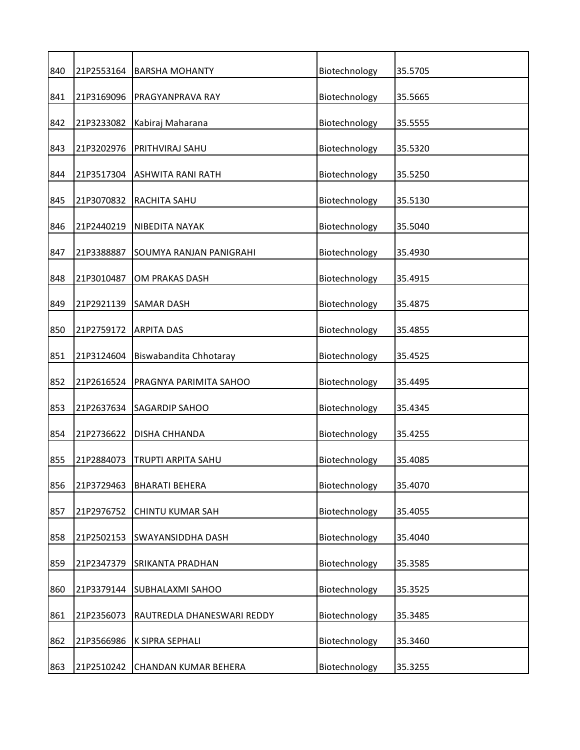| | | | | |
|---|---|---|---|---|
| 840 | 21P2553164 | BARSHA MOHANTY | Biotechnology | 35.5705 |
| 841 | 21P3169096 | PRAGYANPRAVA RAY | Biotechnology | 35.5665 |
| 842 | 21P3233082 | Kabiraj Maharana | Biotechnology | 35.5555 |
| 843 | 21P3202976 | PRITHVIRAJ SAHU | Biotechnology | 35.5320 |
| 844 | 21P3517304 | ASHWITA RANI RATH | Biotechnology | 35.5250 |
| 845 | 21P3070832 | RACHITA SAHU | Biotechnology | 35.5130 |
| 846 | 21P2440219 | NIBEDITA NAYAK | Biotechnology | 35.5040 |
| 847 | 21P3388887 | SOUMYA RANJAN PANIGRAHI | Biotechnology | 35.4930 |
| 848 | 21P3010487 | OM PRAKAS DASH | Biotechnology | 35.4915 |
| 849 | 21P2921139 | SAMAR DASH | Biotechnology | 35.4875 |
| 850 | 21P2759172 | ARPITA DAS | Biotechnology | 35.4855 |
| 851 | 21P3124604 | Biswabandita Chhotaray | Biotechnology | 35.4525 |
| 852 | 21P2616524 | PRAGNYA PARIMITA SAHOO | Biotechnology | 35.4495 |
| 853 | 21P2637634 | SAGARDIP SAHOO | Biotechnology | 35.4345 |
| 854 | 21P2736622 | DISHA CHHANDA | Biotechnology | 35.4255 |
| 855 | 21P2884073 | TRUPTI ARPITA SAHU | Biotechnology | 35.4085 |
| 856 | 21P3729463 | BHARATI BEHERA | Biotechnology | 35.4070 |
| 857 | 21P2976752 | CHINTU KUMAR SAH | Biotechnology | 35.4055 |
| 858 | 21P2502153 | SWAYANSIDDHA DASH | Biotechnology | 35.4040 |
| 859 | 21P2347379 | SRIKANTA PRADHAN | Biotechnology | 35.3585 |
| 860 | 21P3379144 | SUBHALAXMI SAHOO | Biotechnology | 35.3525 |
| 861 | 21P2356073 | RAUTREDLA DHANESWARI REDDY | Biotechnology | 35.3485 |
| 862 | 21P3566986 | K SIPRA SEPHALI | Biotechnology | 35.3460 |
| 863 | 21P2510242 | CHANDAN KUMAR BEHERA | Biotechnology | 35.3255 |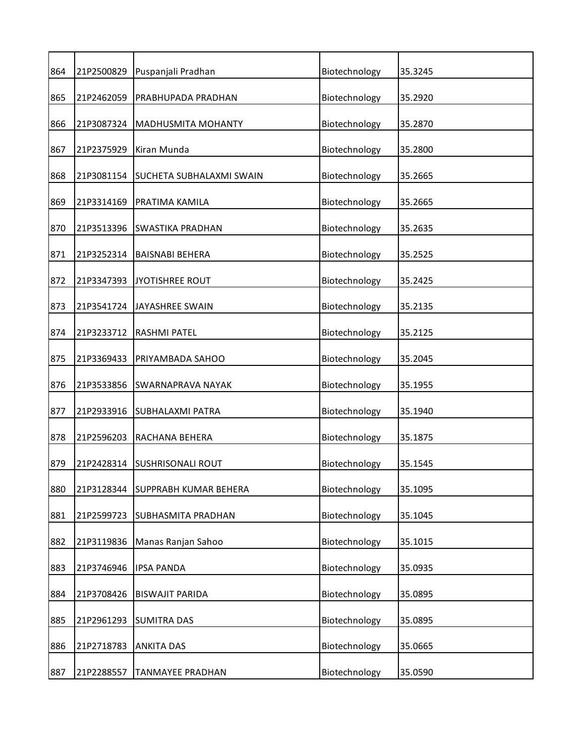| 864 | 21P2500829 | Puspanjali Pradhan | Biotechnology | 35.3245 |
|---|---|---|---|---|
| 865 | 21P2462059 | PRABHUPADA PRADHAN | Biotechnology | 35.2920 |
| 866 | 21P3087324 | MADHUSMITA MOHANTY | Biotechnology | 35.2870 |
| 867 | 21P2375929 | Kiran Munda | Biotechnology | 35.2800 |
| 868 | 21P3081154 | SUCHETA SUBHALAXMI SWAIN | Biotechnology | 35.2665 |
| 869 | 21P3314169 | PRATIMA KAMILA | Biotechnology | 35.2665 |
| 870 | 21P3513396 | SWASTIKA PRADHAN | Biotechnology | 35.2635 |
| 871 | 21P3252314 | BAISNABI BEHERA | Biotechnology | 35.2525 |
| 872 | 21P3347393 | JYOTISHREE ROUT | Biotechnology | 35.2425 |
| 873 | 21P3541724 | JAYASHREE SWAIN | Biotechnology | 35.2135 |
| 874 | 21P3233712 | RASHMI PATEL | Biotechnology | 35.2125 |
| 875 | 21P3369433 | PRIYAMBADA SAHOO | Biotechnology | 35.2045 |
| 876 | 21P3533856 | SWARNAPRAVA NAYAK | Biotechnology | 35.1955 |
| 877 | 21P2933916 | SUBHALAXMI PATRA | Biotechnology | 35.1940 |
| 878 | 21P2596203 | RACHANA BEHERA | Biotechnology | 35.1875 |
| 879 | 21P2428314 | SUSHRISONALI ROUT | Biotechnology | 35.1545 |
| 880 | 21P3128344 | SUPPRABH KUMAR BEHERA | Biotechnology | 35.1095 |
| 881 | 21P2599723 | SUBHASMITA PRADHAN | Biotechnology | 35.1045 |
| 882 | 21P3119836 | Manas Ranjan Sahoo | Biotechnology | 35.1015 |
| 883 | 21P3746946 | IPSA PANDA | Biotechnology | 35.0935 |
| 884 | 21P3708426 | BISWAJIT PARIDA | Biotechnology | 35.0895 |
| 885 | 21P2961293 | SUMITRA DAS | Biotechnology | 35.0895 |
| 886 | 21P2718783 | ANKITA DAS | Biotechnology | 35.0665 |
| 887 | 21P2288557 | TANMAYEE PRADHAN | Biotechnology | 35.0590 |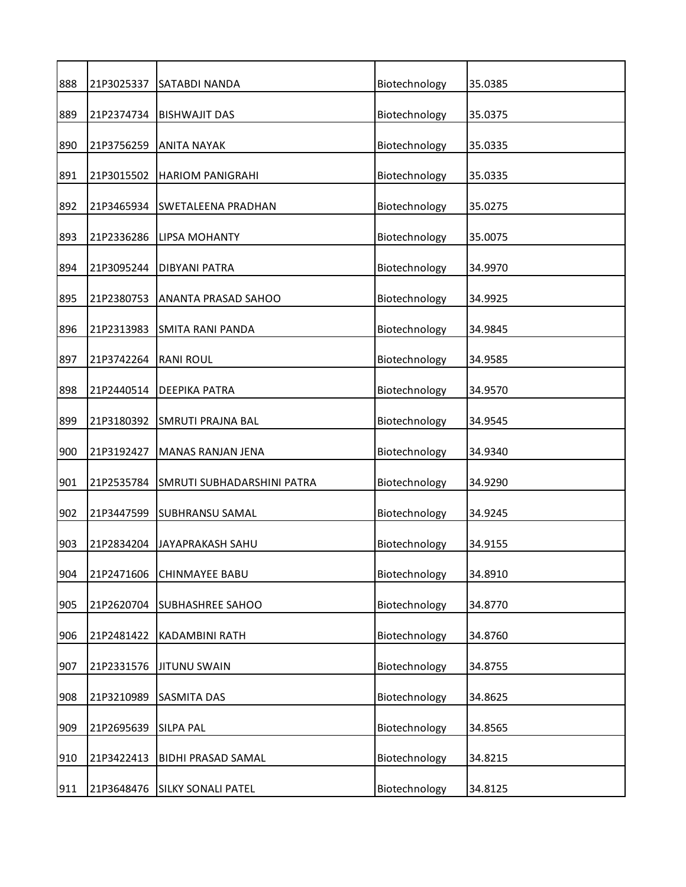| | | | | |
|---|---|---|---|---|
| 888 | 21P3025337 | SATABDI NANDA | Biotechnology | 35.0385 |
| 889 | 21P2374734 | BISHWAJIT DAS | Biotechnology | 35.0375 |
| 890 | 21P3756259 | ANITA NAYAK | Biotechnology | 35.0335 |
| 891 | 21P3015502 | HARIOM PANIGRAHI | Biotechnology | 35.0335 |
| 892 | 21P3465934 | SWETALEENA PRADHAN | Biotechnology | 35.0275 |
| 893 | 21P2336286 | LIPSA MOHANTY | Biotechnology | 35.0075 |
| 894 | 21P3095244 | DIBYANI PATRA | Biotechnology | 34.9970 |
| 895 | 21P2380753 | ANANTA PRASAD SAHOO | Biotechnology | 34.9925 |
| 896 | 21P2313983 | SMITA RANI PANDA | Biotechnology | 34.9845 |
| 897 | 21P3742264 | RANI ROUL | Biotechnology | 34.9585 |
| 898 | 21P2440514 | DEEPIKA PATRA | Biotechnology | 34.9570 |
| 899 | 21P3180392 | SMRUTI PRAJNA BAL | Biotechnology | 34.9545 |
| 900 | 21P3192427 | MANAS RANJAN JENA | Biotechnology | 34.9340 |
| 901 | 21P2535784 | SMRUTI SUBHADARSHINI PATRA | Biotechnology | 34.9290 |
| 902 | 21P3447599 | SUBHRANSU SAMAL | Biotechnology | 34.9245 |
| 903 | 21P2834204 | JAYAPRAKASH SAHU | Biotechnology | 34.9155 |
| 904 | 21P2471606 | CHINMAYEE BABU | Biotechnology | 34.8910 |
| 905 | 21P2620704 | SUBHASHREE SAHOO | Biotechnology | 34.8770 |
| 906 | 21P2481422 | KADAMBINI RATH | Biotechnology | 34.8760 |
| 907 | 21P2331576 | JITUNU SWAIN | Biotechnology | 34.8755 |
| 908 | 21P3210989 | SASMITA DAS | Biotechnology | 34.8625 |
| 909 | 21P2695639 | SILPA PAL | Biotechnology | 34.8565 |
| 910 | 21P3422413 | BIDHI PRASAD SAMAL | Biotechnology | 34.8215 |
| 911 | 21P3648476 | SILKY SONALI PATEL | Biotechnology | 34.8125 |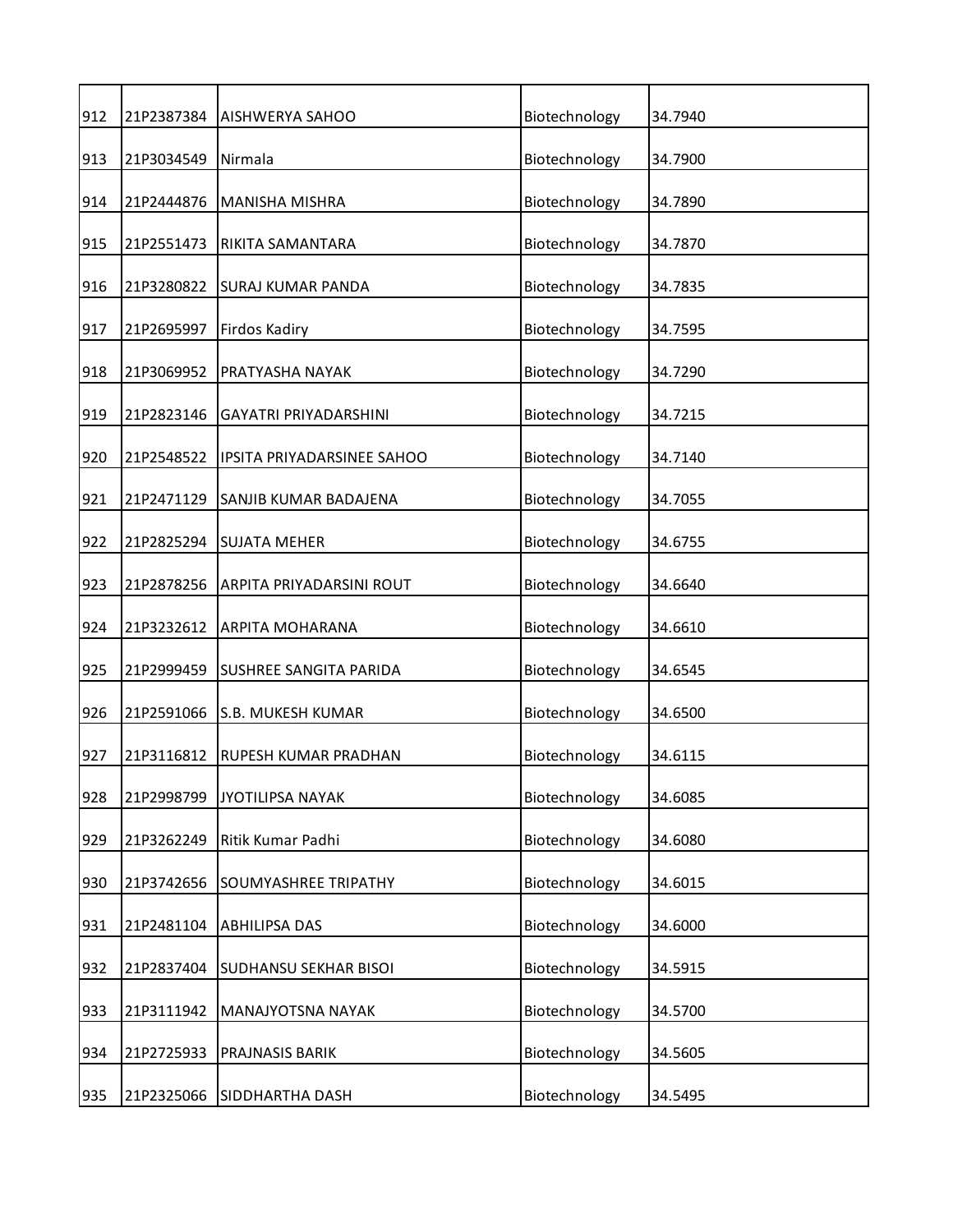| | | | | |
|---|---|---|---|---|
| 912 | 21P2387384 | AISHWERYA SAHOO | Biotechnology | 34.7940 |
| 913 | 21P3034549 | Nirmala | Biotechnology | 34.7900 |
| 914 | 21P2444876 | MANISHA MISHRA | Biotechnology | 34.7890 |
| 915 | 21P2551473 | RIKITA SAMANTARA | Biotechnology | 34.7870 |
| 916 | 21P3280822 | SURAJ KUMAR PANDA | Biotechnology | 34.7835 |
| 917 | 21P2695997 | Firdos Kadiry | Biotechnology | 34.7595 |
| 918 | 21P3069952 | PRATYASHA NAYAK | Biotechnology | 34.7290 |
| 919 | 21P2823146 | GAYATRI PRIYADARSHINI | Biotechnology | 34.7215 |
| 920 | 21P2548522 | IPSITA PRIYADARSINEE SAHOO | Biotechnology | 34.7140 |
| 921 | 21P2471129 | SANJIB KUMAR BADAJENA | Biotechnology | 34.7055 |
| 922 | 21P2825294 | SUJATA MEHER | Biotechnology | 34.6755 |
| 923 | 21P2878256 | ARPITA PRIYADARSINI ROUT | Biotechnology | 34.6640 |
| 924 | 21P3232612 | ARPITA MOHARANA | Biotechnology | 34.6610 |
| 925 | 21P2999459 | SUSHREE SANGITA PARIDA | Biotechnology | 34.6545 |
| 926 | 21P2591066 | S.B. MUKESH KUMAR | Biotechnology | 34.6500 |
| 927 | 21P3116812 | RUPESH KUMAR PRADHAN | Biotechnology | 34.6115 |
| 928 | 21P2998799 | JYOTILIPSA NAYAK | Biotechnology | 34.6085 |
| 929 | 21P3262249 | Ritik Kumar Padhi | Biotechnology | 34.6080 |
| 930 | 21P3742656 | SOUMYASHREE TRIPATHY | Biotechnology | 34.6015 |
| 931 | 21P2481104 | ABHILIPSA DAS | Biotechnology | 34.6000 |
| 932 | 21P2837404 | SUDHANSU SEKHAR BISOI | Biotechnology | 34.5915 |
| 933 | 21P3111942 | MANAJYOTSNA NAYAK | Biotechnology | 34.5700 |
| 934 | 21P2725933 | PRAJNASIS BARIK | Biotechnology | 34.5605 |
| 935 | 21P2325066 | SIDDHARTHA DASH | Biotechnology | 34.5495 |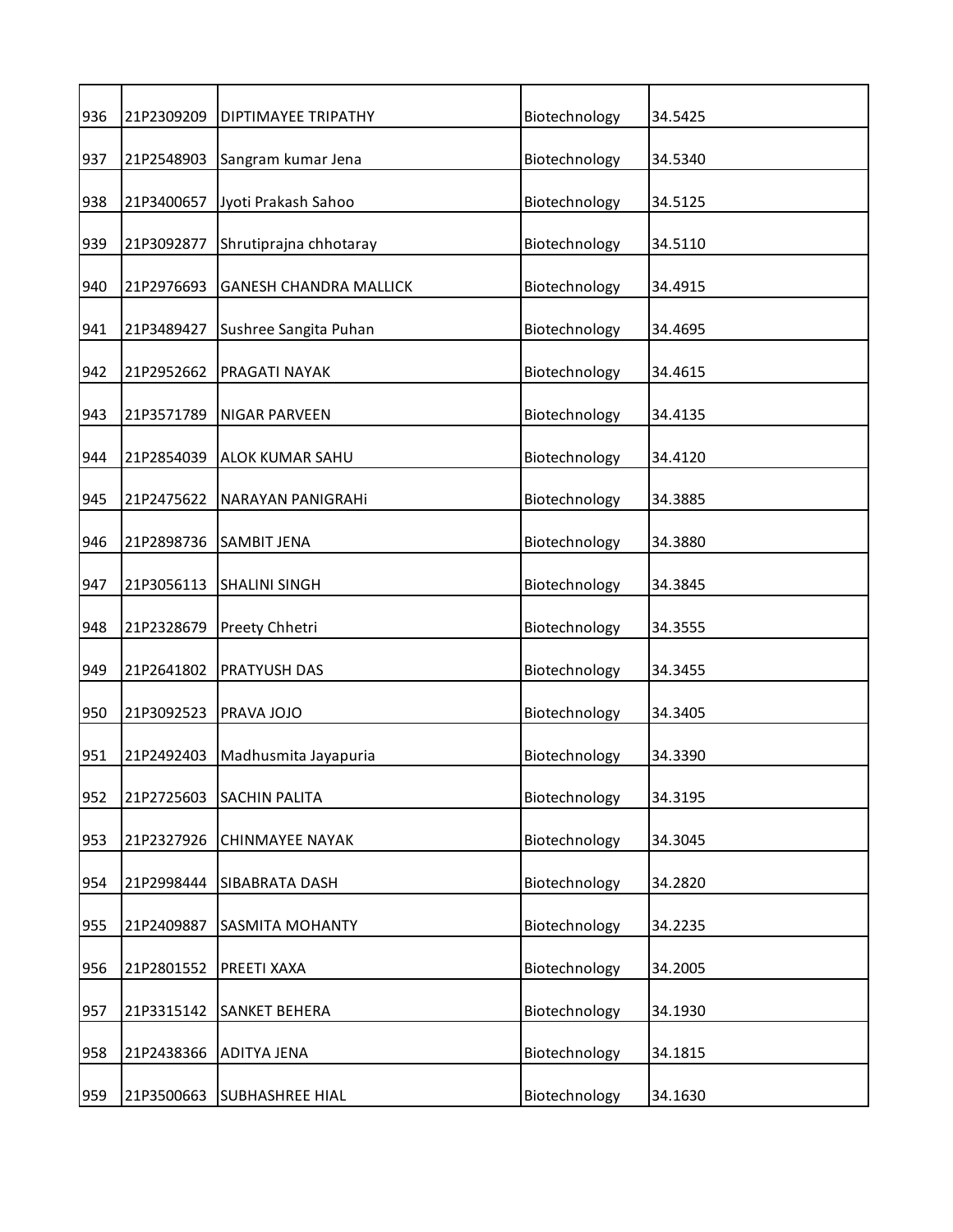| | | | | |
|---|---|---|---|---|
| 936 | 21P2309209 | DIPTIMAYEE TRIPATHY | Biotechnology | 34.5425 |
| 937 | 21P2548903 | Sangram kumar Jena | Biotechnology | 34.5340 |
| 938 | 21P3400657 | Jyoti Prakash Sahoo | Biotechnology | 34.5125 |
| 939 | 21P3092877 | Shrutiprajna chhotaray | Biotechnology | 34.5110 |
| 940 | 21P2976693 | GANESH CHANDRA MALLICK | Biotechnology | 34.4915 |
| 941 | 21P3489427 | Sushree Sangita Puhan | Biotechnology | 34.4695 |
| 942 | 21P2952662 | PRAGATI NAYAK | Biotechnology | 34.4615 |
| 943 | 21P3571789 | NIGAR PARVEEN | Biotechnology | 34.4135 |
| 944 | 21P2854039 | ALOK KUMAR SAHU | Biotechnology | 34.4120 |
| 945 | 21P2475622 | NARAYAN PANIGRAHi | Biotechnology | 34.3885 |
| 946 | 21P2898736 | SAMBIT JENA | Biotechnology | 34.3880 |
| 947 | 21P3056113 | SHALINI SINGH | Biotechnology | 34.3845 |
| 948 | 21P2328679 | Preety Chhetri | Biotechnology | 34.3555 |
| 949 | 21P2641802 | PRATYUSH DAS | Biotechnology | 34.3455 |
| 950 | 21P3092523 | PRAVA JOJO | Biotechnology | 34.3405 |
| 951 | 21P2492403 | Madhusmita Jayapuria | Biotechnology | 34.3390 |
| 952 | 21P2725603 | SACHIN PALITA | Biotechnology | 34.3195 |
| 953 | 21P2327926 | CHINMAYEE NAYAK | Biotechnology | 34.3045 |
| 954 | 21P2998444 | SIBABRATA DASH | Biotechnology | 34.2820 |
| 955 | 21P2409887 | SASMITA MOHANTY | Biotechnology | 34.2235 |
| 956 | 21P2801552 | PREETI XAXA | Biotechnology | 34.2005 |
| 957 | 21P3315142 | SANKET BEHERA | Biotechnology | 34.1930 |
| 958 | 21P2438366 | ADITYA JENA | Biotechnology | 34.1815 |
| 959 | 21P3500663 | SUBHASHREE HIAL | Biotechnology | 34.1630 |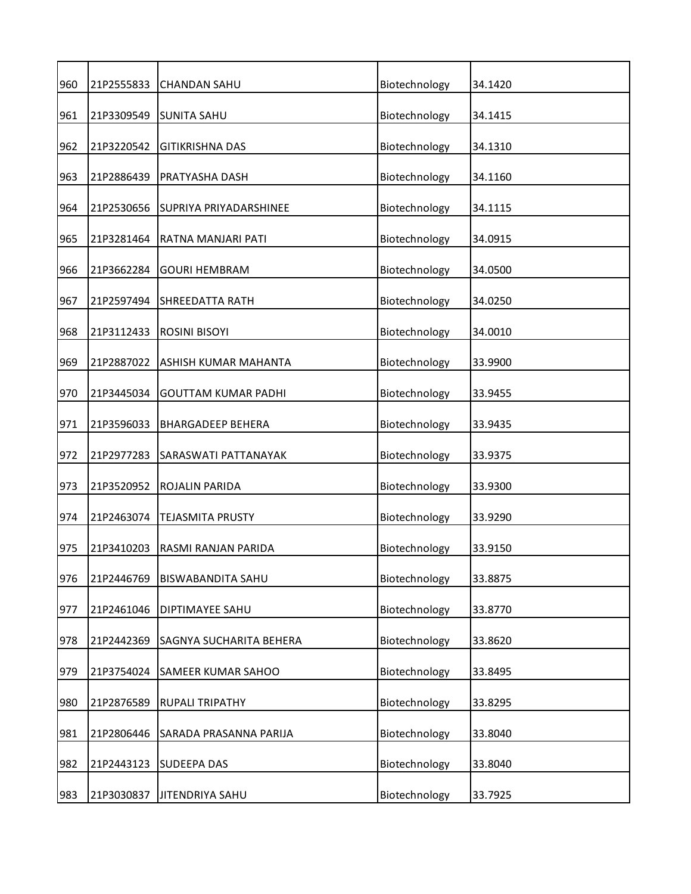| 960 | 21P2555833 | CHANDAN SAHU | Biotechnology | 34.1420 |
|---|---|---|---|---|
| 961 | 21P3309549 | SUNITA SAHU | Biotechnology | 34.1415 |
| 962 | 21P3220542 | GITIKRISHNA DAS | Biotechnology | 34.1310 |
| 963 | 21P2886439 | PRATYASHA DASH | Biotechnology | 34.1160 |
| 964 | 21P2530656 | SUPRIYA PRIYADARSHINEE | Biotechnology | 34.1115 |
| 965 | 21P3281464 | RATNA MANJARI PATI | Biotechnology | 34.0915 |
| 966 | 21P3662284 | GOURI HEMBRAM | Biotechnology | 34.0500 |
| 967 | 21P2597494 | SHREEDATTA RATH | Biotechnology | 34.0250 |
| 968 | 21P3112433 | ROSINI BISOYI | Biotechnology | 34.0010 |
| 969 | 21P2887022 | ASHISH KUMAR MAHANTA | Biotechnology | 33.9900 |
| 970 | 21P3445034 | GOUTTAM KUMAR PADHI | Biotechnology | 33.9455 |
| 971 | 21P3596033 | BHARGADEEP BEHERA | Biotechnology | 33.9435 |
| 972 | 21P2977283 | SARASWATI PATTANAYAK | Biotechnology | 33.9375 |
| 973 | 21P3520952 | ROJALIN PARIDA | Biotechnology | 33.9300 |
| 974 | 21P2463074 | TEJASMITA PRUSTY | Biotechnology | 33.9290 |
| 975 | 21P3410203 | RASMI RANJAN PARIDA | Biotechnology | 33.9150 |
| 976 | 21P2446769 | BISWABANDITA SAHU | Biotechnology | 33.8875 |
| 977 | 21P2461046 | DIPTIMAYEE SAHU | Biotechnology | 33.8770 |
| 978 | 21P2442369 | SAGNYA SUCHARITA BEHERA | Biotechnology | 33.8620 |
| 979 | 21P3754024 | SAMEER KUMAR SAHOO | Biotechnology | 33.8495 |
| 980 | 21P2876589 | RUPALI TRIPATHY | Biotechnology | 33.8295 |
| 981 | 21P2806446 | SARADA PRASANNA PARIJA | Biotechnology | 33.8040 |
| 982 | 21P2443123 | SUDEEPA DAS | Biotechnology | 33.8040 |
| 983 | 21P3030837 | JITENDRIYA SAHU | Biotechnology | 33.7925 |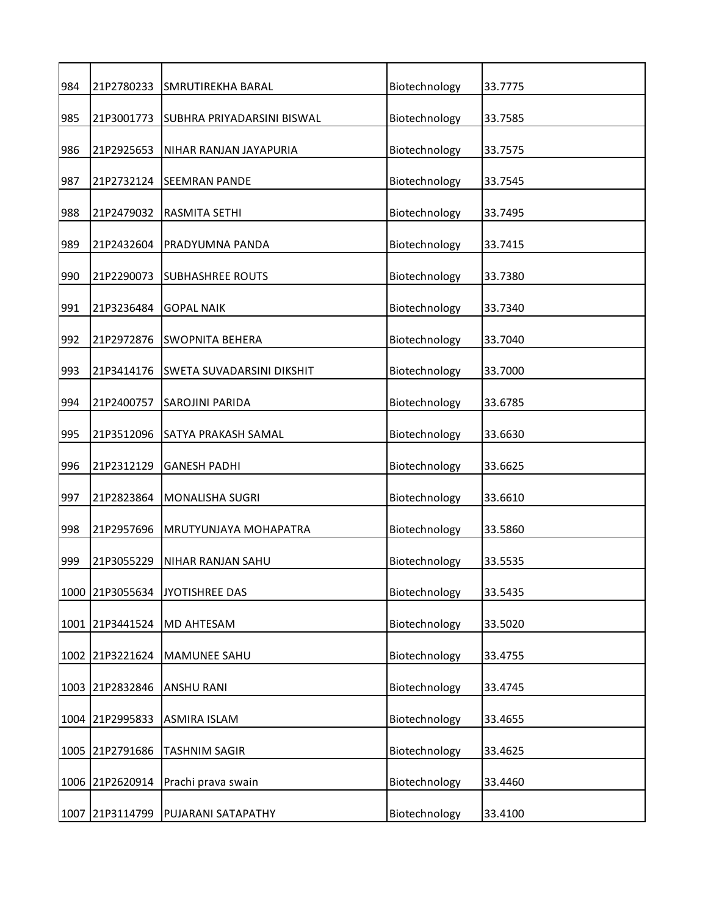| | | | | |
|---|---|---|---|---|
| 984 | 21P2780233 | SMRUTIREKHA BARAL | Biotechnology | 33.7775 |
| 985 | 21P3001773 | SUBHRA PRIYADARSINI BISWAL | Biotechnology | 33.7585 |
| 986 | 21P2925653 | NIHAR RANJAN JAYAPURIA | Biotechnology | 33.7575 |
| 987 | 21P2732124 | SEEMRAN PANDE | Biotechnology | 33.7545 |
| 988 | 21P2479032 | RASMITA SETHI | Biotechnology | 33.7495 |
| 989 | 21P2432604 | PRADYUMNA PANDA | Biotechnology | 33.7415 |
| 990 | 21P2290073 | SUBHASHREE ROUTS | Biotechnology | 33.7380 |
| 991 | 21P3236484 | GOPAL NAIK | Biotechnology | 33.7340 |
| 992 | 21P2972876 | SWOPNITA BEHERA | Biotechnology | 33.7040 |
| 993 | 21P3414176 | SWETA SUVADARSINI DIKSHIT | Biotechnology | 33.7000 |
| 994 | 21P2400757 | SAROJINI PARIDA | Biotechnology | 33.6785 |
| 995 | 21P3512096 | SATYA PRAKASH SAMAL | Biotechnology | 33.6630 |
| 996 | 21P2312129 | GANESH PADHI | Biotechnology | 33.6625 |
| 997 | 21P2823864 | MONALISHA SUGRI | Biotechnology | 33.6610 |
| 998 | 21P2957696 | MRUTYUNJAYA MOHAPATRA | Biotechnology | 33.5860 |
| 999 | 21P3055229 | NIHAR RANJAN SAHU | Biotechnology | 33.5535 |
| 1000 | 21P3055634 | JYOTISHREE DAS | Biotechnology | 33.5435 |
| 1001 | 21P3441524 | MD AHTESAM | Biotechnology | 33.5020 |
| 1002 | 21P3221624 | MAMUNEE SAHU | Biotechnology | 33.4755 |
| 1003 | 21P2832846 | ANSHU RANI | Biotechnology | 33.4745 |
| 1004 | 21P2995833 | ASMIRA ISLAM | Biotechnology | 33.4655 |
| 1005 | 21P2791686 | TASHNIM SAGIR | Biotechnology | 33.4625 |
| 1006 | 21P2620914 | Prachi prava swain | Biotechnology | 33.4460 |
| 1007 | 21P3114799 | PUJARANI SATAPATHY | Biotechnology | 33.4100 |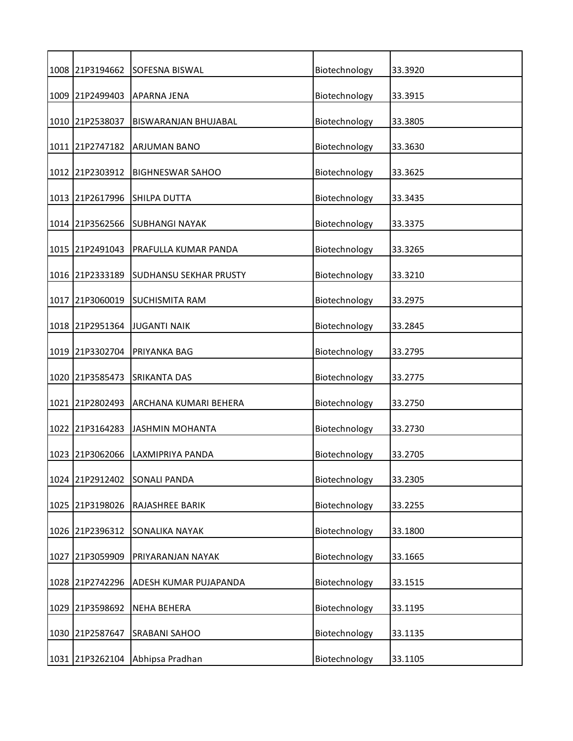| | | | | |
|---|---|---|---|---|
| 1008 | 21P3194662 | SOFESNA BISWAL | Biotechnology | 33.3920 |
| 1009 | 21P2499403 | APARNA JENA | Biotechnology | 33.3915 |
| 1010 | 21P2538037 | BISWARANJAN BHUJABAL | Biotechnology | 33.3805 |
| 1011 | 21P2747182 | ARJUMAN BANO | Biotechnology | 33.3630 |
| 1012 | 21P2303912 | BIGHNESWAR SAHOO | Biotechnology | 33.3625 |
| 1013 | 21P2617996 | SHILPA DUTTA | Biotechnology | 33.3435 |
| 1014 | 21P3562566 | SUBHANGI NAYAK | Biotechnology | 33.3375 |
| 1015 | 21P2491043 | PRAFULLA KUMAR PANDA | Biotechnology | 33.3265 |
| 1016 | 21P2333189 | SUDHANSU SEKHAR PRUSTY | Biotechnology | 33.3210 |
| 1017 | 21P3060019 | SUCHISMITA RAM | Biotechnology | 33.2975 |
| 1018 | 21P2951364 | JUGANTI NAIK | Biotechnology | 33.2845 |
| 1019 | 21P3302704 | PRIYANKA BAG | Biotechnology | 33.2795 |
| 1020 | 21P3585473 | SRIKANTA DAS | Biotechnology | 33.2775 |
| 1021 | 21P2802493 | ARCHANA KUMARI BEHERA | Biotechnology | 33.2750 |
| 1022 | 21P3164283 | JASHMIN MOHANTA | Biotechnology | 33.2730 |
| 1023 | 21P3062066 | LAXMIPRIYA PANDA | Biotechnology | 33.2705 |
| 1024 | 21P2912402 | SONALI PANDA | Biotechnology | 33.2305 |
| 1025 | 21P3198026 | RAJASHREE BARIK | Biotechnology | 33.2255 |
| 1026 | 21P2396312 | SONALIKA NAYAK | Biotechnology | 33.1800 |
| 1027 | 21P3059909 | PRIYARANJAN NAYAK | Biotechnology | 33.1665 |
| 1028 | 21P2742296 | ADESH KUMAR PUJAPANDA | Biotechnology | 33.1515 |
| 1029 | 21P3598692 | NEHA BEHERA | Biotechnology | 33.1195 |
| 1030 | 21P2587647 | SRABANI SAHOO | Biotechnology | 33.1135 |
| 1031 | 21P3262104 | Abhipsa Pradhan | Biotechnology | 33.1105 |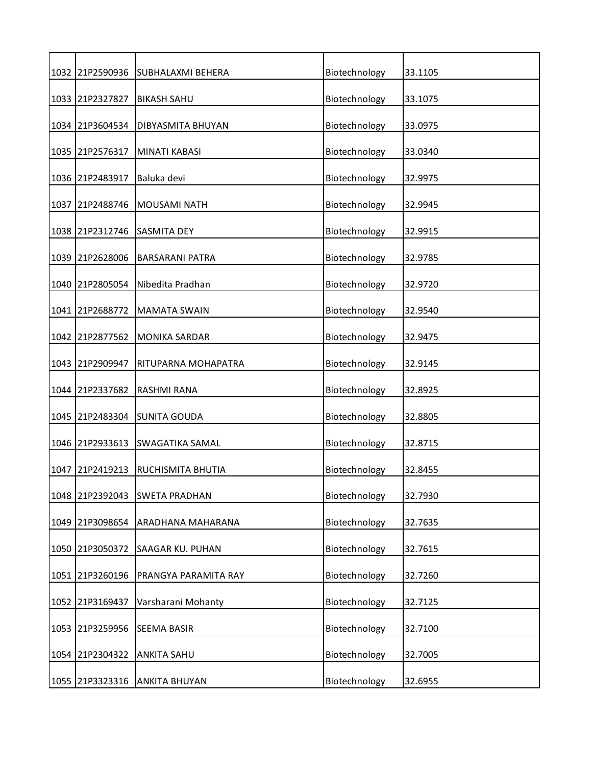| | | | | |
|---|---|---|---|---|
| 1032 | 21P2590936 | SUBHALAXMI BEHERA | Biotechnology | 33.1105 |
| 1033 | 21P2327827 | BIKASH SAHU | Biotechnology | 33.1075 |
| 1034 | 21P3604534 | DIBYASMITA BHUYAN | Biotechnology | 33.0975 |
| 1035 | 21P2576317 | MINATI KABASI | Biotechnology | 33.0340 |
| 1036 | 21P2483917 | Baluka devi | Biotechnology | 32.9975 |
| 1037 | 21P2488746 | MOUSAMI NATH | Biotechnology | 32.9945 |
| 1038 | 21P2312746 | SASMITA DEY | Biotechnology | 32.9915 |
| 1039 | 21P2628006 | BARSARANI PATRA | Biotechnology | 32.9785 |
| 1040 | 21P2805054 | Nibedita Pradhan | Biotechnology | 32.9720 |
| 1041 | 21P2688772 | MAMATA SWAIN | Biotechnology | 32.9540 |
| 1042 | 21P2877562 | MONIKA SARDAR | Biotechnology | 32.9475 |
| 1043 | 21P2909947 | RITUPARNA MOHAPATRA | Biotechnology | 32.9145 |
| 1044 | 21P2337682 | RASHMI RANA | Biotechnology | 32.8925 |
| 1045 | 21P2483304 | SUNITA GOUDA | Biotechnology | 32.8805 |
| 1046 | 21P2933613 | SWAGATIKA SAMAL | Biotechnology | 32.8715 |
| 1047 | 21P2419213 | RUCHISMITA BHUTIA | Biotechnology | 32.8455 |
| 1048 | 21P2392043 | SWETA PRADHAN | Biotechnology | 32.7930 |
| 1049 | 21P3098654 | ARADHANA MAHARANA | Biotechnology | 32.7635 |
| 1050 | 21P3050372 | SAAGAR KU. PUHAN | Biotechnology | 32.7615 |
| 1051 | 21P3260196 | PRANGYA PARAMITA RAY | Biotechnology | 32.7260 |
| 1052 | 21P3169437 | Varsharani Mohanty | Biotechnology | 32.7125 |
| 1053 | 21P3259956 | SEEMA BASIR | Biotechnology | 32.7100 |
| 1054 | 21P2304322 | ANKITA SAHU | Biotechnology | 32.7005 |
| 1055 | 21P3323316 | ANKITA BHUYAN | Biotechnology | 32.6955 |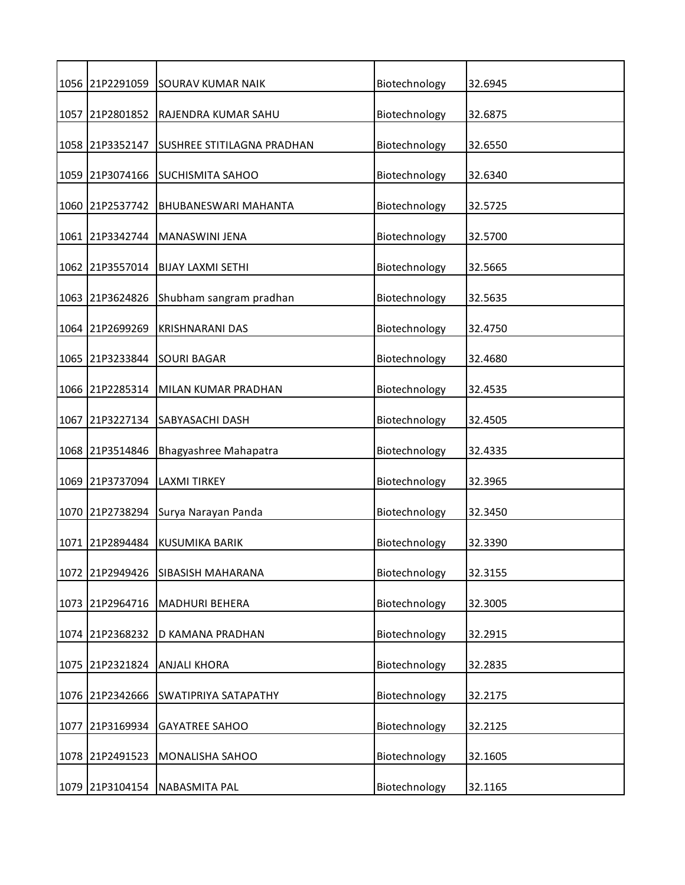| | | | | |
|---|---|---|---|---|
| 1056 | 21P2291059 | SOURAV KUMAR NAIK | Biotechnology | 32.6945 |
| 1057 | 21P2801852 | RAJENDRA KUMAR SAHU | Biotechnology | 32.6875 |
| 1058 | 21P3352147 | SUSHREE STITILAGNA PRADHAN | Biotechnology | 32.6550 |
| 1059 | 21P3074166 | SUCHISMITA SAHOO | Biotechnology | 32.6340 |
| 1060 | 21P2537742 | BHUBANESWARI MAHANTA | Biotechnology | 32.5725 |
| 1061 | 21P3342744 | MANASWINI JENA | Biotechnology | 32.5700 |
| 1062 | 21P3557014 | BIJAY LAXMI SETHI | Biotechnology | 32.5665 |
| 1063 | 21P3624826 | Shubham sangram pradhan | Biotechnology | 32.5635 |
| 1064 | 21P2699269 | KRISHNARANI DAS | Biotechnology | 32.4750 |
| 1065 | 21P3233844 | SOURI BAGAR | Biotechnology | 32.4680 |
| 1066 | 21P2285314 | MILAN KUMAR PRADHAN | Biotechnology | 32.4535 |
| 1067 | 21P3227134 | SABYASACHI DASH | Biotechnology | 32.4505 |
| 1068 | 21P3514846 | Bhagyashree Mahapatra | Biotechnology | 32.4335 |
| 1069 | 21P3737094 | LAXMI TIRKEY | Biotechnology | 32.3965 |
| 1070 | 21P2738294 | Surya Narayan Panda | Biotechnology | 32.3450 |
| 1071 | 21P2894484 | KUSUMIKA BARIK | Biotechnology | 32.3390 |
| 1072 | 21P2949426 | SIBASISH MAHARANA | Biotechnology | 32.3155 |
| 1073 | 21P2964716 | MADHURI BEHERA | Biotechnology | 32.3005 |
| 1074 | 21P2368232 | D KAMANA PRADHAN | Biotechnology | 32.2915 |
| 1075 | 21P2321824 | ANJALI KHORA | Biotechnology | 32.2835 |
| 1076 | 21P2342666 | SWATIPRIYA SATAPATHY | Biotechnology | 32.2175 |
| 1077 | 21P3169934 | GAYATREE SAHOO | Biotechnology | 32.2125 |
| 1078 | 21P2491523 | MONALISHA SAHOO | Biotechnology | 32.1605 |
| 1079 | 21P3104154 | NABASMITA PAL | Biotechnology | 32.1165 |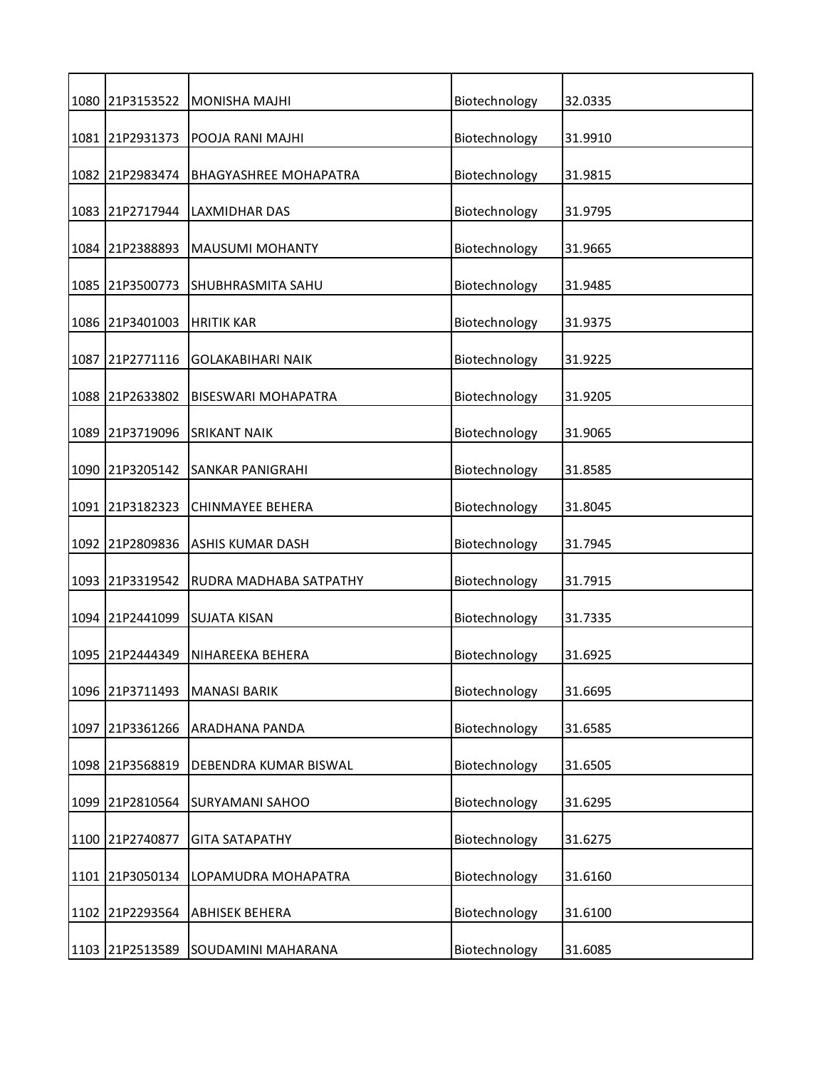| | | | | |
|---|---|---|---|---|
| 1080 | 21P3153522 | MONISHA MAJHI | Biotechnology | 32.0335 |
| 1081 | 21P2931373 | POOJA RANI MAJHI | Biotechnology | 31.9910 |
| 1082 | 21P2983474 | BHAGYASHREE MOHAPATRA | Biotechnology | 31.9815 |
| 1083 | 21P2717944 | LAXMIDHAR DAS | Biotechnology | 31.9795 |
| 1084 | 21P2388893 | MAUSUMI MOHANTY | Biotechnology | 31.9665 |
| 1085 | 21P3500773 | SHUBHRASMITA SAHU | Biotechnology | 31.9485 |
| 1086 | 21P3401003 | HRITIK KAR | Biotechnology | 31.9375 |
| 1087 | 21P2771116 | GOLAKABIHARI NAIK | Biotechnology | 31.9225 |
| 1088 | 21P2633802 | BISESWARI MOHAPATRA | Biotechnology | 31.9205 |
| 1089 | 21P3719096 | SRIKANT NAIK | Biotechnology | 31.9065 |
| 1090 | 21P3205142 | SANKAR PANIGRAHI | Biotechnology | 31.8585 |
| 1091 | 21P3182323 | CHINMAYEE BEHERA | Biotechnology | 31.8045 |
| 1092 | 21P2809836 | ASHIS KUMAR DASH | Biotechnology | 31.7945 |
| 1093 | 21P3319542 | RUDRA MADHABA SATPATHY | Biotechnology | 31.7915 |
| 1094 | 21P2441099 | SUJATA KISAN | Biotechnology | 31.7335 |
| 1095 | 21P2444349 | NIHAREEKA BEHERA | Biotechnology | 31.6925 |
| 1096 | 21P3711493 | MANASI BARIK | Biotechnology | 31.6695 |
| 1097 | 21P3361266 | ARADHANA PANDA | Biotechnology | 31.6585 |
| 1098 | 21P3568819 | DEBENDRA KUMAR BISWAL | Biotechnology | 31.6505 |
| 1099 | 21P2810564 | SURYAMANI SAHOO | Biotechnology | 31.6295 |
| 1100 | 21P2740877 | GITA SATAPATHY | Biotechnology | 31.6275 |
| 1101 | 21P3050134 | LOPAMUDRA MOHAPATRA | Biotechnology | 31.6160 |
| 1102 | 21P2293564 | ABHISEK BEHERA | Biotechnology | 31.6100 |
| 1103 | 21P2513589 | SOUDAMINI MAHARANA | Biotechnology | 31.6085 |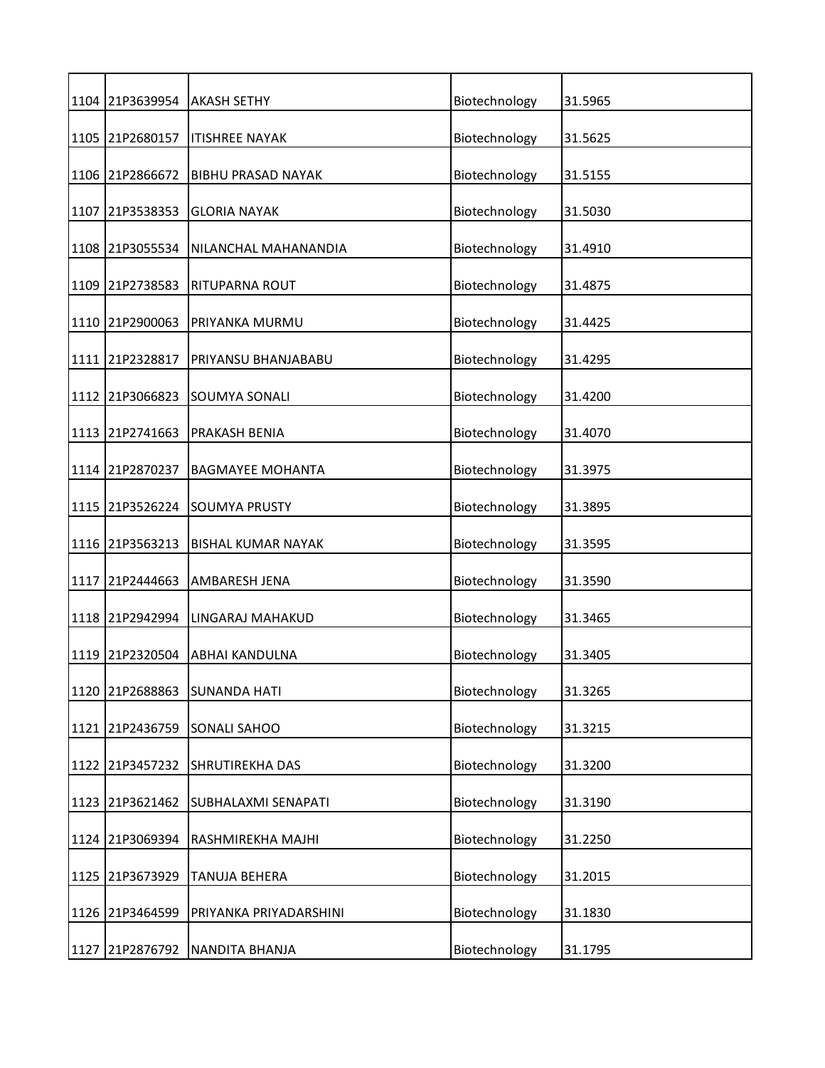| | | | | |
|---|---|---|---|---|
| 1104 | 21P3639954 | AKASH SETHY | Biotechnology | 31.5965 |
| 1105 | 21P2680157 | ITISHREE NAYAK | Biotechnology | 31.5625 |
| 1106 | 21P2866672 | BIBHU PRASAD NAYAK | Biotechnology | 31.5155 |
| 1107 | 21P3538353 | GLORIA NAYAK | Biotechnology | 31.5030 |
| 1108 | 21P3055534 | NILANCHAL MAHANANDIA | Biotechnology | 31.4910 |
| 1109 | 21P2738583 | RITUPARNA ROUT | Biotechnology | 31.4875 |
| 1110 | 21P2900063 | PRIYANKA MURMU | Biotechnology | 31.4425 |
| 1111 | 21P2328817 | PRIYANSU BHANJABABU | Biotechnology | 31.4295 |
| 1112 | 21P3066823 | SOUMYA SONALI | Biotechnology | 31.4200 |
| 1113 | 21P2741663 | PRAKASH BENIA | Biotechnology | 31.4070 |
| 1114 | 21P2870237 | BAGMAYEE MOHANTA | Biotechnology | 31.3975 |
| 1115 | 21P3526224 | SOUMYA PRUSTY | Biotechnology | 31.3895 |
| 1116 | 21P3563213 | BISHAL KUMAR NAYAK | Biotechnology | 31.3595 |
| 1117 | 21P2444663 | AMBARESH JENA | Biotechnology | 31.3590 |
| 1118 | 21P2942994 | LINGARAJ MAHAKUD | Biotechnology | 31.3465 |
| 1119 | 21P2320504 | ABHAI KANDULNA | Biotechnology | 31.3405 |
| 1120 | 21P2688863 | SUNANDA HATI | Biotechnology | 31.3265 |
| 1121 | 21P2436759 | SONALI SAHOO | Biotechnology | 31.3215 |
| 1122 | 21P3457232 | SHRUTIREKHA DAS | Biotechnology | 31.3200 |
| 1123 | 21P3621462 | SUBHALAXMI SENAPATI | Biotechnology | 31.3190 |
| 1124 | 21P3069394 | RASHMIREKHA MAJHI | Biotechnology | 31.2250 |
| 1125 | 21P3673929 | TANUJA BEHERA | Biotechnology | 31.2015 |
| 1126 | 21P3464599 | PRIYANKA PRIYADARSHINI | Biotechnology | 31.1830 |
| 1127 | 21P2876792 | NANDITA BHANJA | Biotechnology | 31.1795 |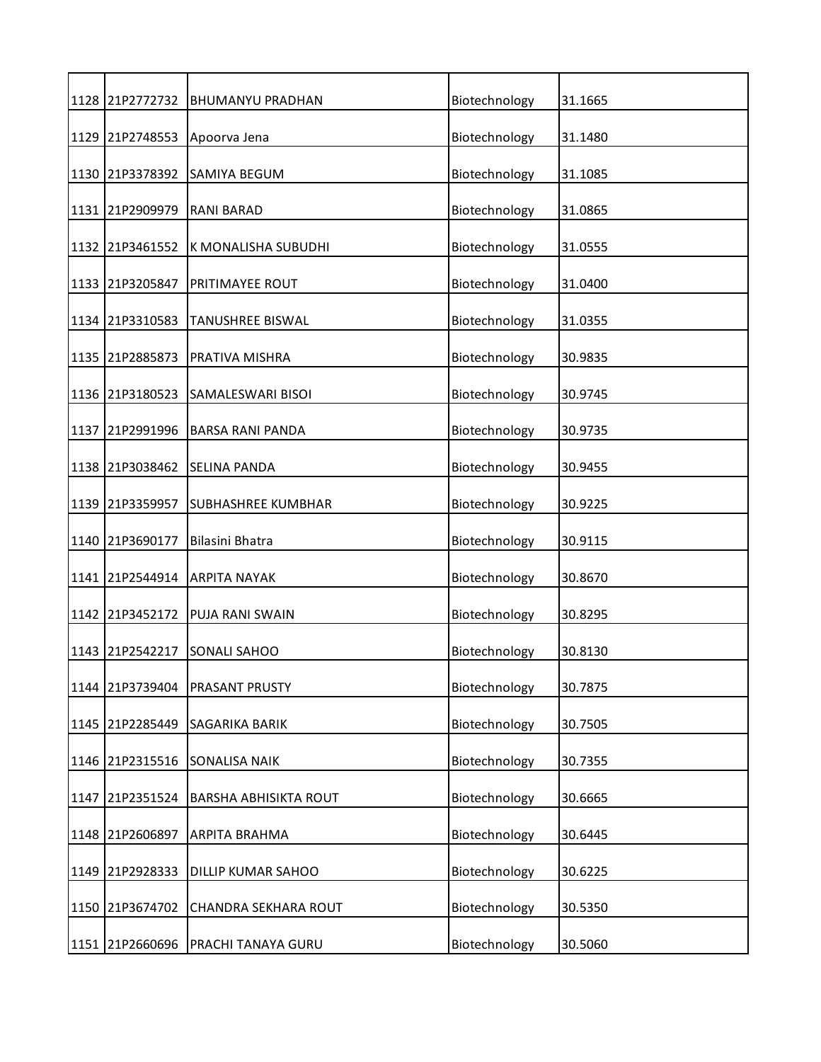| | | | | |
|---|---|---|---|---|
| 1128 | 21P2772732 | BHUMANYU PRADHAN | Biotechnology | 31.1665 |
| 1129 | 21P2748553 | Apoorva Jena | Biotechnology | 31.1480 |
| 1130 | 21P3378392 | SAMIYA BEGUM | Biotechnology | 31.1085 |
| 1131 | 21P2909979 | RANI BARAD | Biotechnology | 31.0865 |
| 1132 | 21P3461552 | K MONALISHA SUBUDHI | Biotechnology | 31.0555 |
| 1133 | 21P3205847 | PRITIMAYEE ROUT | Biotechnology | 31.0400 |
| 1134 | 21P3310583 | TANUSHREE BISWAL | Biotechnology | 31.0355 |
| 1135 | 21P2885873 | PRATIVA MISHRA | Biotechnology | 30.9835 |
| 1136 | 21P3180523 | SAMALESWARI BISOI | Biotechnology | 30.9745 |
| 1137 | 21P2991996 | BARSA RANI PANDA | Biotechnology | 30.9735 |
| 1138 | 21P3038462 | SELINA PANDA | Biotechnology | 30.9455 |
| 1139 | 21P3359957 | SUBHASHREE KUMBHAR | Biotechnology | 30.9225 |
| 1140 | 21P3690177 | Bilasini Bhatra | Biotechnology | 30.9115 |
| 1141 | 21P2544914 | ARPITA NAYAK | Biotechnology | 30.8670 |
| 1142 | 21P3452172 | PUJA RANI SWAIN | Biotechnology | 30.8295 |
| 1143 | 21P2542217 | SONALI SAHOO | Biotechnology | 30.8130 |
| 1144 | 21P3739404 | PRASANT PRUSTY | Biotechnology | 30.7875 |
| 1145 | 21P2285449 | SAGARIKA BARIK | Biotechnology | 30.7505 |
| 1146 | 21P2315516 | SONALISA NAIK | Biotechnology | 30.7355 |
| 1147 | 21P2351524 | BARSHA ABHISIKTA ROUT | Biotechnology | 30.6665 |
| 1148 | 21P2606897 | ARPITA BRAHMA | Biotechnology | 30.6445 |
| 1149 | 21P2928333 | DILLIP KUMAR SAHOO | Biotechnology | 30.6225 |
| 1150 | 21P3674702 | CHANDRA SEKHARA ROUT | Biotechnology | 30.5350 |
| 1151 | 21P2660696 | PRACHI TANAYA GURU | Biotechnology | 30.5060 |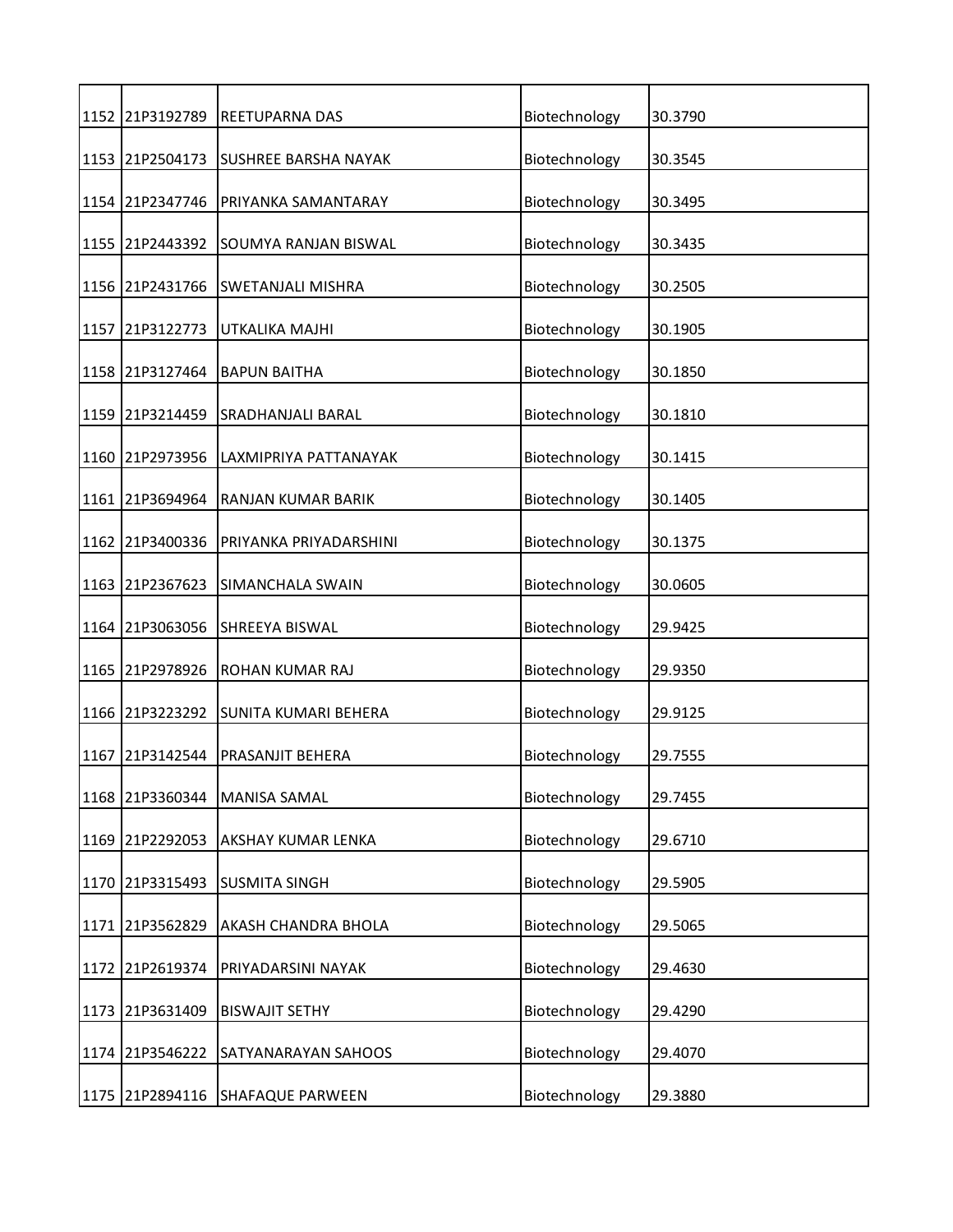| | | | | |
|---|---|---|---|---|
| 1152 | 21P3192789 | REETUPARNA DAS | Biotechnology | 30.3790 |
| 1153 | 21P2504173 | SUSHREE BARSHA NAYAK | Biotechnology | 30.3545 |
| 1154 | 21P2347746 | PRIYANKA SAMANTARAY | Biotechnology | 30.3495 |
| 1155 | 21P2443392 | SOUMYA RANJAN BISWAL | Biotechnology | 30.3435 |
| 1156 | 21P2431766 | SWETANJALI MISHRA | Biotechnology | 30.2505 |
| 1157 | 21P3122773 | UTKALIKA MAJHI | Biotechnology | 30.1905 |
| 1158 | 21P3127464 | BAPUN BAITHA | Biotechnology | 30.1850 |
| 1159 | 21P3214459 | SRADHANJALI BARAL | Biotechnology | 30.1810 |
| 1160 | 21P2973956 | LAXMIPRIYA PATTANAYAK | Biotechnology | 30.1415 |
| 1161 | 21P3694964 | RANJAN KUMAR BARIK | Biotechnology | 30.1405 |
| 1162 | 21P3400336 | PRIYANKA PRIYADARSHINI | Biotechnology | 30.1375 |
| 1163 | 21P2367623 | SIMANCHALA SWAIN | Biotechnology | 30.0605 |
| 1164 | 21P3063056 | SHREEYA BISWAL | Biotechnology | 29.9425 |
| 1165 | 21P2978926 | ROHAN KUMAR RAJ | Biotechnology | 29.9350 |
| 1166 | 21P3223292 | SUNITA KUMARI BEHERA | Biotechnology | 29.9125 |
| 1167 | 21P3142544 | PRASANJIT BEHERA | Biotechnology | 29.7555 |
| 1168 | 21P3360344 | MANISA SAMAL | Biotechnology | 29.7455 |
| 1169 | 21P2292053 | AKSHAY KUMAR LENKA | Biotechnology | 29.6710 |
| 1170 | 21P3315493 | SUSMITA SINGH | Biotechnology | 29.5905 |
| 1171 | 21P3562829 | AKASH CHANDRA BHOLA | Biotechnology | 29.5065 |
| 1172 | 21P2619374 | PRIYADARSINI NAYAK | Biotechnology | 29.4630 |
| 1173 | 21P3631409 | BISWAJIT SETHY | Biotechnology | 29.4290 |
| 1174 | 21P3546222 | SATYANARAYAN SAHOOS | Biotechnology | 29.4070 |
| 1175 | 21P2894116 | SHAFAQUE PARWEEN | Biotechnology | 29.3880 |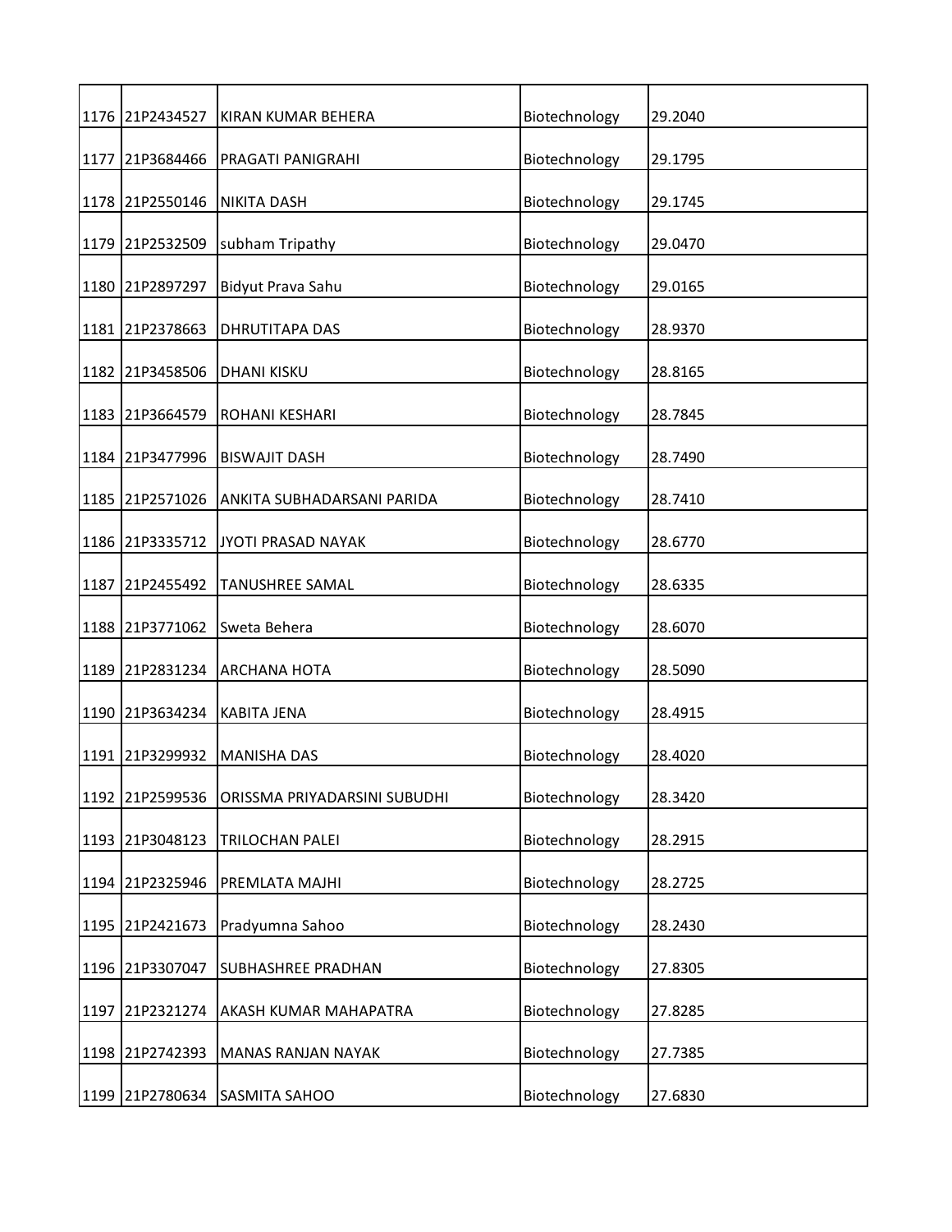| | | | | |
|---|---|---|---|---|
| 1176 | 21P2434527 | KIRAN KUMAR BEHERA | Biotechnology | 29.2040 |
| 1177 | 21P3684466 | PRAGATI PANIGRAHI | Biotechnology | 29.1795 |
| 1178 | 21P2550146 | NIKITA DASH | Biotechnology | 29.1745 |
| 1179 | 21P2532509 | subham Tripathy | Biotechnology | 29.0470 |
| 1180 | 21P2897297 | Bidyut Prava Sahu | Biotechnology | 29.0165 |
| 1181 | 21P2378663 | DHRUTITAPA DAS | Biotechnology | 28.9370 |
| 1182 | 21P3458506 | DHANI KISKU | Biotechnology | 28.8165 |
| 1183 | 21P3664579 | ROHANI KESHARI | Biotechnology | 28.7845 |
| 1184 | 21P3477996 | BISWAJIT DASH | Biotechnology | 28.7490 |
| 1185 | 21P2571026 | ANKITA SUBHADARSANI PARIDA | Biotechnology | 28.7410 |
| 1186 | 21P3335712 | JYOTI PRASAD NAYAK | Biotechnology | 28.6770 |
| 1187 | 21P2455492 | TANUSHREE SAMAL | Biotechnology | 28.6335 |
| 1188 | 21P3771062 | Sweta Behera | Biotechnology | 28.6070 |
| 1189 | 21P2831234 | ARCHANA HOTA | Biotechnology | 28.5090 |
| 1190 | 21P3634234 | KABITA JENA | Biotechnology | 28.4915 |
| 1191 | 21P3299932 | MANISHA DAS | Biotechnology | 28.4020 |
| 1192 | 21P2599536 | ORISSMA PRIYADARSINI SUBUDHI | Biotechnology | 28.3420 |
| 1193 | 21P3048123 | TRILOCHAN PALEI | Biotechnology | 28.2915 |
| 1194 | 21P2325946 | PREMLATA MAJHI | Biotechnology | 28.2725 |
| 1195 | 21P2421673 | Pradyumna Sahoo | Biotechnology | 28.2430 |
| 1196 | 21P3307047 | SUBHASHREE PRADHAN | Biotechnology | 27.8305 |
| 1197 | 21P2321274 | AKASH KUMAR MAHAPATRA | Biotechnology | 27.8285 |
| 1198 | 21P2742393 | MANAS RANJAN NAYAK | Biotechnology | 27.7385 |
| 1199 | 21P2780634 | SASMITA SAHOO | Biotechnology | 27.6830 |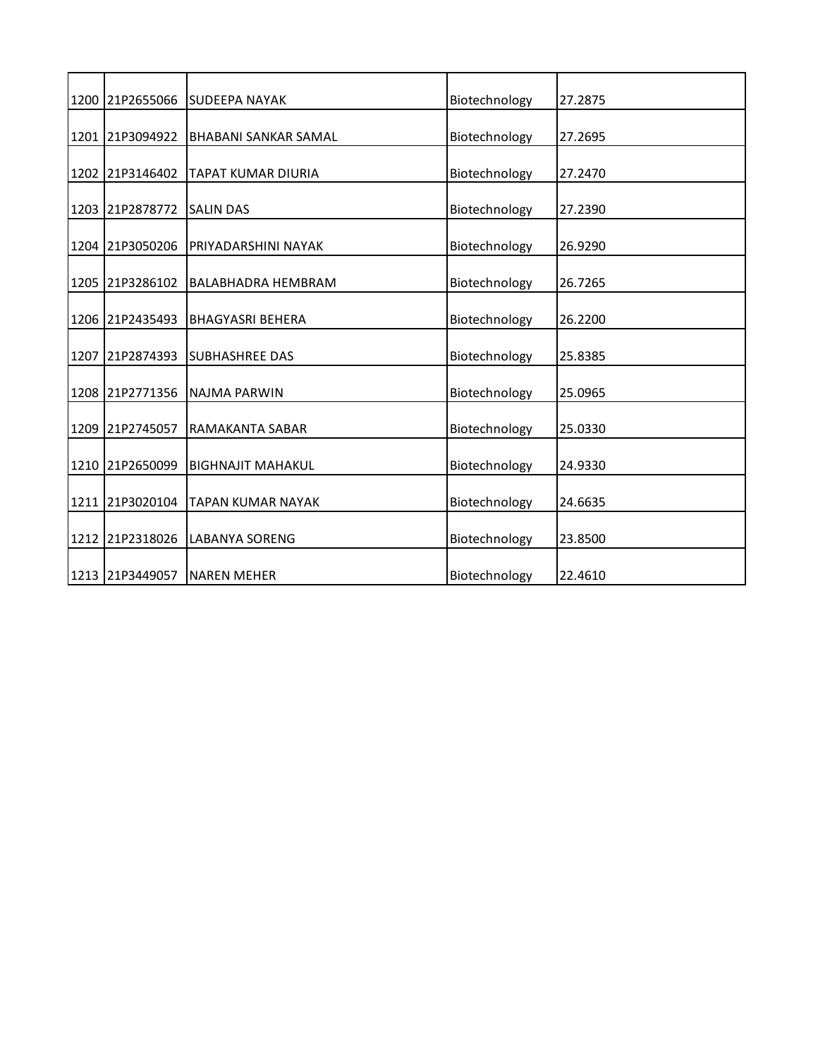| | | | | |
|---|---|---|---|---|
| 1200 | 21P2655066 | SUDEEPA NAYAK | Biotechnology | 27.2875 |
| 1201 | 21P3094922 | BHABANI SANKAR SAMAL | Biotechnology | 27.2695 |
| 1202 | 21P3146402 | TAPAT KUMAR DIURIA | Biotechnology | 27.2470 |
| 1203 | 21P2878772 | SALIN DAS | Biotechnology | 27.2390 |
| 1204 | 21P3050206 | PRIYADARSHINI NAYAK | Biotechnology | 26.9290 |
| 1205 | 21P3286102 | BALABHADRA HEMBRAM | Biotechnology | 26.7265 |
| 1206 | 21P2435493 | BHAGYASRI BEHERA | Biotechnology | 26.2200 |
| 1207 | 21P2874393 | SUBHASHREE DAS | Biotechnology | 25.8385 |
| 1208 | 21P2771356 | NAJMA PARWIN | Biotechnology | 25.0965 |
| 1209 | 21P2745057 | RAMAKANTA SABAR | Biotechnology | 25.0330 |
| 1210 | 21P2650099 | BIGHNAJIT MAHAKUL | Biotechnology | 24.9330 |
| 1211 | 21P3020104 | TAPAN KUMAR NAYAK | Biotechnology | 24.6635 |
| 1212 | 21P2318026 | LABANYA SORENG | Biotechnology | 23.8500 |
| 1213 | 21P3449057 | NAREN MEHER | Biotechnology | 22.4610 |